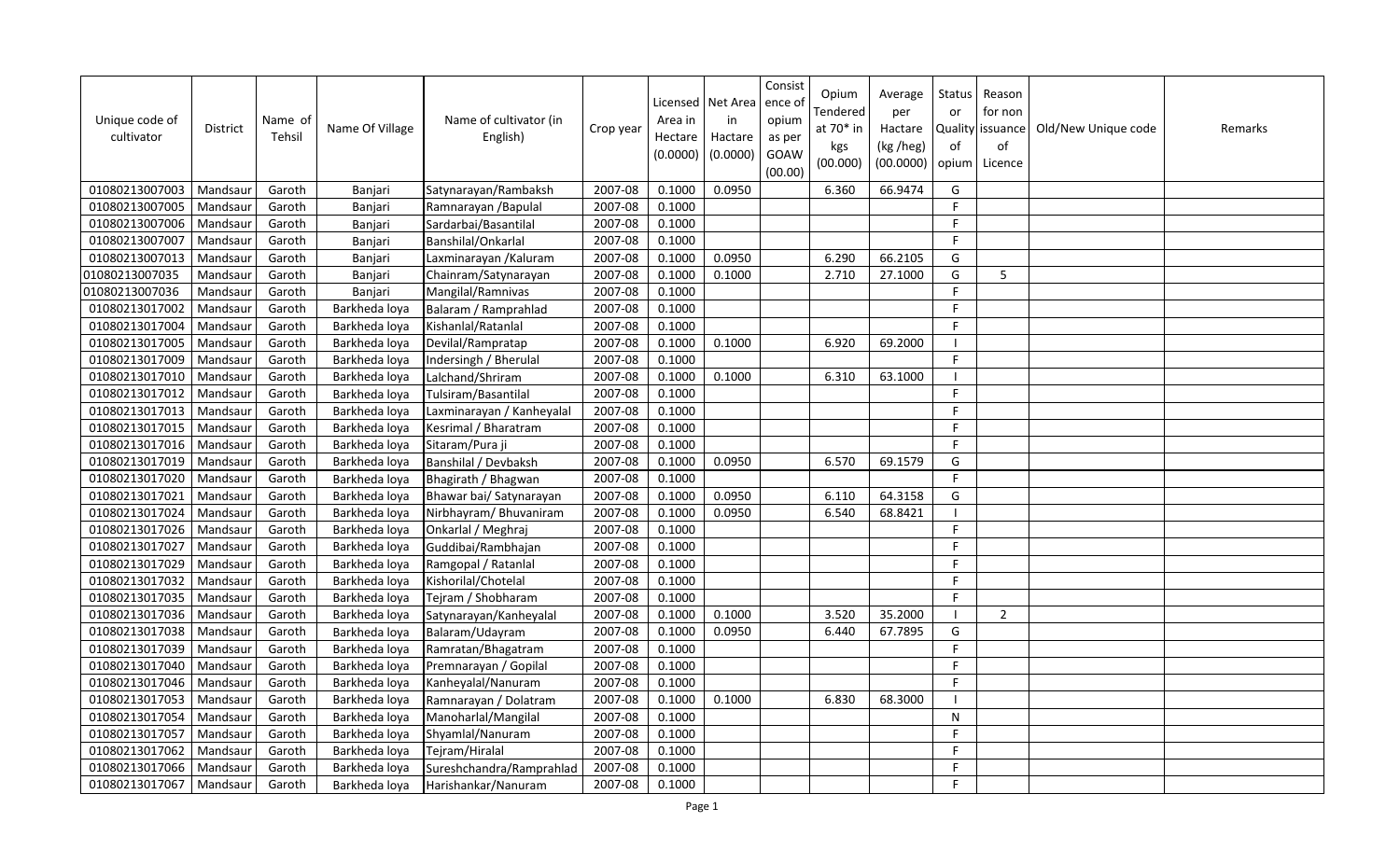| Unique code of cultivator | District | Name of Tehsil | Name Of Village | Name of cultivator (in English) | Crop year | Licensed Area in Hectare (0.0000) | Net Area in Hactare (0.0000) | Consistence of opium as per GOAW (00.00) | Opium Tendered at 70* in kgs (00.000) | Average per Hactare (kg /heg) (00.0000) | Status or Quality of opium | Reason for non issuance of Licence | Old/New Unique code | Remarks |
|---|---|---|---|---|---|---|---|---|---|---|---|---|---|---|
| 01080213007003 | Mandsaur | Garoth | Banjari | Satynarayan/Rambaksh | 2007-08 | 0.1000 | 0.0950 | | 6.360 | 66.9474 | G | | | |
| 01080213007005 | Mandsaur | Garoth | Banjari | Ramnarayan /Bapulal | 2007-08 | 0.1000 | | | | | F | | | |
| 01080213007006 | Mandsaur | Garoth | Banjari | Sardarbai/Basantilal | 2007-08 | 0.1000 | | | | | F | | | |
| 01080213007007 | Mandsaur | Garoth | Banjari | Banshilal/Onkarlal | 2007-08 | 0.1000 | | | | | F | | | |
| 01080213007013 | Mandsaur | Garoth | Banjari | Laxminarayan /Kaluram | 2007-08 | 0.1000 | 0.0950 | | 6.290 | 66.2105 | G | | | |
| 01080213007035 | Mandsaur | Garoth | Banjari | Chainram/Satynarayan | 2007-08 | 0.1000 | 0.1000 | | 2.710 | 27.1000 | G | 5 | | |
| 01080213007036 | Mandsaur | Garoth | Banjari | Mangilal/Ramnivas | 2007-08 | 0.1000 | | | | | F | | | |
| 01080213017002 | Mandsaur | Garoth | Barkheda loya | Balaram / Ramprahlad | 2007-08 | 0.1000 | | | | | F | | | |
| 01080213017004 | Mandsaur | Garoth | Barkheda loya | Kishanlal/Ratanlal | 2007-08 | 0.1000 | | | | | F | | | |
| 01080213017005 | Mandsaur | Garoth | Barkheda loya | Devilal/Rampratap | 2007-08 | 0.1000 | 0.1000 | | 6.920 | 69.2000 | I | | | |
| 01080213017009 | Mandsaur | Garoth | Barkheda loya | Indersingh / Bherulal | 2007-08 | 0.1000 | | | | | F | | | |
| 01080213017010 | Mandsaur | Garoth | Barkheda loya | Lalchand/Shriram | 2007-08 | 0.1000 | 0.1000 | | 6.310 | 63.1000 | I | | | |
| 01080213017012 | Mandsaur | Garoth | Barkheda loya | Tulsiram/Basantilal | 2007-08 | 0.1000 | | | | | F | | | |
| 01080213017013 | Mandsaur | Garoth | Barkheda loya | Laxminarayan / Kanheyalal | 2007-08 | 0.1000 | | | | | F | | | |
| 01080213017015 | Mandsaur | Garoth | Barkheda loya | Kesrimal / Bharatram | 2007-08 | 0.1000 | | | | | F | | | |
| 01080213017016 | Mandsaur | Garoth | Barkheda loya | Sitaram/Pura ji | 2007-08 | 0.1000 | | | | | F | | | |
| 01080213017019 | Mandsaur | Garoth | Barkheda loya | Banshilal / Devbaksh | 2007-08 | 0.1000 | 0.0950 | | 6.570 | 69.1579 | G | | | |
| 01080213017020 | Mandsaur | Garoth | Barkheda loya | Bhagirath / Bhagwan | 2007-08 | 0.1000 | | | | | F | | | |
| 01080213017021 | Mandsaur | Garoth | Barkheda loya | Bhawar bai/ Satynarayan | 2007-08 | 0.1000 | 0.0950 | | 6.110 | 64.3158 | G | | | |
| 01080213017024 | Mandsaur | Garoth | Barkheda loya | Nirbhayram/ Bhuvaniram | 2007-08 | 0.1000 | 0.0950 | | 6.540 | 68.8421 | I | | | |
| 01080213017026 | Mandsaur | Garoth | Barkheda loya | Onkarlal / Meghraj | 2007-08 | 0.1000 | | | | | F | | | |
| 01080213017027 | Mandsaur | Garoth | Barkheda loya | Guddibai/Rambhajan | 2007-08 | 0.1000 | | | | | F | | | |
| 01080213017029 | Mandsaur | Garoth | Barkheda loya | Ramgopal / Ratanlal | 2007-08 | 0.1000 | | | | | F | | | |
| 01080213017032 | Mandsaur | Garoth | Barkheda loya | Kishorilal/Chotelal | 2007-08 | 0.1000 | | | | | F | | | |
| 01080213017035 | Mandsaur | Garoth | Barkheda loya | Tejram / Shobharam | 2007-08 | 0.1000 | | | | | F | | | |
| 01080213017036 | Mandsaur | Garoth | Barkheda loya | Satynarayan/Kanheyalal | 2007-08 | 0.1000 | 0.1000 | | 3.520 | 35.2000 | I | 2 | | |
| 01080213017038 | Mandsaur | Garoth | Barkheda loya | Balaram/Udayram | 2007-08 | 0.1000 | 0.0950 | | 6.440 | 67.7895 | G | | | |
| 01080213017039 | Mandsaur | Garoth | Barkheda loya | Ramratan/Bhagatram | 2007-08 | 0.1000 | | | | | F | | | |
| 01080213017040 | Mandsaur | Garoth | Barkheda loya | Premnarayan / Gopilal | 2007-08 | 0.1000 | | | | | F | | | |
| 01080213017046 | Mandsaur | Garoth | Barkheda loya | Kanheyalal/Nanuram | 2007-08 | 0.1000 | | | | | F | | | |
| 01080213017053 | Mandsaur | Garoth | Barkheda loya | Ramnarayan / Dolatram | 2007-08 | 0.1000 | 0.1000 | | 6.830 | 68.3000 | I | | | |
| 01080213017054 | Mandsaur | Garoth | Barkheda loya | Manoharlal/Mangilal | 2007-08 | 0.1000 | | | | | N | | | |
| 01080213017057 | Mandsaur | Garoth | Barkheda loya | Shyamlal/Nanuram | 2007-08 | 0.1000 | | | | | F | | | |
| 01080213017062 | Mandsaur | Garoth | Barkheda loya | Tejram/Hiralal | 2007-08 | 0.1000 | | | | | F | | | |
| 01080213017066 | Mandsaur | Garoth | Barkheda loya | Sureshchandra/Ramprahlad | 2007-08 | 0.1000 | | | | | F | | | |
| 01080213017067 | Mandsaur | Garoth | Barkheda loya | Harishankar/Nanuram | 2007-08 | 0.1000 | | | | | F | | | |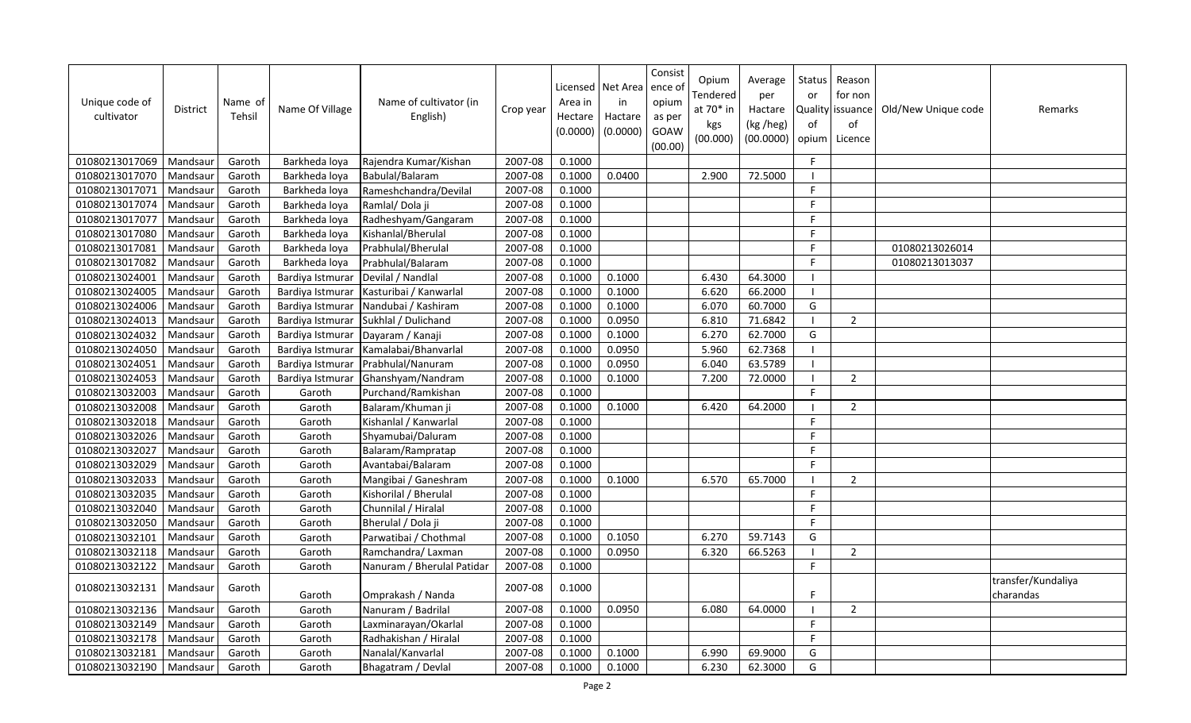| Unique code of cultivator | District | Name of Tehsil | Name Of Village | Name of cultivator (in English) | Crop year | Licensed Area in Hectare (0.0000) | Net Area in Hactare (0.0000) | Consistence of opium as per GOAW (00.00) | Opium Tendered at 70* in kgs (00.000) | Average per Hactare (kg /heg) (00.0000) | Status Quality of opium | Reason for non issuance of Licence | Old/New Unique code | Remarks |
|---|---|---|---|---|---|---|---|---|---|---|---|---|---|---|
| 01080213017069 | Mandsaur | Garoth | Barkheda loya | Rajendra Kumar/Kishan | 2007-08 | 0.1000 | | | | | F | | | |
| 01080213017070 | Mandsaur | Garoth | Barkheda loya | Babulal/Balaram | 2007-08 | 0.1000 | 0.0400 | | 2.900 | 72.5000 | I | | | |
| 01080213017071 | Mandsaur | Garoth | Barkheda loya | Rameshchandra/Devilal | 2007-08 | 0.1000 | | | | | F | | | |
| 01080213017074 | Mandsaur | Garoth | Barkheda loya | Ramlal/ Dola ji | 2007-08 | 0.1000 | | | | | F | | | |
| 01080213017077 | Mandsaur | Garoth | Barkheda loya | Radheshyam/Gangaram | 2007-08 | 0.1000 | | | | | F | | | |
| 01080213017080 | Mandsaur | Garoth | Barkheda loya | Kishanlal/Bherulal | 2007-08 | 0.1000 | | | | | F | | | |
| 01080213017081 | Mandsaur | Garoth | Barkheda loya | Prabhulal/Bherulal | 2007-08 | 0.1000 | | | | | F | | 01080213026014 | |
| 01080213017082 | Mandsaur | Garoth | Barkheda loya | Prabhulal/Balaram | 2007-08 | 0.1000 | | | | | F | | 01080213013037 | |
| 01080213024001 | Mandsaur | Garoth | Bardiya Istmurar | Devilal / Nandlal | 2007-08 | 0.1000 | 0.1000 | | 6.430 | 64.3000 | I | | | |
| 01080213024005 | Mandsaur | Garoth | Bardiya Istmurar | Kasturibai / Kanwarlal | 2007-08 | 0.1000 | 0.1000 | | 6.620 | 66.2000 | I | | | |
| 01080213024006 | Mandsaur | Garoth | Bardiya Istmurar | Nandubai / Kashiram | 2007-08 | 0.1000 | 0.1000 | | 6.070 | 60.7000 | G | | | |
| 01080213024013 | Mandsaur | Garoth | Bardiya Istmurar | Sukhlal / Dulichand | 2007-08 | 0.1000 | 0.0950 | | 6.810 | 71.6842 | I | 2 | | |
| 01080213024032 | Mandsaur | Garoth | Bardiya Istmurar | Dayaram / Kanaji | 2007-08 | 0.1000 | 0.1000 | | 6.270 | 62.7000 | G | | | |
| 01080213024050 | Mandsaur | Garoth | Bardiya Istmurar | Kamalabai/Bhanvarlal | 2007-08 | 0.1000 | 0.0950 | | 5.960 | 62.7368 | I | | | |
| 01080213024051 | Mandsaur | Garoth | Bardiya Istmurar | Prabhulal/Nanuram | 2007-08 | 0.1000 | 0.0950 | | 6.040 | 63.5789 | I | | | |
| 01080213024053 | Mandsaur | Garoth | Bardiya Istmurar | Ghanshyam/Nandram | 2007-08 | 0.1000 | 0.1000 | | 7.200 | 72.0000 | I | 2 | | |
| 01080213032003 | Mandsaur | Garoth | Garoth | Purchand/Ramkishan | 2007-08 | 0.1000 | | | | | F | | | |
| 01080213032008 | Mandsaur | Garoth | Garoth | Balaram/Khuman ji | 2007-08 | 0.1000 | 0.1000 | | 6.420 | 64.2000 | I | 2 | | |
| 01080213032018 | Mandsaur | Garoth | Garoth | Kishanlal / Kanwarlal | 2007-08 | 0.1000 | | | | | F | | | |
| 01080213032026 | Mandsaur | Garoth | Garoth | Shyamubai/Daluram | 2007-08 | 0.1000 | | | | | F | | | |
| 01080213032027 | Mandsaur | Garoth | Garoth | Balaram/Rampratap | 2007-08 | 0.1000 | | | | | F | | | |
| 01080213032029 | Mandsaur | Garoth | Garoth | Avantabai/Balaram | 2007-08 | 0.1000 | | | | | F | | | |
| 01080213032033 | Mandsaur | Garoth | Garoth | Mangibai / Ganeshram | 2007-08 | 0.1000 | 0.1000 | | 6.570 | 65.7000 | I | 2 | | |
| 01080213032035 | Mandsaur | Garoth | Garoth | Kishorilal / Bherulal | 2007-08 | 0.1000 | | | | | F | | | |
| 01080213032040 | Mandsaur | Garoth | Garoth | Chunnilal / Hiralal | 2007-08 | 0.1000 | | | | | F | | | |
| 01080213032050 | Mandsaur | Garoth | Garoth | Bherulal / Dola ji | 2007-08 | 0.1000 | | | | | F | | | |
| 01080213032101 | Mandsaur | Garoth | Garoth | Parwatibai / Chothmal | 2007-08 | 0.1000 | 0.1050 | | 6.270 | 59.7143 | G | | | |
| 01080213032118 | Mandsaur | Garoth | Garoth | Ramchandra/ Laxman | 2007-08 | 0.1000 | 0.0950 | | 6.320 | 66.5263 | I | 2 | | |
| 01080213032122 | Mandsaur | Garoth | Garoth | Nanuram / Bherulal Patidar | 2007-08 | 0.1000 | | | | | F | | | |
| 01080213032131 | Mandsaur | Garoth | Garoth | Omprakash / Nanda | 2007-08 | 0.1000 | | | | | F | | | transfer/Kundaliya charandas |
| 01080213032136 | Mandsaur | Garoth | Garoth | Nanuram / Badrilal | 2007-08 | 0.1000 | 0.0950 | | 6.080 | 64.0000 | I | 2 | | |
| 01080213032149 | Mandsaur | Garoth | Garoth | Laxminarayan/Okarlal | 2007-08 | 0.1000 | | | | | F | | | |
| 01080213032178 | Mandsaur | Garoth | Garoth | Radhakishan / Hiralal | 2007-08 | 0.1000 | | | | | F | | | |
| 01080213032181 | Mandsaur | Garoth | Garoth | Nanalal/Kanvarlal | 2007-08 | 0.1000 | 0.1000 | | 6.990 | 69.9000 | G | | | |
| 01080213032190 | Mandsaur | Garoth | Garoth | Bhagatram / Devlal | 2007-08 | 0.1000 | 0.1000 | | 6.230 | 62.3000 | G | | | |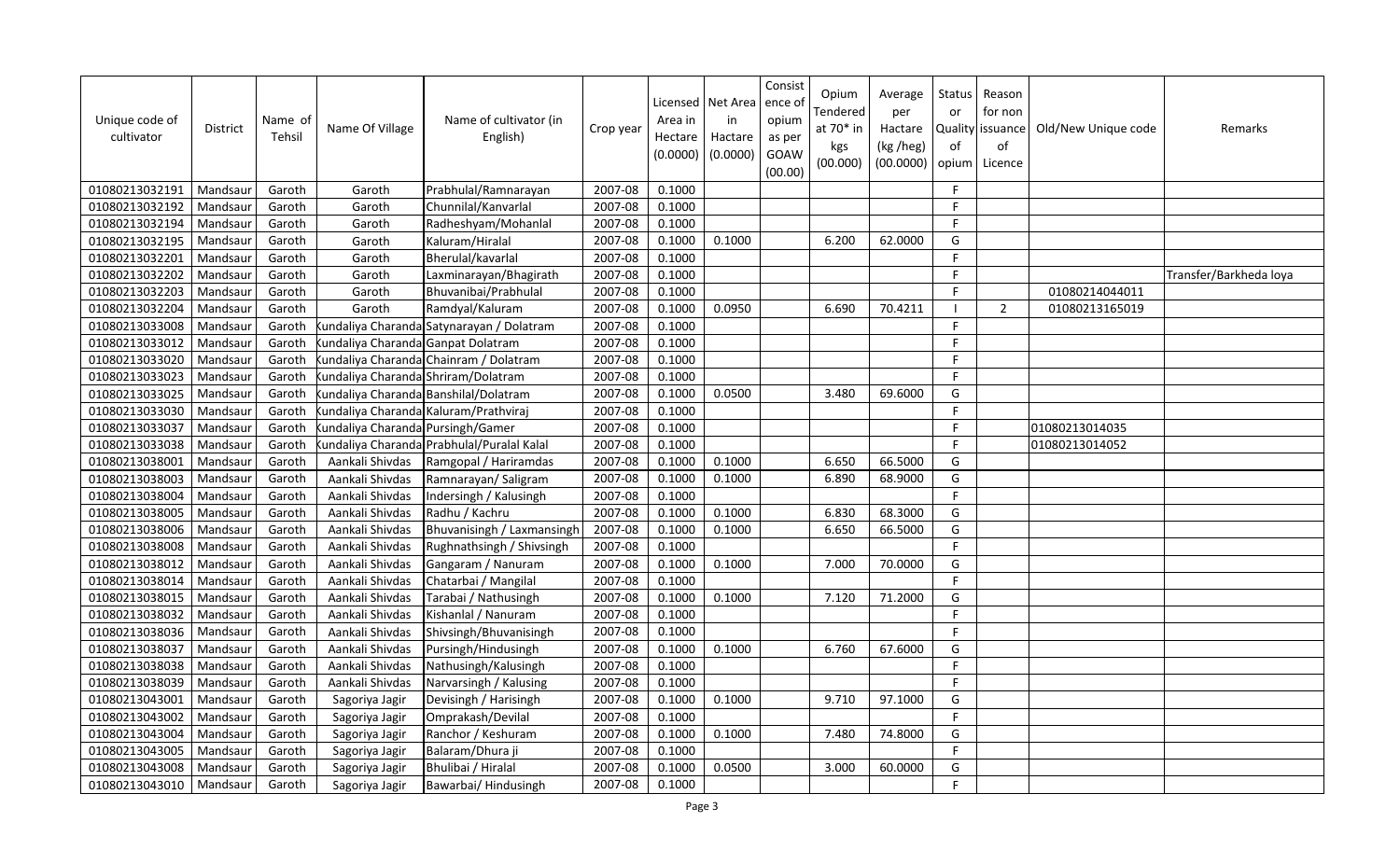| Unique code of cultivator | District | Name of Tehsil | Name Of Village | Name of cultivator (in English) | Crop year | Licensed Area in Hectare (0.0000) | Net Area in Hactare (0.0000) | Consistence of opium as per GOAW (00.00) | Opium Tendered at 70* in kgs (00.000) | Average per Hactare (kg /heg) (00.0000) | Status or Quality of opium | Reason for non issuance of Licence | Old/New Unique code | Remarks |
|---|---|---|---|---|---|---|---|---|---|---|---|---|---|---|
| 01080213032191 | Mandsaur | Garoth | Garoth | Prabhulal/Ramnarayan | 2007-08 | 0.1000 | | | | | F | | | |
| 01080213032192 | Mandsaur | Garoth | Garoth | Chunnilal/Kanvarlal | 2007-08 | 0.1000 | | | | | F | | | |
| 01080213032194 | Mandsaur | Garoth | Garoth | Radheshyam/Mohanlal | 2007-08 | 0.1000 | | | | | F | | | |
| 01080213032195 | Mandsaur | Garoth | Garoth | Kaluram/Hiralal | 2007-08 | 0.1000 | 0.1000 | | 6.200 | 62.0000 | G | | | |
| 01080213032201 | Mandsaur | Garoth | Garoth | Bherulal/kavarlal | 2007-08 | 0.1000 | | | | | F | | | |
| 01080213032202 | Mandsaur | Garoth | Garoth | Laxminarayan/Bhagirath | 2007-08 | 0.1000 | | | | | F | | | Transfer/Barkheda loya |
| 01080213032203 | Mandsaur | Garoth | Garoth | Bhuvanibai/Prabhulal | 2007-08 | 0.1000 | | | | | F | | 01080214044011 | |
| 01080213032204 | Mandsaur | Garoth | Garoth | Ramdyal/Kaluram | 2007-08 | 0.1000 | 0.0950 | | 6.690 | 70.4211 | I | 2 | 01080213165019 | |
| 01080213033008 | Mandsaur | Garoth | Kundaliya Charanda | Satynarayan / Dolatram | 2007-08 | 0.1000 | | | | | F | | | |
| 01080213033012 | Mandsaur | Garoth | Kundaliya Charanda | Ganpat Dolatram | 2007-08 | 0.1000 | | | | | F | | | |
| 01080213033020 | Mandsaur | Garoth | Kundaliya Charanda | Chainram / Dolatram | 2007-08 | 0.1000 | | | | | F | | | |
| 01080213033023 | Mandsaur | Garoth | Kundaliya Charanda | Shriram/Dolatram | 2007-08 | 0.1000 | | | | | F | | | |
| 01080213033025 | Mandsaur | Garoth | Kundaliya Charanda | Banshilal/Dolatram | 2007-08 | 0.1000 | 0.0500 | | 3.480 | 69.6000 | G | | | |
| 01080213033030 | Mandsaur | Garoth | Kundaliya Charanda | Kaluram/Prathviraj | 2007-08 | 0.1000 | | | | | F | | | |
| 01080213033037 | Mandsaur | Garoth | Kundaliya Charanda | Pursingh/Gamer | 2007-08 | 0.1000 | | | | | F | | 01080213014035 | |
| 01080213033038 | Mandsaur | Garoth | Kundaliya Charanda | Prabhulal/Puralal Kalal | 2007-08 | 0.1000 | | | | | F | | 01080213014052 | |
| 01080213038001 | Mandsaur | Garoth | Aankali Shivdas | Ramgopal / Hariramdas | 2007-08 | 0.1000 | 0.1000 | | 6.650 | 66.5000 | G | | | |
| 01080213038003 | Mandsaur | Garoth | Aankali Shivdas | Ramnarayan/ Saligram | 2007-08 | 0.1000 | 0.1000 | | 6.890 | 68.9000 | G | | | |
| 01080213038004 | Mandsaur | Garoth | Aankali Shivdas | Indersingh / Kalusingh | 2007-08 | 0.1000 | | | | | F | | | |
| 01080213038005 | Mandsaur | Garoth | Aankali Shivdas | Radhu / Kachru | 2007-08 | 0.1000 | 0.1000 | | 6.830 | 68.3000 | G | | | |
| 01080213038006 | Mandsaur | Garoth | Aankali Shivdas | Bhuvanisingh / Laxmansingh | 2007-08 | 0.1000 | 0.1000 | | 6.650 | 66.5000 | G | | | |
| 01080213038008 | Mandsaur | Garoth | Aankali Shivdas | Rughnathsingh / Shivsingh | 2007-08 | 0.1000 | | | | | F | | | |
| 01080213038012 | Mandsaur | Garoth | Aankali Shivdas | Gangaram / Nanuram | 2007-08 | 0.1000 | 0.1000 | | 7.000 | 70.0000 | G | | | |
| 01080213038014 | Mandsaur | Garoth | Aankali Shivdas | Chatarbai / Mangilal | 2007-08 | 0.1000 | | | | | F | | | |
| 01080213038015 | Mandsaur | Garoth | Aankali Shivdas | Tarabai / Nathusingh | 2007-08 | 0.1000 | 0.1000 | | 7.120 | 71.2000 | G | | | |
| 01080213038032 | Mandsaur | Garoth | Aankali Shivdas | Kishanlal / Nanuram | 2007-08 | 0.1000 | | | | | F | | | |
| 01080213038036 | Mandsaur | Garoth | Aankali Shivdas | Shivsingh/Bhuvanisingh | 2007-08 | 0.1000 | | | | | F | | | |
| 01080213038037 | Mandsaur | Garoth | Aankali Shivdas | Pursingh/Hindusingh | 2007-08 | 0.1000 | 0.1000 | | 6.760 | 67.6000 | G | | | |
| 01080213038038 | Mandsaur | Garoth | Aankali Shivdas | Nathusingh/Kalusingh | 2007-08 | 0.1000 | | | | | F | | | |
| 01080213038039 | Mandsaur | Garoth | Aankali Shivdas | Narvarsingh / Kalusing | 2007-08 | 0.1000 | | | | | F | | | |
| 01080213043001 | Mandsaur | Garoth | Sagoriya Jagir | Devisingh / Harisingh | 2007-08 | 0.1000 | 0.1000 | | 9.710 | 97.1000 | G | | | |
| 01080213043002 | Mandsaur | Garoth | Sagoriya Jagir | Omprakash/Devilal | 2007-08 | 0.1000 | | | | | F | | | |
| 01080213043004 | Mandsaur | Garoth | Sagoriya Jagir | Ranchor / Keshuram | 2007-08 | 0.1000 | 0.1000 | | 7.480 | 74.8000 | G | | | |
| 01080213043005 | Mandsaur | Garoth | Sagoriya Jagir | Balaram/Dhura ji | 2007-08 | 0.1000 | | | | | F | | | |
| 01080213043008 | Mandsaur | Garoth | Sagoriya Jagir | Bhulibai / Hiralal | 2007-08 | 0.1000 | 0.0500 | | 3.000 | 60.0000 | G | | | |
| 01080213043010 | Mandsaur | Garoth | Sagoriya Jagir | Bawarbai/ Hindusingh | 2007-08 | 0.1000 | | | | | F | | | |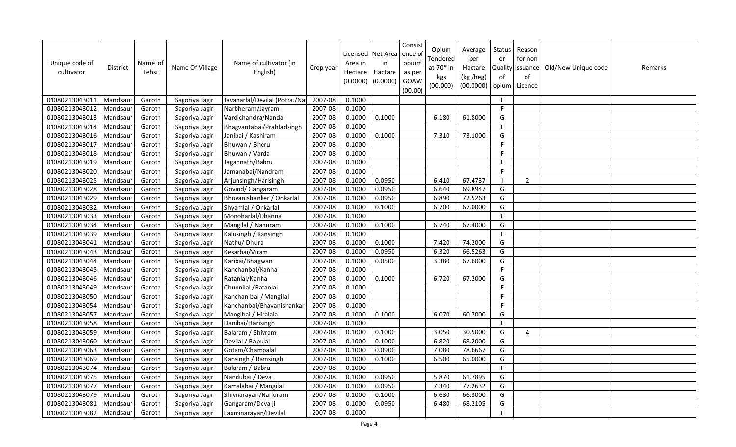| Unique code of cultivator | District | Name of Tehsil | Name Of Village | Name of cultivator (in English) | Crop year | Licensed Area in Hectare (0.0000) | Net Area in Hactare (0.0000) | Consistence of opium as per GOAW (00.00) | Opium Tendered at 70* in kgs (00.000) | Average per Hactare (kg /heg) (00.0000) | Status or Quality of opium | Reason for non issuance of Licence | Old/New Unique code | Remarks |
|---|---|---|---|---|---|---|---|---|---|---|---|---|---|---|
| 01080213043011 | Mandsaur | Garoth | Sagoriya Jagir | Javaharlal/Devilal (Potra./Nat | 2007-08 | 0.1000 | | | | | F | | | |
| 01080213043012 | Mandsaur | Garoth | Sagoriya Jagir | Narbheram/Jayram | 2007-08 | 0.1000 | | | | | F | | | |
| 01080213043013 | Mandsaur | Garoth | Sagoriya Jagir | Vardichandra/Nanda | 2007-08 | 0.1000 | 0.1000 | | 6.180 | 61.8000 | G | | | |
| 01080213043014 | Mandsaur | Garoth | Sagoriya Jagir | Bhagvantabai/Prahladsingh | 2007-08 | 0.1000 | | | | | F | | | |
| 01080213043016 | Mandsaur | Garoth | Sagoriya Jagir | Janibai / Kashiram | 2007-08 | 0.1000 | 0.1000 | | 7.310 | 73.1000 | G | | | |
| 01080213043017 | Mandsaur | Garoth | Sagoriya Jagir | Bhuwan / Bheru | 2007-08 | 0.1000 | | | | | F | | | |
| 01080213043018 | Mandsaur | Garoth | Sagoriya Jagir | Bhuwan / Varda | 2007-08 | 0.1000 | | | | | F | | | |
| 01080213043019 | Mandsaur | Garoth | Sagoriya Jagir | Jagannath/Babru | 2007-08 | 0.1000 | | | | | F | | | |
| 01080213043020 | Mandsaur | Garoth | Sagoriya Jagir | Jamanabai/Nandram | 2007-08 | 0.1000 | | | | | F | | | |
| 01080213043025 | Mandsaur | Garoth | Sagoriya Jagir | Arjunsingh/Harisingh | 2007-08 | 0.1000 | 0.0950 | | 6.410 | 67.4737 | I | 2 | | |
| 01080213043028 | Mandsaur | Garoth | Sagoriya Jagir | Govind/ Gangaram | 2007-08 | 0.1000 | 0.0950 | | 6.640 | 69.8947 | G | | | |
| 01080213043029 | Mandsaur | Garoth | Sagoriya Jagir | Bhuvanishanker / Onkarlal | 2007-08 | 0.1000 | 0.0950 | | 6.890 | 72.5263 | G | | | |
| 01080213043032 | Mandsaur | Garoth | Sagoriya Jagir | Shyamlal / Onkarlal | 2007-08 | 0.1000 | 0.1000 | | 6.700 | 67.0000 | G | | | |
| 01080213043033 | Mandsaur | Garoth | Sagoriya Jagir | Monoharlal/Dhanna | 2007-08 | 0.1000 | | | | | F | | | |
| 01080213043034 | Mandsaur | Garoth | Sagoriya Jagir | Mangilal / Nanuram | 2007-08 | 0.1000 | 0.1000 | | 6.740 | 67.4000 | G | | | |
| 01080213043039 | Mandsaur | Garoth | Sagoriya Jagir | Kalusingh / Kansingh | 2007-08 | 0.1000 | | | | | F | | | |
| 01080213043041 | Mandsaur | Garoth | Sagoriya Jagir | Nathu/ Dhura | 2007-08 | 0.1000 | 0.1000 | | 7.420 | 74.2000 | G | | | |
| 01080213043043 | Mandsaur | Garoth | Sagoriya Jagir | Kesarbai/Viram | 2007-08 | 0.1000 | 0.0950 | | 6.320 | 66.5263 | G | | | |
| 01080213043044 | Mandsaur | Garoth | Sagoriya Jagir | Karibai/Bhagwan | 2007-08 | 0.1000 | 0.0500 | | 3.380 | 67.6000 | G | | | |
| 01080213043045 | Mandsaur | Garoth | Sagoriya Jagir | Kanchanbai/Kanha | 2007-08 | 0.1000 | | | | | F | | | |
| 01080213043046 | Mandsaur | Garoth | Sagoriya Jagir | Ratanlal/Kanha | 2007-08 | 0.1000 | 0.1000 | | 6.720 | 67.2000 | G | | | |
| 01080213043049 | Mandsaur | Garoth | Sagoriya Jagir | Chunnilal /Ratanlal | 2007-08 | 0.1000 | | | | | F | | | |
| 01080213043050 | Mandsaur | Garoth | Sagoriya Jagir | Kanchan bai / Mangilal | 2007-08 | 0.1000 | | | | | F | | | |
| 01080213043054 | Mandsaur | Garoth | Sagoriya Jagir | Kanchanbai/Bhavanishankar | 2007-08 | 0.1000 | | | | | F | | | |
| 01080213043057 | Mandsaur | Garoth | Sagoriya Jagir | Mangibai / Hiralala | 2007-08 | 0.1000 | 0.1000 | | 6.070 | 60.7000 | G | | | |
| 01080213043058 | Mandsaur | Garoth | Sagoriya Jagir | Danibai/Harisingh | 2007-08 | 0.1000 | | | | | F | | | |
| 01080213043059 | Mandsaur | Garoth | Sagoriya Jagir | Balaram / Shivram | 2007-08 | 0.1000 | 0.1000 | | 3.050 | 30.5000 | G | 4 | | |
| 01080213043060 | Mandsaur | Garoth | Sagoriya Jagir | Devilal / Bapulal | 2007-08 | 0.1000 | 0.1000 | | 6.820 | 68.2000 | G | | | |
| 01080213043063 | Mandsaur | Garoth | Sagoriya Jagir | Gotam/Champalal | 2007-08 | 0.1000 | 0.0900 | | 7.080 | 78.6667 | G | | | |
| 01080213043069 | Mandsaur | Garoth | Sagoriya Jagir | Kansingh / Ramsingh | 2007-08 | 0.1000 | 0.1000 | | 6.500 | 65.0000 | G | | | |
| 01080213043074 | Mandsaur | Garoth | Sagoriya Jagir | Balaram / Babru | 2007-08 | 0.1000 | | | | | F | | | |
| 01080213043075 | Mandsaur | Garoth | Sagoriya Jagir | Nandubai / Deva | 2007-08 | 0.1000 | 0.0950 | | 5.870 | 61.7895 | G | | | |
| 01080213043077 | Mandsaur | Garoth | Sagoriya Jagir | Kamalabai / Mangilal | 2007-08 | 0.1000 | 0.0950 | | 7.340 | 77.2632 | G | | | |
| 01080213043079 | Mandsaur | Garoth | Sagoriya Jagir | Shivnarayan/Nanuram | 2007-08 | 0.1000 | 0.1000 | | 6.630 | 66.3000 | G | | | |
| 01080213043081 | Mandsaur | Garoth | Sagoriya Jagir | Gangaram/Deva ji | 2007-08 | 0.1000 | 0.0950 | | 6.480 | 68.2105 | G | | | |
| 01080213043082 | Mandsaur | Garoth | Sagoriya Jagir | Laxminarayan/Devilal | 2007-08 | 0.1000 | | | | | F | | | |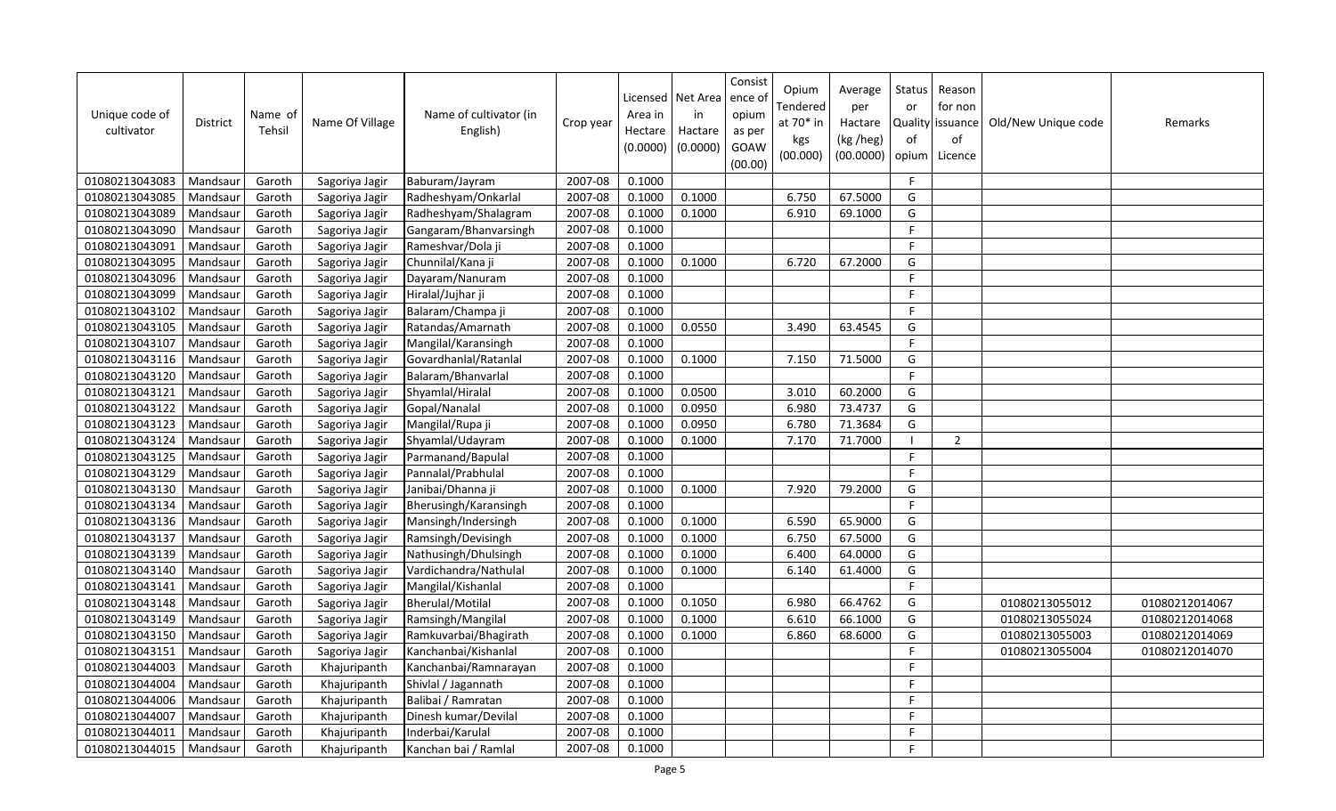| Unique code of cultivator | District | Name of Tehsil | Name Of Village | Name of cultivator (in English) | Crop year | Licensed Area in Hectare (0.0000) | Net Area in Hactare (0.0000) | Consistence of opium as per GOAW (00.00) | Opium Tendered at 70* in kgs (00.000) | Average per Hactare (kg /heg) (00.0000) | Status or Quality of opium | Reason for non issuance of Licence | Old/New Unique code | Remarks |
|---|---|---|---|---|---|---|---|---|---|---|---|---|---|---|
| 01080213043083 | Mandsaur | Garoth | Sagoriya Jagir | Baburam/Jayram | 2007-08 | 0.1000 | | | | | F | | | |
| 01080213043085 | Mandsaur | Garoth | Sagoriya Jagir | Radheshyam/Onkarlal | 2007-08 | 0.1000 | 0.1000 | | 6.750 | 67.5000 | G | | | |
| 01080213043089 | Mandsaur | Garoth | Sagoriya Jagir | Radheshyam/Shalagram | 2007-08 | 0.1000 | 0.1000 | | 6.910 | 69.1000 | G | | | |
| 01080213043090 | Mandsaur | Garoth | Sagoriya Jagir | Gangaram/Bhanvarsingh | 2007-08 | 0.1000 | | | | | F | | | |
| 01080213043091 | Mandsaur | Garoth | Sagoriya Jagir | Rameshvar/Dola ji | 2007-08 | 0.1000 | | | | | F | | | |
| 01080213043095 | Mandsaur | Garoth | Sagoriya Jagir | Chunnilal/Kana ji | 2007-08 | 0.1000 | 0.1000 | | 6.720 | 67.2000 | G | | | |
| 01080213043096 | Mandsaur | Garoth | Sagoriya Jagir | Dayaram/Nanuram | 2007-08 | 0.1000 | | | | | F | | | |
| 01080213043099 | Mandsaur | Garoth | Sagoriya Jagir | Hiralal/Jujhar ji | 2007-08 | 0.1000 | | | | | F | | | |
| 01080213043102 | Mandsaur | Garoth | Sagoriya Jagir | Balaram/Champa ji | 2007-08 | 0.1000 | | | | | F | | | |
| 01080213043105 | Mandsaur | Garoth | Sagoriya Jagir | Ratandas/Amarnath | 2007-08 | 0.1000 | 0.0550 | | 3.490 | 63.4545 | G | | | |
| 01080213043107 | Mandsaur | Garoth | Sagoriya Jagir | Mangilal/Karansingh | 2007-08 | 0.1000 | | | | | F | | | |
| 01080213043116 | Mandsaur | Garoth | Sagoriya Jagir | Govardhanlal/Ratanlal | 2007-08 | 0.1000 | 0.1000 | | 7.150 | 71.5000 | G | | | |
| 01080213043120 | Mandsaur | Garoth | Sagoriya Jagir | Balaram/Bhanvarlal | 2007-08 | 0.1000 | | | | | F | | | |
| 01080213043121 | Mandsaur | Garoth | Sagoriya Jagir | Shyamlal/Hiralal | 2007-08 | 0.1000 | 0.0500 | | 3.010 | 60.2000 | G | | | |
| 01080213043122 | Mandsaur | Garoth | Sagoriya Jagir | Gopal/Nanalal | 2007-08 | 0.1000 | 0.0950 | | 6.980 | 73.4737 | G | | | |
| 01080213043123 | Mandsaur | Garoth | Sagoriya Jagir | Mangilal/Rupa ji | 2007-08 | 0.1000 | 0.0950 | | 6.780 | 71.3684 | G | | | |
| 01080213043124 | Mandsaur | Garoth | Sagoriya Jagir | Shyamlal/Udayram | 2007-08 | 0.1000 | 0.1000 | | 7.170 | 71.7000 | I | 2 | | |
| 01080213043125 | Mandsaur | Garoth | Sagoriya Jagir | Parmanand/Bapulal | 2007-08 | 0.1000 | | | | | F | | | |
| 01080213043129 | Mandsaur | Garoth | Sagoriya Jagir | Pannalal/Prabhulal | 2007-08 | 0.1000 | | | | | F | | | |
| 01080213043130 | Mandsaur | Garoth | Sagoriya Jagir | Janibai/Dhanna ji | 2007-08 | 0.1000 | 0.1000 | | 7.920 | 79.2000 | G | | | |
| 01080213043134 | Mandsaur | Garoth | Sagoriya Jagir | Bherusingh/Karansingh | 2007-08 | 0.1000 | | | | | F | | | |
| 01080213043136 | Mandsaur | Garoth | Sagoriya Jagir | Mansingh/Indersingh | 2007-08 | 0.1000 | 0.1000 | | 6.590 | 65.9000 | G | | | |
| 01080213043137 | Mandsaur | Garoth | Sagoriya Jagir | Ramsingh/Devisingh | 2007-08 | 0.1000 | 0.1000 | | 6.750 | 67.5000 | G | | | |
| 01080213043139 | Mandsaur | Garoth | Sagoriya Jagir | Nathusingh/Dhulsingh | 2007-08 | 0.1000 | 0.1000 | | 6.400 | 64.0000 | G | | | |
| 01080213043140 | Mandsaur | Garoth | Sagoriya Jagir | Vardichandra/Nathulal | 2007-08 | 0.1000 | 0.1000 | | 6.140 | 61.4000 | G | | | |
| 01080213043141 | Mandsaur | Garoth | Sagoriya Jagir | Mangilal/Kishanlal | 2007-08 | 0.1000 | | | | | F | | | |
| 01080213043148 | Mandsaur | Garoth | Sagoriya Jagir | Bherulal/Motilal | 2007-08 | 0.1000 | 0.1050 | | 6.980 | 66.4762 | G | | 01080213055012 | 01080212014067 |
| 01080213043149 | Mandsaur | Garoth | Sagoriya Jagir | Ramsingh/Mangilal | 2007-08 | 0.1000 | 0.1000 | | 6.610 | 66.1000 | G | | 01080213055024 | 01080212014068 |
| 01080213043150 | Mandsaur | Garoth | Sagoriya Jagir | Ramkuvarbai/Bhagirath | 2007-08 | 0.1000 | 0.1000 | | 6.860 | 68.6000 | G | | 01080213055003 | 01080212014069 |
| 01080213043151 | Mandsaur | Garoth | Sagoriya Jagir | Kanchanbai/Kishanlal | 2007-08 | 0.1000 | | | | | F | | 01080213055004 | 01080212014070 |
| 01080213044003 | Mandsaur | Garoth | Khajuripanth | Kanchanbai/Ramnarayan | 2007-08 | 0.1000 | | | | | F | | | |
| 01080213044004 | Mandsaur | Garoth | Khajuripanth | Shivlal / Jagannath | 2007-08 | 0.1000 | | | | | F | | | |
| 01080213044006 | Mandsaur | Garoth | Khajuripanth | Balibai / Ramratan | 2007-08 | 0.1000 | | | | | F | | | |
| 01080213044007 | Mandsaur | Garoth | Khajuripanth | Dinesh kumar/Devilal | 2007-08 | 0.1000 | | | | | F | | | |
| 01080213044011 | Mandsaur | Garoth | Khajuripanth | Inderbai/Karulal | 2007-08 | 0.1000 | | | | | F | | | |
| 01080213044015 | Mandsaur | Garoth | Khajuripanth | Kanchan bai / Ramlal | 2007-08 | 0.1000 | | | | | F | | | |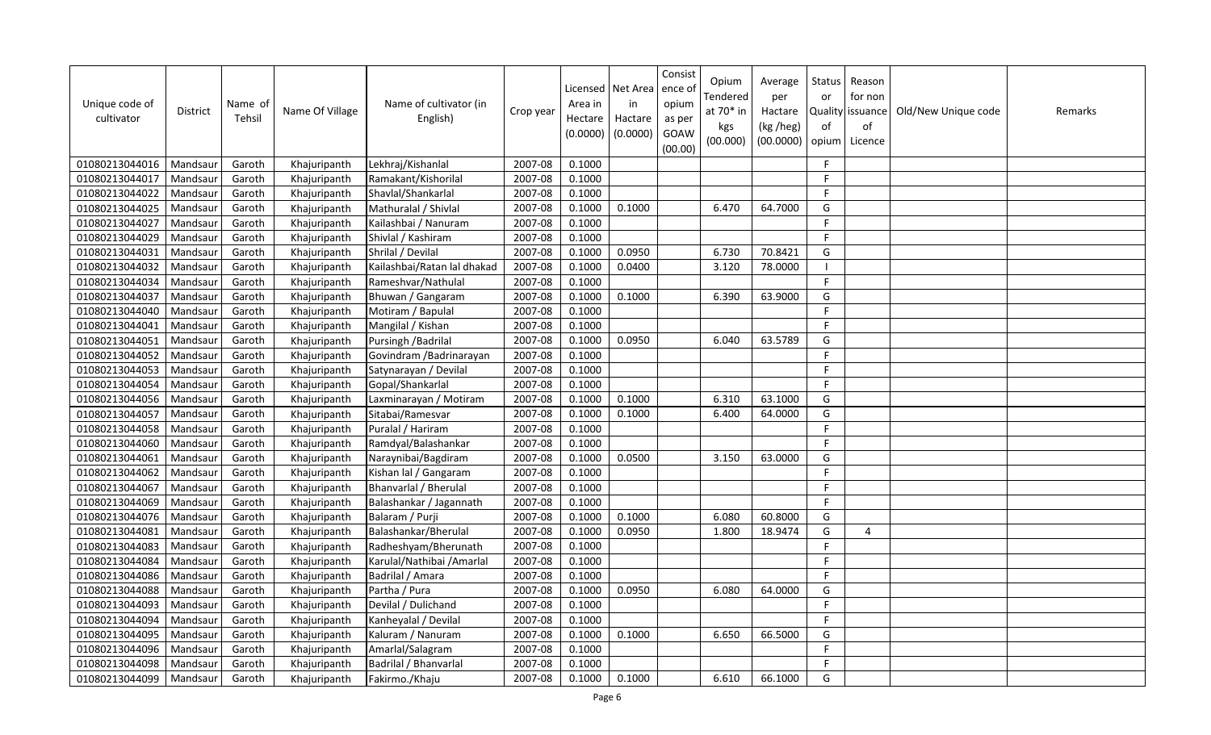| Unique code of cultivator | District | Name of Tehsil | Name Of Village | Name of cultivator (in English) | Crop year | Licensed Area in Hectare (0.0000) | Net Area in Hactare (0.0000) | Consist ence of opium as per GOAW (00.00) | Opium Tendered at 70* in kgs (00.000) | Average per Hactare (kg /heg) (00.0000) | Status or Quality of opium | Reason for non issuance of Licence | Old/New Unique code | Remarks |
|---|---|---|---|---|---|---|---|---|---|---|---|---|---|---|
| 01080213044016 | Mandsaur | Garoth | Khajuripanth | Lekhraj/Kishanlal | 2007-08 | 0.1000 | | | | | F | | | |
| 01080213044017 | Mandsaur | Garoth | Khajuripanth | Ramakant/Kishorilal | 2007-08 | 0.1000 | | | | | F | | | |
| 01080213044022 | Mandsaur | Garoth | Khajuripanth | Shavlal/Shankarlal | 2007-08 | 0.1000 | | | | | F | | | |
| 01080213044025 | Mandsaur | Garoth | Khajuripanth | Mathuralal / Shivlal | 2007-08 | 0.1000 | 0.1000 | | 6.470 | 64.7000 | G | | | |
| 01080213044027 | Mandsaur | Garoth | Khajuripanth | Kailashbai / Nanuram | 2007-08 | 0.1000 | | | | | F | | | |
| 01080213044029 | Mandsaur | Garoth | Khajuripanth | Shivlal / Kashiram | 2007-08 | 0.1000 | | | | | F | | | |
| 01080213044031 | Mandsaur | Garoth | Khajuripanth | Shrilal / Devilal | 2007-08 | 0.1000 | 0.0950 | | 6.730 | 70.8421 | G | | | |
| 01080213044032 | Mandsaur | Garoth | Khajuripanth | Kailashbai/Ratan lal dhakad | 2007-08 | 0.1000 | 0.0400 | | 3.120 | 78.0000 | I | | | |
| 01080213044034 | Mandsaur | Garoth | Khajuripanth | Rameshvar/Nathulal | 2007-08 | 0.1000 | | | | | F | | | |
| 01080213044037 | Mandsaur | Garoth | Khajuripanth | Bhuwan / Gangaram | 2007-08 | 0.1000 | 0.1000 | | 6.390 | 63.9000 | G | | | |
| 01080213044040 | Mandsaur | Garoth | Khajuripanth | Motiram / Bapulal | 2007-08 | 0.1000 | | | | | F | | | |
| 01080213044041 | Mandsaur | Garoth | Khajuripanth | Mangilal / Kishan | 2007-08 | 0.1000 | | | | | F | | | |
| 01080213044051 | Mandsaur | Garoth | Khajuripanth | Pursingh /Badrilal | 2007-08 | 0.1000 | 0.0950 | | 6.040 | 63.5789 | G | | | |
| 01080213044052 | Mandsaur | Garoth | Khajuripanth | Govindram /Badrinarayan | 2007-08 | 0.1000 | | | | | F | | | |
| 01080213044053 | Mandsaur | Garoth | Khajuripanth | Satynarayan / Devilal | 2007-08 | 0.1000 | | | | | F | | | |
| 01080213044054 | Mandsaur | Garoth | Khajuripanth | Gopal/Shankarlal | 2007-08 | 0.1000 | | | | | F | | | |
| 01080213044056 | Mandsaur | Garoth | Khajuripanth | Laxminarayan / Motiram | 2007-08 | 0.1000 | 0.1000 | | 6.310 | 63.1000 | G | | | |
| 01080213044057 | Mandsaur | Garoth | Khajuripanth | Sitabai/Ramesvar | 2007-08 | 0.1000 | 0.1000 | | 6.400 | 64.0000 | G | | | |
| 01080213044058 | Mandsaur | Garoth | Khajuripanth | Puralal / Hariram | 2007-08 | 0.1000 | | | | | F | | | |
| 01080213044060 | Mandsaur | Garoth | Khajuripanth | Ramdyal/Balashankar | 2007-08 | 0.1000 | | | | | F | | | |
| 01080213044061 | Mandsaur | Garoth | Khajuripanth | Naraynibai/Bagdiram | 2007-08 | 0.1000 | 0.0500 | | 3.150 | 63.0000 | G | | | |
| 01080213044062 | Mandsaur | Garoth | Khajuripanth | Kishan lal / Gangaram | 2007-08 | 0.1000 | | | | | F | | | |
| 01080213044067 | Mandsaur | Garoth | Khajuripanth | Bhanvarlal / Bherulal | 2007-08 | 0.1000 | | | | | F | | | |
| 01080213044069 | Mandsaur | Garoth | Khajuripanth | Balashankar / Jagannath | 2007-08 | 0.1000 | | | | | F | | | |
| 01080213044076 | Mandsaur | Garoth | Khajuripanth | Balaram / Purji | 2007-08 | 0.1000 | 0.1000 | | 6.080 | 60.8000 | G | | | |
| 01080213044081 | Mandsaur | Garoth | Khajuripanth | Balashankar/Bherulal | 2007-08 | 0.1000 | 0.0950 | | 1.800 | 18.9474 | G | 4 | | |
| 01080213044083 | Mandsaur | Garoth | Khajuripanth | Radheshyam/Bherunath | 2007-08 | 0.1000 | | | | | F | | | |
| 01080213044084 | Mandsaur | Garoth | Khajuripanth | Karulal/Nathibai /Amarlal | 2007-08 | 0.1000 | | | | | F | | | |
| 01080213044086 | Mandsaur | Garoth | Khajuripanth | Badrilal / Amara | 2007-08 | 0.1000 | | | | | F | | | |
| 01080213044088 | Mandsaur | Garoth | Khajuripanth | Partha / Pura | 2007-08 | 0.1000 | 0.0950 | | 6.080 | 64.0000 | G | | | |
| 01080213044093 | Mandsaur | Garoth | Khajuripanth | Devilal / Dulichand | 2007-08 | 0.1000 | | | | | F | | | |
| 01080213044094 | Mandsaur | Garoth | Khajuripanth | Kanheyalal / Devilal | 2007-08 | 0.1000 | | | | | F | | | |
| 01080213044095 | Mandsaur | Garoth | Khajuripanth | Kaluram / Nanuram | 2007-08 | 0.1000 | 0.1000 | | 6.650 | 66.5000 | G | | | |
| 01080213044096 | Mandsaur | Garoth | Khajuripanth | Amarlal/Salagram | 2007-08 | 0.1000 | | | | | F | | | |
| 01080213044098 | Mandsaur | Garoth | Khajuripanth | Badrilal / Bhanvarlal | 2007-08 | 0.1000 | | | | | F | | | |
| 01080213044099 | Mandsaur | Garoth | Khajuripanth | Fakirmo./Khaju | 2007-08 | 0.1000 | 0.1000 | | 6.610 | 66.1000 | G | | | |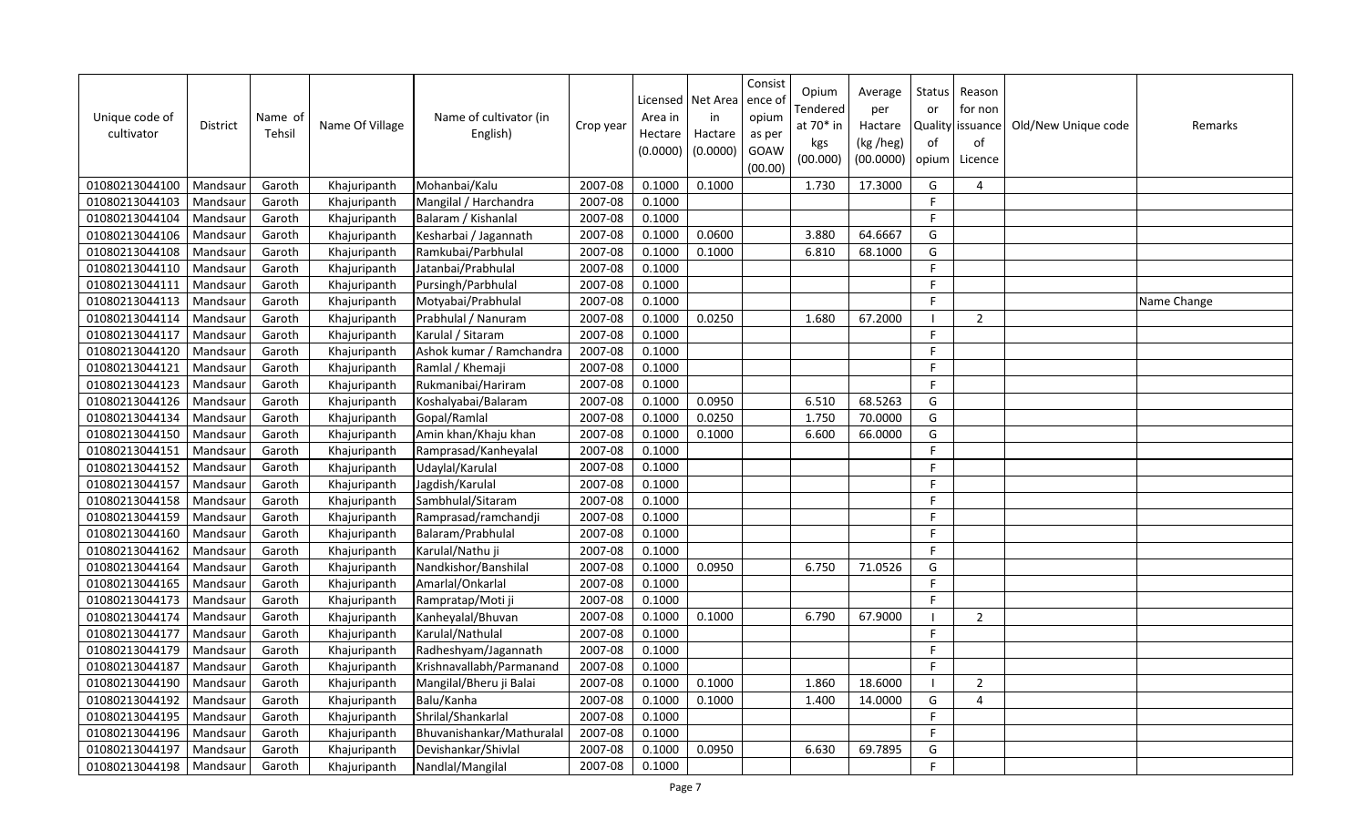| Unique code of cultivator | District | Name of Tehsil | Name Of Village | Name of cultivator (in English) | Crop year | Licensed Area in Hectare (0.0000) | Net Area in Hactare (0.0000) | Consistence of opium as per GOAW (00.00) | Opium Tendered at 70* in kgs (00.000) | Average per Hactare (kg /heg) (00.0000) | Status or Quality of opium | Reason for non issuance of Licence | Old/New Unique code | Remarks |
|---|---|---|---|---|---|---|---|---|---|---|---|---|---|---|
| 01080213044100 | Mandsaur | Garoth | Khajuripanth | Mohanbai/Kalu | 2007-08 | 0.1000 | 0.1000 | | 1.730 | 17.3000 | G | 4 | | |
| 01080213044103 | Mandsaur | Garoth | Khajuripanth | Mangilal / Harchandra | 2007-08 | 0.1000 | | | | | F | | | |
| 01080213044104 | Mandsaur | Garoth | Khajuripanth | Balaram / Kishanlal | 2007-08 | 0.1000 | | | | | F | | | |
| 01080213044106 | Mandsaur | Garoth | Khajuripanth | Kesharbai / Jagannath | 2007-08 | 0.1000 | 0.0600 | | 3.880 | 64.6667 | G | | | |
| 01080213044108 | Mandsaur | Garoth | Khajuripanth | Ramkubai/Parbhulal | 2007-08 | 0.1000 | 0.1000 | | 6.810 | 68.1000 | G | | | |
| 01080213044110 | Mandsaur | Garoth | Khajuripanth | Jatanbai/Prabhulal | 2007-08 | 0.1000 | | | | | F | | | |
| 01080213044111 | Mandsaur | Garoth | Khajuripanth | Pursingh/Parbhulal | 2007-08 | 0.1000 | | | | | F | | | |
| 01080213044113 | Mandsaur | Garoth | Khajuripanth | Motyabai/Prabhulal | 2007-08 | 0.1000 | | | | | F | | | Name Change |
| 01080213044114 | Mandsaur | Garoth | Khajuripanth | Prabhulal / Nanuram | 2007-08 | 0.1000 | 0.0250 | | 1.680 | 67.2000 | I | 2 | | |
| 01080213044117 | Mandsaur | Garoth | Khajuripanth | Karulal / Sitaram | 2007-08 | 0.1000 | | | | | F | | | |
| 01080213044120 | Mandsaur | Garoth | Khajuripanth | Ashok kumar / Ramchandra | 2007-08 | 0.1000 | | | | | F | | | |
| 01080213044121 | Mandsaur | Garoth | Khajuripanth | Ramlal / Khemaji | 2007-08 | 0.1000 | | | | | F | | | |
| 01080213044123 | Mandsaur | Garoth | Khajuripanth | Rukmanibai/Hariram | 2007-08 | 0.1000 | | | | | F | | | |
| 01080213044126 | Mandsaur | Garoth | Khajuripanth | Koshalyabai/Balaram | 2007-08 | 0.1000 | 0.0950 | | 6.510 | 68.5263 | G | | | |
| 01080213044134 | Mandsaur | Garoth | Khajuripanth | Gopal/Ramlal | 2007-08 | 0.1000 | 0.0250 | | 1.750 | 70.0000 | G | | | |
| 01080213044150 | Mandsaur | Garoth | Khajuripanth | Amin khan/Khaju khan | 2007-08 | 0.1000 | 0.1000 | | 6.600 | 66.0000 | G | | | |
| 01080213044151 | Mandsaur | Garoth | Khajuripanth | Ramprasad/Kanheyalal | 2007-08 | 0.1000 | | | | | F | | | |
| 01080213044152 | Mandsaur | Garoth | Khajuripanth | Udaylal/Karulal | 2007-08 | 0.1000 | | | | | F | | | |
| 01080213044157 | Mandsaur | Garoth | Khajuripanth | Jagdish/Karulal | 2007-08 | 0.1000 | | | | | F | | | |
| 01080213044158 | Mandsaur | Garoth | Khajuripanth | Sambhulal/Sitaram | 2007-08 | 0.1000 | | | | | F | | | |
| 01080213044159 | Mandsaur | Garoth | Khajuripanth | Ramprasad/ramchandji | 2007-08 | 0.1000 | | | | | F | | | |
| 01080213044160 | Mandsaur | Garoth | Khajuripanth | Balaram/Prabhulal | 2007-08 | 0.1000 | | | | | F | | | |
| 01080213044162 | Mandsaur | Garoth | Khajuripanth | Karulal/Nathu ji | 2007-08 | 0.1000 | | | | | F | | | |
| 01080213044164 | Mandsaur | Garoth | Khajuripanth | Nandkishor/Banshilal | 2007-08 | 0.1000 | 0.0950 | | 6.750 | 71.0526 | G | | | |
| 01080213044165 | Mandsaur | Garoth | Khajuripanth | Amarlal/Onkarlal | 2007-08 | 0.1000 | | | | | F | | | |
| 01080213044173 | Mandsaur | Garoth | Khajuripanth | Rampratap/Moti ji | 2007-08 | 0.1000 | | | | | F | | | |
| 01080213044174 | Mandsaur | Garoth | Khajuripanth | Kanheyalal/Bhuvan | 2007-08 | 0.1000 | 0.1000 | | 6.790 | 67.9000 | I | 2 | | |
| 01080213044177 | Mandsaur | Garoth | Khajuripanth | Karulal/Nathulal | 2007-08 | 0.1000 | | | | | F | | | |
| 01080213044179 | Mandsaur | Garoth | Khajuripanth | Radheshyam/Jagannath | 2007-08 | 0.1000 | | | | | F | | | |
| 01080213044187 | Mandsaur | Garoth | Khajuripanth | Krishnavallabh/Parmanand | 2007-08 | 0.1000 | | | | | F | | | |
| 01080213044190 | Mandsaur | Garoth | Khajuripanth | Mangilal/Bheru ji Balai | 2007-08 | 0.1000 | 0.1000 | | 1.860 | 18.6000 | I | 2 | | |
| 01080213044192 | Mandsaur | Garoth | Khajuripanth | Balu/Kanha | 2007-08 | 0.1000 | 0.1000 | | 1.400 | 14.0000 | G | 4 | | |
| 01080213044195 | Mandsaur | Garoth | Khajuripanth | Shrilal/Shankarlal | 2007-08 | 0.1000 | | | | | F | | | |
| 01080213044196 | Mandsaur | Garoth | Khajuripanth | Bhuvanishankar/Mathuralal | 2007-08 | 0.1000 | | | | | F | | | |
| 01080213044197 | Mandsaur | Garoth | Khajuripanth | Devishankar/Shivlal | 2007-08 | 0.1000 | 0.0950 | | 6.630 | 69.7895 | G | | | |
| 01080213044198 | Mandsaur | Garoth | Khajuripanth | Nandlal/Mangilal | 2007-08 | 0.1000 | | | | | F | | | |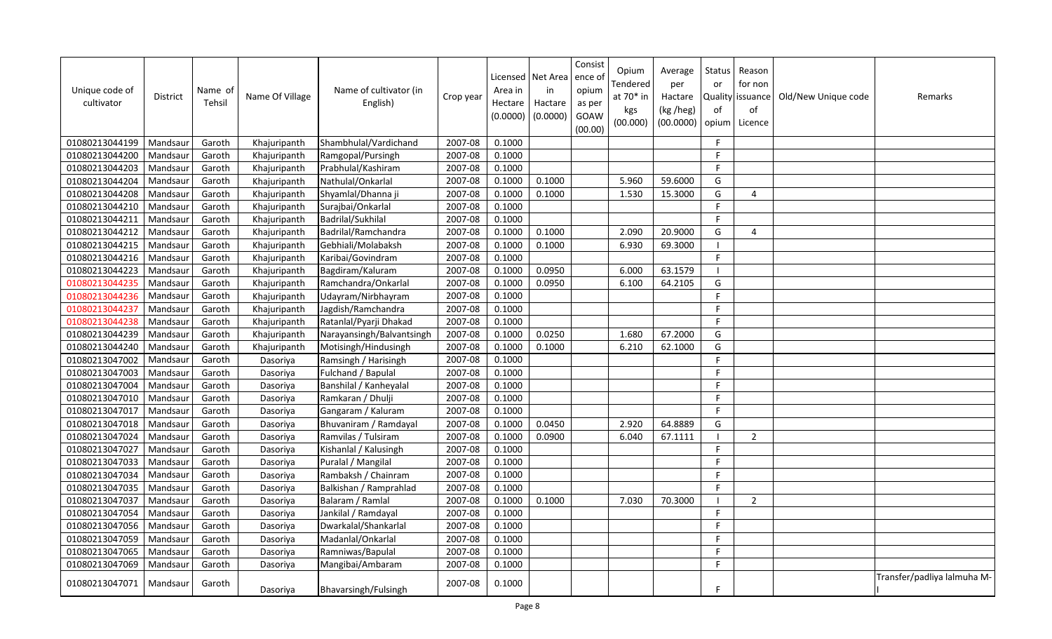| Unique code of cultivator | District | Name of Tehsil | Name Of Village | Name of cultivator (in English) | Crop year | Licensed Area in Hectare (0.0000) | Net Area in Hactare (0.0000) | Consistence of opium as per GOAW (00.00) | Opium Tendered at 70* in kgs (00.000) | Average per Hactare (kg /heg) (00.0000) | Status or Quality of opium | Reason for non issuance of Licence | Old/New Unique code | Remarks |
|---|---|---|---|---|---|---|---|---|---|---|---|---|---|---|
| 01080213044199 | Mandsaur | Garoth | Khajuripanth | Shambhulal/Vardichand | 2007-08 | 0.1000 | | | | | F | | | |
| 01080213044200 | Mandsaur | Garoth | Khajuripanth | Ramgopal/Pursingh | 2007-08 | 0.1000 | | | | | F | | | |
| 01080213044203 | Mandsaur | Garoth | Khajuripanth | Prabhulal/Kashiram | 2007-08 | 0.1000 | | | | | F | | | |
| 01080213044204 | Mandsaur | Garoth | Khajuripanth | Nathulal/Onkarlal | 2007-08 | 0.1000 | 0.1000 | | 5.960 | 59.6000 | G | | | |
| 01080213044208 | Mandsaur | Garoth | Khajuripanth | Shyamlal/Dhanna ji | 2007-08 | 0.1000 | 0.1000 | | 1.530 | 15.3000 | G | 4 | | |
| 01080213044210 | Mandsaur | Garoth | Khajuripanth | Surajbai/Onkarlal | 2007-08 | 0.1000 | | | | | F | | | |
| 01080213044211 | Mandsaur | Garoth | Khajuripanth | Badrilal/Sukhilal | 2007-08 | 0.1000 | | | | | F | | | |
| 01080213044212 | Mandsaur | Garoth | Khajuripanth | Badrilal/Ramchandra | 2007-08 | 0.1000 | 0.1000 | | 2.090 | 20.9000 | G | 4 | | |
| 01080213044215 | Mandsaur | Garoth | Khajuripanth | Gebhiali/Molabaksh | 2007-08 | 0.1000 | 0.1000 | | 6.930 | 69.3000 | I | | | |
| 01080213044216 | Mandsaur | Garoth | Khajuripanth | Karibai/Govindram | 2007-08 | 0.1000 | | | | | F | | | |
| 01080213044223 | Mandsaur | Garoth | Khajuripanth | Bagdiram/Kaluram | 2007-08 | 0.1000 | 0.0950 | | 6.000 | 63.1579 | I | | | |
| 01080213044235 | Mandsaur | Garoth | Khajuripanth | Ramchandra/Onkarlal | 2007-08 | 0.1000 | 0.0950 | | 6.100 | 64.2105 | G | | | |
| 01080213044236 | Mandsaur | Garoth | Khajuripanth | Udayram/Nirbhayram | 2007-08 | 0.1000 | | | | | F | | | |
| 01080213044237 | Mandsaur | Garoth | Khajuripanth | Jagdish/Ramchandra | 2007-08 | 0.1000 | | | | | F | | | |
| 01080213044238 | Mandsaur | Garoth | Khajuripanth | Ratanlal/Pyarji Dhakad | 2007-08 | 0.1000 | | | | | F | | | |
| 01080213044239 | Mandsaur | Garoth | Khajuripanth | Narayansingh/Balvantsingh | 2007-08 | 0.1000 | 0.0250 | | 1.680 | 67.2000 | G | | | |
| 01080213044240 | Mandsaur | Garoth | Khajuripanth | Motisingh/Hindusingh | 2007-08 | 0.1000 | 0.1000 | | 6.210 | 62.1000 | G | | | |
| 01080213047002 | Mandsaur | Garoth | Dasoriya | Ramsingh / Harisingh | 2007-08 | 0.1000 | | | | | F | | | |
| 01080213047003 | Mandsaur | Garoth | Dasoriya | Fulchand / Bapulal | 2007-08 | 0.1000 | | | | | F | | | |
| 01080213047004 | Mandsaur | Garoth | Dasoriya | Banshilal / Kanheyalal | 2007-08 | 0.1000 | | | | | F | | | |
| 01080213047010 | Mandsaur | Garoth | Dasoriya | Ramkaran / Dhulji | 2007-08 | 0.1000 | | | | | F | | | |
| 01080213047017 | Mandsaur | Garoth | Dasoriya | Gangaram / Kaluram | 2007-08 | 0.1000 | | | | | F | | | |
| 01080213047018 | Mandsaur | Garoth | Dasoriya | Bhuvaniram / Ramdayal | 2007-08 | 0.1000 | 0.0450 | | 2.920 | 64.8889 | G | | | |
| 01080213047024 | Mandsaur | Garoth | Dasoriya | Ramvilas / Tulsiram | 2007-08 | 0.1000 | 0.0900 | | 6.040 | 67.1111 | I | 2 | | |
| 01080213047027 | Mandsaur | Garoth | Dasoriya | Kishanlal / Kalusingh | 2007-08 | 0.1000 | | | | | F | | | |
| 01080213047033 | Mandsaur | Garoth | Dasoriya | Puralal / Mangilal | 2007-08 | 0.1000 | | | | | F | | | |
| 01080213047034 | Mandsaur | Garoth | Dasoriya | Rambaksh / Chainram | 2007-08 | 0.1000 | | | | | F | | | |
| 01080213047035 | Mandsaur | Garoth | Dasoriya | Balkishan / Ramprahlad | 2007-08 | 0.1000 | | | | | F | | | |
| 01080213047037 | Mandsaur | Garoth | Dasoriya | Balaram / Ramlal | 2007-08 | 0.1000 | 0.1000 | | 7.030 | 70.3000 | I | 2 | | |
| 01080213047054 | Mandsaur | Garoth | Dasoriya | Jankilal / Ramdayal | 2007-08 | 0.1000 | | | | | F | | | |
| 01080213047056 | Mandsaur | Garoth | Dasoriya | Dwarkalal/Shankarlal | 2007-08 | 0.1000 | | | | | F | | | |
| 01080213047059 | Mandsaur | Garoth | Dasoriya | Madanlal/Onkarlal | 2007-08 | 0.1000 | | | | | F | | | |
| 01080213047065 | Mandsaur | Garoth | Dasoriya | Ramniwas/Bapulal | 2007-08 | 0.1000 | | | | | F | | | |
| 01080213047069 | Mandsaur | Garoth | Dasoriya | Mangibai/Ambaram | 2007-08 | 0.1000 | | | | | F | | | |
| 01080213047071 | Mandsaur | Garoth | Dasoriya | Bhavarsingh/Fulsingh | 2007-08 | 0.1000 | | | | | F | | | Transfer/padliya lalmuha M-I |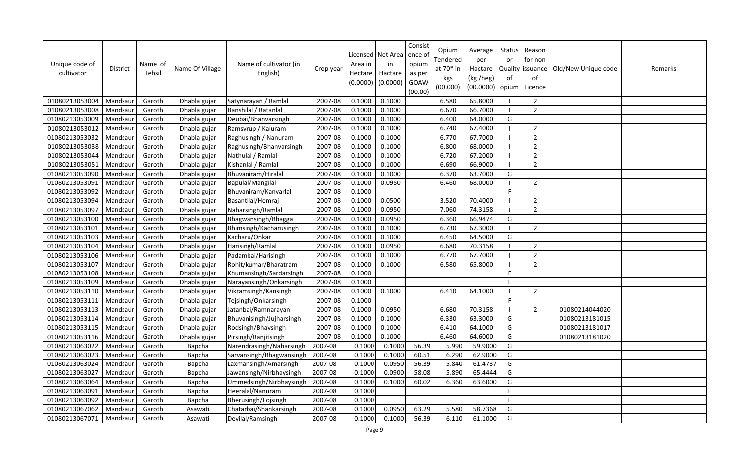| Unique code of cultivator | District | Name of Tehsil | Name Of Village | Name of cultivator (in English) | Crop year | Licensed Area in Hectare (0.0000) | Net Area in Hactare (0.0000) | Consistence of opium as per GOAW (00.00) | Opium Tendered at 70* in kgs (00.000) | Average per Hactare (kg /heg) (00.0000) | Status or Quality of opium | Reason for non issuance of Licence | Old/New Unique code | Remarks |
|---|---|---|---|---|---|---|---|---|---|---|---|---|---|---|
| 01080213053004 | Mandsaur | Garoth | Dhabla gujar | Satynarayan / Ramlal | 2007-08 | 0.1000 | 0.1000 | | 6.580 | 65.8000 | I | 2 | | |
| 01080213053008 | Mandsaur | Garoth | Dhabla gujar | Banshilal / Ratanlal | 2007-08 | 0.1000 | 0.1000 | | 6.670 | 66.7000 | I | 2 | | |
| 01080213053009 | Mandsaur | Garoth | Dhabla gujar | Deubai/Bhanvarsingh | 2007-08 | 0.1000 | 0.1000 | | 6.400 | 64.0000 | G | | | |
| 01080213053012 | Mandsaur | Garoth | Dhabla gujar | Ramsvrup / Kaluram | 2007-08 | 0.1000 | 0.1000 | | 6.740 | 67.4000 | I | 2 | | |
| 01080213053032 | Mandsaur | Garoth | Dhabla gujar | Raghusingh / Nanuram | 2007-08 | 0.1000 | 0.1000 | | 6.770 | 67.7000 | I | 2 | | |
| 01080213053038 | Mandsaur | Garoth | Dhabla gujar | Raghusingh/Bhanvarsingh | 2007-08 | 0.1000 | 0.1000 | | 6.800 | 68.0000 | I | 2 | | |
| 01080213053044 | Mandsaur | Garoth | Dhabla gujar | Nathulal / Ramlal | 2007-08 | 0.1000 | 0.1000 | | 6.720 | 67.2000 | I | 2 | | |
| 01080213053051 | Mandsaur | Garoth | Dhabla gujar | Kishanlal / Ramlal | 2007-08 | 0.1000 | 0.1000 | | 6.690 | 66.9000 | I | 2 | | |
| 01080213053090 | Mandsaur | Garoth | Dhabla gujar | Bhuvaniram/Hiralal | 2007-08 | 0.1000 | 0.1000 | | 6.370 | 63.7000 | G | | | |
| 01080213053091 | Mandsaur | Garoth | Dhabla gujar | Bapulal/Mangilal | 2007-08 | 0.1000 | 0.0950 | | 6.460 | 68.0000 | I | 2 | | |
| 01080213053092 | Mandsaur | Garoth | Dhabla gujar | Bhuvaniram/Kanvarlal | 2007-08 | 0.1000 | | | | | F | | | |
| 01080213053094 | Mandsaur | Garoth | Dhabla gujar | Basantilal/Hemraj | 2007-08 | 0.1000 | 0.0500 | | 3.520 | 70.4000 | I | 2 | | |
| 01080213053097 | Mandsaur | Garoth | Dhabla gujar | Naharsingh/Ramlal | 2007-08 | 0.1000 | 0.0950 | | 7.060 | 74.3158 | I | 2 | | |
| 01080213053100 | Mandsaur | Garoth | Dhabla gujar | Bhagwansingh/Bhagga | 2007-08 | 0.1000 | 0.0950 | | 6.360 | 66.9474 | G | | | |
| 01080213053101 | Mandsaur | Garoth | Dhabla gujar | Bhimsingh/Kacharusingh | 2007-08 | 0.1000 | 0.1000 | | 6.730 | 67.3000 | I | 2 | | |
| 01080213053103 | Mandsaur | Garoth | Dhabla gujar | Kacharu/Onkar | 2007-08 | 0.1000 | 0.1000 | | 6.450 | 64.5000 | G | | | |
| 01080213053104 | Mandsaur | Garoth | Dhabla gujar | Harisingh/Ramlal | 2007-08 | 0.1000 | 0.0950 | | 6.680 | 70.3158 | I | 2 | | |
| 01080213053106 | Mandsaur | Garoth | Dhabla gujar | Padambai/Harisingh | 2007-08 | 0.1000 | 0.1000 | | 6.770 | 67.7000 | I | 2 | | |
| 01080213053107 | Mandsaur | Garoth | Dhabla gujar | Rohit/kumar/Bharatram | 2007-08 | 0.1000 | 0.1000 | | 6.580 | 65.8000 | I | 2 | | |
| 01080213053108 | Mandsaur | Garoth | Dhabla gujar | Khumansingh/Sardarsingh | 2007-08 | 0.1000 | | | | | F | | | |
| 01080213053109 | Mandsaur | Garoth | Dhabla gujar | Narayansingh/Onkarsingh | 2007-08 | 0.1000 | | | | | F | | | |
| 01080213053110 | Mandsaur | Garoth | Dhabla gujar | Vikramsingh/Kansingh | 2007-08 | 0.1000 | 0.1000 | | 6.410 | 64.1000 | I | 2 | | |
| 01080213053111 | Mandsaur | Garoth | Dhabla gujar | Tejsingh/Onkarsingh | 2007-08 | 0.1000 | | | | | F | | | |
| 01080213053113 | Mandsaur | Garoth | Dhabla gujar | Jatanbai/Ramnarayan | 2007-08 | 0.1000 | 0.0950 | | 6.680 | 70.3158 | I | 2 | 01080214044020 | |
| 01080213053114 | Mandsaur | Garoth | Dhabla gujar | Bhuvanisingh/Jujharsingh | 2007-08 | 0.1000 | 0.1000 | | 6.330 | 63.3000 | G | | 01080213181015 | |
| 01080213053115 | Mandsaur | Garoth | Dhabla gujar | Rodsingh/Bhavsingh | 2007-08 | 0.1000 | 0.1000 | | 6.410 | 64.1000 | G | | 01080213181017 | |
| 01080213053116 | Mandsaur | Garoth | Dhabla gujar | Pirsingh/Ranjitsingh | 2007-08 | 0.1000 | 0.1000 | | 6.460 | 64.6000 | G | | 01080213181020 | |
| 01080213063022 | Mandsaur | Garoth | Bapcha | Narendrasingh/Naharsingh | 2007-08 | 0.1000 | 0.1000 | 56.39 | 5.990 | 59.9000 | G | | | |
| 01080213063023 | Mandsaur | Garoth | Bapcha | Sarvansingh/Bhagwansingh | 2007-08 | 0.1000 | 0.1000 | 60.51 | 6.290 | 62.9000 | G | | | |
| 01080213063024 | Mandsaur | Garoth | Bapcha | Laxmansingh/Amarsingh | 2007-08 | 0.1000 | 0.0950 | 56.39 | 5.840 | 61.4737 | G | | | |
| 01080213063027 | Mandsaur | Garoth | Bapcha | Jawansingh/Nirbhaysingh | 2007-08 | 0.1000 | 0.0900 | 58.08 | 5.890 | 65.4444 | G | | | |
| 01080213063064 | Mandsaur | Garoth | Bapcha | Ummedsingh/Nirbhaysingh | 2007-08 | 0.1000 | 0.1000 | 60.02 | 6.360 | 63.6000 | G | | | |
| 01080213063091 | Mandsaur | Garoth | Bapcha | Heeralal/Nanuram | 2007-08 | 0.1000 | | | | | F | | | |
| 01080213063092 | Mandsaur | Garoth | Bapcha | Bherusingh/Fojsingh | 2007-08 | 0.1000 | | | | | F | | | |
| 01080213067062 | Mandsaur | Garoth | Asawati | Chatarbai/Shankarsingh | 2007-08 | 0.1000 | 0.0950 | 63.29 | 5.580 | 58.7368 | G | | | |
| 01080213067071 | Mandsaur | Garoth | Asawati | Devilal/Ramsingh | 2007-08 | 0.1000 | 0.1000 | 56.39 | 6.110 | 61.1000 | G | | | |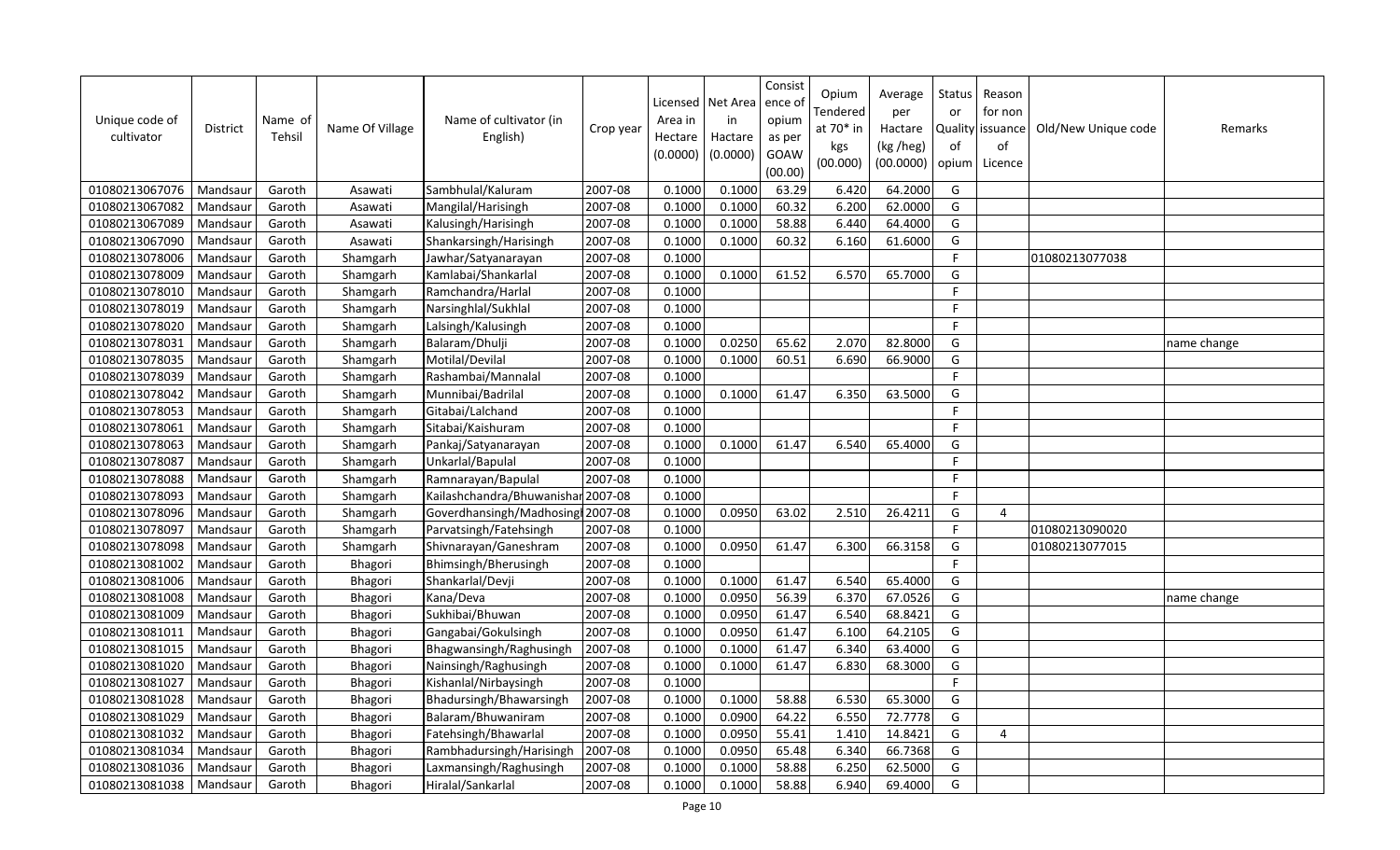| Unique code of cultivator | District | Name of Tehsil | Name Of Village | Name of cultivator (in English) | Crop year | Licensed Area in Hectare (0.0000) | Net Area in Hactare (0.0000) | Consistence of opium as per GOAW (00.00) | Opium Tendered at 70* in kgs (00.000) | Average per Hactare (kg /heg) (00.0000) | Status or Quality of opium | Reason for non issuance of Licence | Old/New Unique code | Remarks |
|---|---|---|---|---|---|---|---|---|---|---|---|---|---|---|
| 01080213067076 | Mandsaur | Garoth | Asawati | Sambhulal/Kaluram | 2007-08 | 0.1000 | 0.1000 | 63.29 | 6.420 | 64.2000 | G | | | |
| 01080213067082 | Mandsaur | Garoth | Asawati | Mangilal/Harisingh | 2007-08 | 0.1000 | 0.1000 | 60.32 | 6.200 | 62.0000 | G | | | |
| 01080213067089 | Mandsaur | Garoth | Asawati | Kalusingh/Harisingh | 2007-08 | 0.1000 | 0.1000 | 58.88 | 6.440 | 64.4000 | G | | | |
| 01080213067090 | Mandsaur | Garoth | Asawati | Shankarsingh/Harisingh | 2007-08 | 0.1000 | 0.1000 | 60.32 | 6.160 | 61.6000 | G | | | |
| 01080213078006 | Mandsaur | Garoth | Shamgarh | Jawhar/Satyanarayan | 2007-08 | 0.1000 | | | | | F | | 01080213077038 | |
| 01080213078009 | Mandsaur | Garoth | Shamgarh | Kamlabai/Shankarlal | 2007-08 | 0.1000 | 0.1000 | 61.52 | 6.570 | 65.7000 | G | | | |
| 01080213078010 | Mandsaur | Garoth | Shamgarh | Ramchandra/Harlal | 2007-08 | 0.1000 | | | | | F | | | |
| 01080213078019 | Mandsaur | Garoth | Shamgarh | Narsinghlal/Sukhlal | 2007-08 | 0.1000 | | | | | F | | | |
| 01080213078020 | Mandsaur | Garoth | Shamgarh | Lalsingh/Kalusingh | 2007-08 | 0.1000 | | | | | F | | | |
| 01080213078031 | Mandsaur | Garoth | Shamgarh | Balaram/Dhulji | 2007-08 | 0.1000 | 0.0250 | 65.62 | 2.070 | 82.8000 | G | | | name change |
| 01080213078035 | Mandsaur | Garoth | Shamgarh | Motilal/Devilal | 2007-08 | 0.1000 | 0.1000 | 60.51 | 6.690 | 66.9000 | G | | | |
| 01080213078039 | Mandsaur | Garoth | Shamgarh | Rashambai/Mannalal | 2007-08 | 0.1000 | | | | | F | | | |
| 01080213078042 | Mandsaur | Garoth | Shamgarh | Munnibai/Badrilal | 2007-08 | 0.1000 | 0.1000 | 61.47 | 6.350 | 63.5000 | G | | | |
| 01080213078053 | Mandsaur | Garoth | Shamgarh | Gitabai/Lalchand | 2007-08 | 0.1000 | | | | | F | | | |
| 01080213078061 | Mandsaur | Garoth | Shamgarh | Sitabai/Kaishuram | 2007-08 | 0.1000 | | | | | F | | | |
| 01080213078063 | Mandsaur | Garoth | Shamgarh | Pankaj/Satyanarayan | 2007-08 | 0.1000 | 0.1000 | 61.47 | 6.540 | 65.4000 | G | | | |
| 01080213078087 | Mandsaur | Garoth | Shamgarh | Unkarlal/Bapulal | 2007-08 | 0.1000 | | | | | F | | | |
| 01080213078088 | Mandsaur | Garoth | Shamgarh | Ramnarayan/Bapulal | 2007-08 | 0.1000 | | | | | F | | | |
| 01080213078093 | Mandsaur | Garoth | Shamgarh | Kailashchandra/Bhuwanishar | 2007-08 | 0.1000 | | | | | F | | | |
| 01080213078096 | Mandsaur | Garoth | Shamgarh | Goverdhansingh/Madhosingh | 2007-08 | 0.1000 | 0.0950 | 63.02 | 2.510 | 26.4211 | G | 4 | | |
| 01080213078097 | Mandsaur | Garoth | Shamgarh | Parvatsingh/Fatehsingh | 2007-08 | 0.1000 | | | | | F | | 01080213090020 | |
| 01080213078098 | Mandsaur | Garoth | Shamgarh | Shivnarayan/Ganeshram | 2007-08 | 0.1000 | 0.0950 | 61.47 | 6.300 | 66.3158 | G | | 01080213077015 | |
| 01080213081002 | Mandsaur | Garoth | Bhagori | Bhimsingh/Bherusingh | 2007-08 | 0.1000 | | | | | F | | | |
| 01080213081006 | Mandsaur | Garoth | Bhagori | Shankarlal/Devji | 2007-08 | 0.1000 | 0.1000 | 61.47 | 6.540 | 65.4000 | G | | | |
| 01080213081008 | Mandsaur | Garoth | Bhagori | Kana/Deva | 2007-08 | 0.1000 | 0.0950 | 56.39 | 6.370 | 67.0526 | G | | | name change |
| 01080213081009 | Mandsaur | Garoth | Bhagori | Sukhibai/Bhuwan | 2007-08 | 0.1000 | 0.0950 | 61.47 | 6.540 | 68.8421 | G | | | |
| 01080213081011 | Mandsaur | Garoth | Bhagori | Gangabai/Gokulsingh | 2007-08 | 0.1000 | 0.0950 | 61.47 | 6.100 | 64.2105 | G | | | |
| 01080213081015 | Mandsaur | Garoth | Bhagori | Bhagwansingh/Raghusingh | 2007-08 | 0.1000 | 0.1000 | 61.47 | 6.340 | 63.4000 | G | | | |
| 01080213081020 | Mandsaur | Garoth | Bhagori | Nainsingh/Raghusingh | 2007-08 | 0.1000 | 0.1000 | 61.47 | 6.830 | 68.3000 | G | | | |
| 01080213081027 | Mandsaur | Garoth | Bhagori | Kishanlal/Nirbaysingh | 2007-08 | 0.1000 | | | | | F | | | |
| 01080213081028 | Mandsaur | Garoth | Bhagori | Bhadursingh/Bhawarsingh | 2007-08 | 0.1000 | 0.1000 | 58.88 | 6.530 | 65.3000 | G | | | |
| 01080213081029 | Mandsaur | Garoth | Bhagori | Balaram/Bhuwaniram | 2007-08 | 0.1000 | 0.0900 | 64.22 | 6.550 | 72.7778 | G | | | |
| 01080213081032 | Mandsaur | Garoth | Bhagori | Fatehsingh/Bhawarlal | 2007-08 | 0.1000 | 0.0950 | 55.41 | 1.410 | 14.8421 | G | 4 | | |
| 01080213081034 | Mandsaur | Garoth | Bhagori | Rambhadursingh/Harisingh | 2007-08 | 0.1000 | 0.0950 | 65.48 | 6.340 | 66.7368 | G | | | |
| 01080213081036 | Mandsaur | Garoth | Bhagori | Laxmansingh/Raghusingh | 2007-08 | 0.1000 | 0.1000 | 58.88 | 6.250 | 62.5000 | G | | | |
| 01080213081038 | Mandsaur | Garoth | Bhagori | Hiralal/Sankarlal | 2007-08 | 0.1000 | 0.1000 | 58.88 | 6.940 | 69.4000 | G | | | |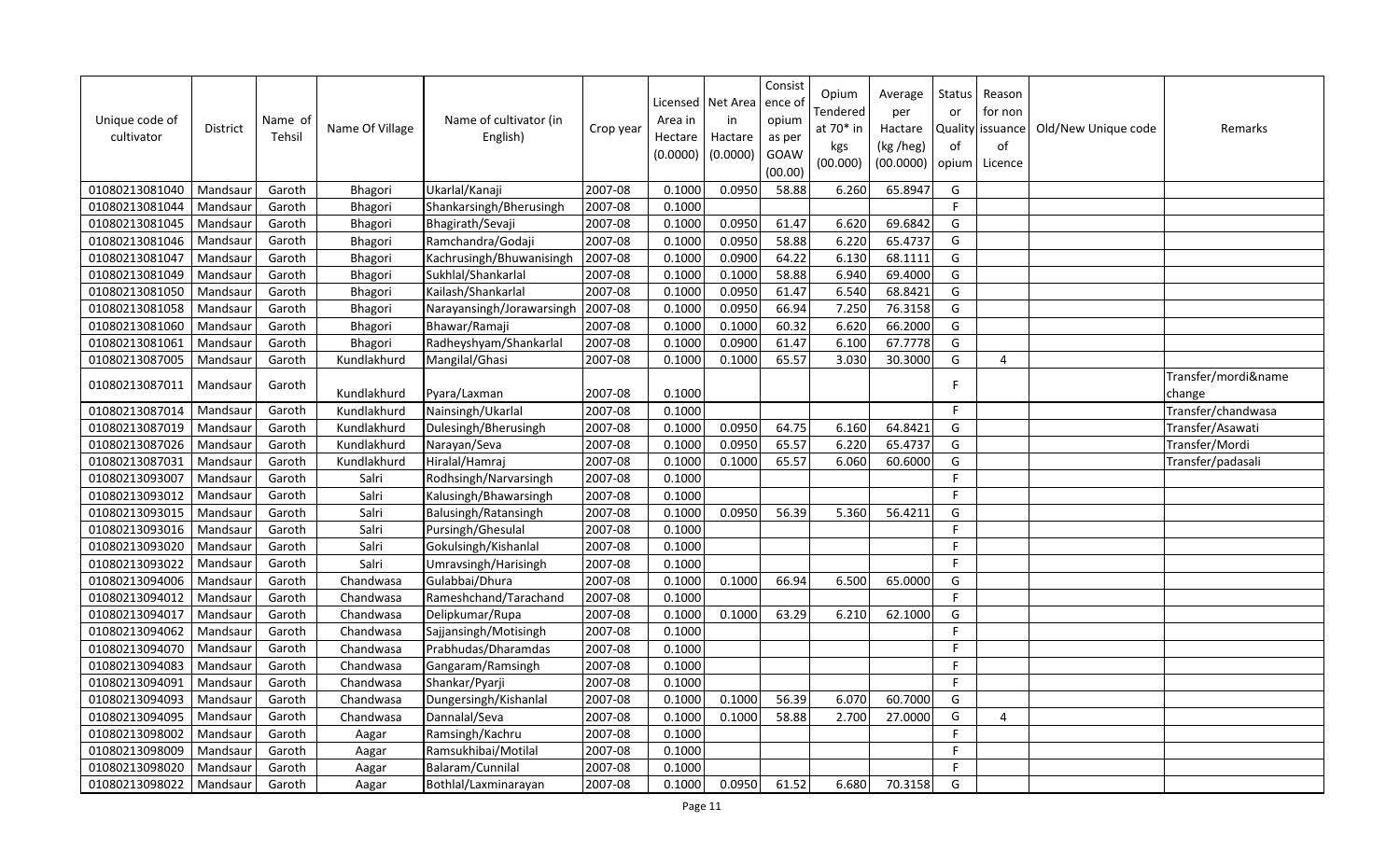| Unique code of cultivator | District | Name of Tehsil | Name Of Village | Name of cultivator (in English) | Crop year | Licensed Area in Hectare (0.0000) | Net Area in Hactare (0.0000) | Consistence of opium as per GOAW (00.00) | Opium Tendered at 70* in kgs (00.000) | Average per Hactare (kg /heg) (00.0000) | Status or Quality of opium | Reason for non issuance of Licence | Old/New Unique code | Remarks |
|---|---|---|---|---|---|---|---|---|---|---|---|---|---|---|
| 01080213081040 | Mandsaur | Garoth | Bhagori | Ukarlal/Kanaji | 2007-08 | 0.1000 | 0.0950 | 58.88 | 6.260 | 65.8947 | G | | | |
| 01080213081044 | Mandsaur | Garoth | Bhagori | Shankarsingh/Bherusingh | 2007-08 | 0.1000 | | | | | F | | | |
| 01080213081045 | Mandsaur | Garoth | Bhagori | Bhagirath/Sevaji | 2007-08 | 0.1000 | 0.0950 | 61.47 | 6.620 | 69.6842 | G | | | |
| 01080213081046 | Mandsaur | Garoth | Bhagori | Ramchandra/Godaji | 2007-08 | 0.1000 | 0.0950 | 58.88 | 6.220 | 65.4737 | G | | | |
| 01080213081047 | Mandsaur | Garoth | Bhagori | Kachrusingh/Bhuwanisingh | 2007-08 | 0.1000 | 0.0900 | 64.22 | 6.130 | 68.1111 | G | | | |
| 01080213081049 | Mandsaur | Garoth | Bhagori | Sukhlal/Shankarlal | 2007-08 | 0.1000 | 0.1000 | 58.88 | 6.940 | 69.4000 | G | | | |
| 01080213081050 | Mandsaur | Garoth | Bhagori | Kailash/Shankarlal | 2007-08 | 0.1000 | 0.0950 | 61.47 | 6.540 | 68.8421 | G | | | |
| 01080213081058 | Mandsaur | Garoth | Bhagori | Narayansingh/Jorawarsingh | 2007-08 | 0.1000 | 0.0950 | 66.94 | 7.250 | 76.3158 | G | | | |
| 01080213081060 | Mandsaur | Garoth | Bhagori | Bhawar/Ramaji | 2007-08 | 0.1000 | 0.1000 | 60.32 | 6.620 | 66.2000 | G | | | |
| 01080213081061 | Mandsaur | Garoth | Bhagori | Radheyshyam/Shankarlal | 2007-08 | 0.1000 | 0.0900 | 61.47 | 6.100 | 67.7778 | G | | | |
| 01080213087005 | Mandsaur | Garoth | Kundlakhurd | Mangilal/Ghasi | 2007-08 | 0.1000 | 0.1000 | 65.57 | 3.030 | 30.3000 | G | 4 | | |
| 01080213087011 | Mandsaur | Garoth | Kundlakhurd | Pyara/Laxman | 2007-08 | 0.1000 | | | | | F | | | Transfer/mordi&name change |
| 01080213087014 | Mandsaur | Garoth | Kundlakhurd | Nainsingh/Ukarlal | 2007-08 | 0.1000 | | | | | F | | | Transfer/chandwasa |
| 01080213087019 | Mandsaur | Garoth | Kundlakhurd | Dulesingh/Bherusingh | 2007-08 | 0.1000 | 0.0950 | 64.75 | 6.160 | 64.8421 | G | | | Transfer/Asawati |
| 01080213087026 | Mandsaur | Garoth | Kundlakhurd | Narayan/Seva | 2007-08 | 0.1000 | 0.0950 | 65.57 | 6.220 | 65.4737 | G | | | Transfer/Mordi |
| 01080213087031 | Mandsaur | Garoth | Kundlakhurd | Hiralal/Hamraj | 2007-08 | 0.1000 | 0.1000 | 65.57 | 6.060 | 60.6000 | G | | | Transfer/padasali |
| 01080213093007 | Mandsaur | Garoth | Salri | Rodhsingh/Narvarsingh | 2007-08 | 0.1000 | | | | | F | | | |
| 01080213093012 | Mandsaur | Garoth | Salri | Kalusingh/Bhawarsingh | 2007-08 | 0.1000 | | | | | F | | | |
| 01080213093015 | Mandsaur | Garoth | Salri | Balusingh/Ratansingh | 2007-08 | 0.1000 | 0.0950 | 56.39 | 5.360 | 56.4211 | G | | | |
| 01080213093016 | Mandsaur | Garoth | Salri | Pursingh/Ghesulal | 2007-08 | 0.1000 | | | | | F | | | |
| 01080213093020 | Mandsaur | Garoth | Salri | Gokulsingh/Kishanlal | 2007-08 | 0.1000 | | | | | F | | | |
| 01080213093022 | Mandsaur | Garoth | Salri | Umravsingh/Harisingh | 2007-08 | 0.1000 | | | | | F | | | |
| 01080213094006 | Mandsaur | Garoth | Chandwasa | Gulabbai/Dhura | 2007-08 | 0.1000 | 0.1000 | 66.94 | 6.500 | 65.0000 | G | | | |
| 01080213094012 | Mandsaur | Garoth | Chandwasa | Rameshchand/Tarachand | 2007-08 | 0.1000 | | | | | F | | | |
| 01080213094017 | Mandsaur | Garoth | Chandwasa | Delipkumar/Rupa | 2007-08 | 0.1000 | 0.1000 | 63.29 | 6.210 | 62.1000 | G | | | |
| 01080213094062 | Mandsaur | Garoth | Chandwasa | Sajjansingh/Motisingh | 2007-08 | 0.1000 | | | | | F | | | |
| 01080213094070 | Mandsaur | Garoth | Chandwasa | Prabhudas/Dharamdas | 2007-08 | 0.1000 | | | | | F | | | |
| 01080213094083 | Mandsaur | Garoth | Chandwasa | Gangaram/Ramsingh | 2007-08 | 0.1000 | | | | | F | | | |
| 01080213094091 | Mandsaur | Garoth | Chandwasa | Shankar/Pyarji | 2007-08 | 0.1000 | | | | | F | | | |
| 01080213094093 | Mandsaur | Garoth | Chandwasa | Dungersingh/Kishanlal | 2007-08 | 0.1000 | 0.1000 | 56.39 | 6.070 | 60.7000 | G | | | |
| 01080213094095 | Mandsaur | Garoth | Chandwasa | Dannalal/Seva | 2007-08 | 0.1000 | 0.1000 | 58.88 | 2.700 | 27.0000 | G | 4 | | |
| 01080213098002 | Mandsaur | Garoth | Aagar | Ramsingh/Kachru | 2007-08 | 0.1000 | | | | | F | | | |
| 01080213098009 | Mandsaur | Garoth | Aagar | Ramsukhibai/Motilal | 2007-08 | 0.1000 | | | | | F | | | |
| 01080213098020 | Mandsaur | Garoth | Aagar | Balaram/Cunnilal | 2007-08 | 0.1000 | | | | | F | | | |
| 01080213098022 | Mandsaur | Garoth | Aagar | Bothlal/Laxminarayan | 2007-08 | 0.1000 | 0.0950 | 61.52 | 6.680 | 70.3158 | G | | | |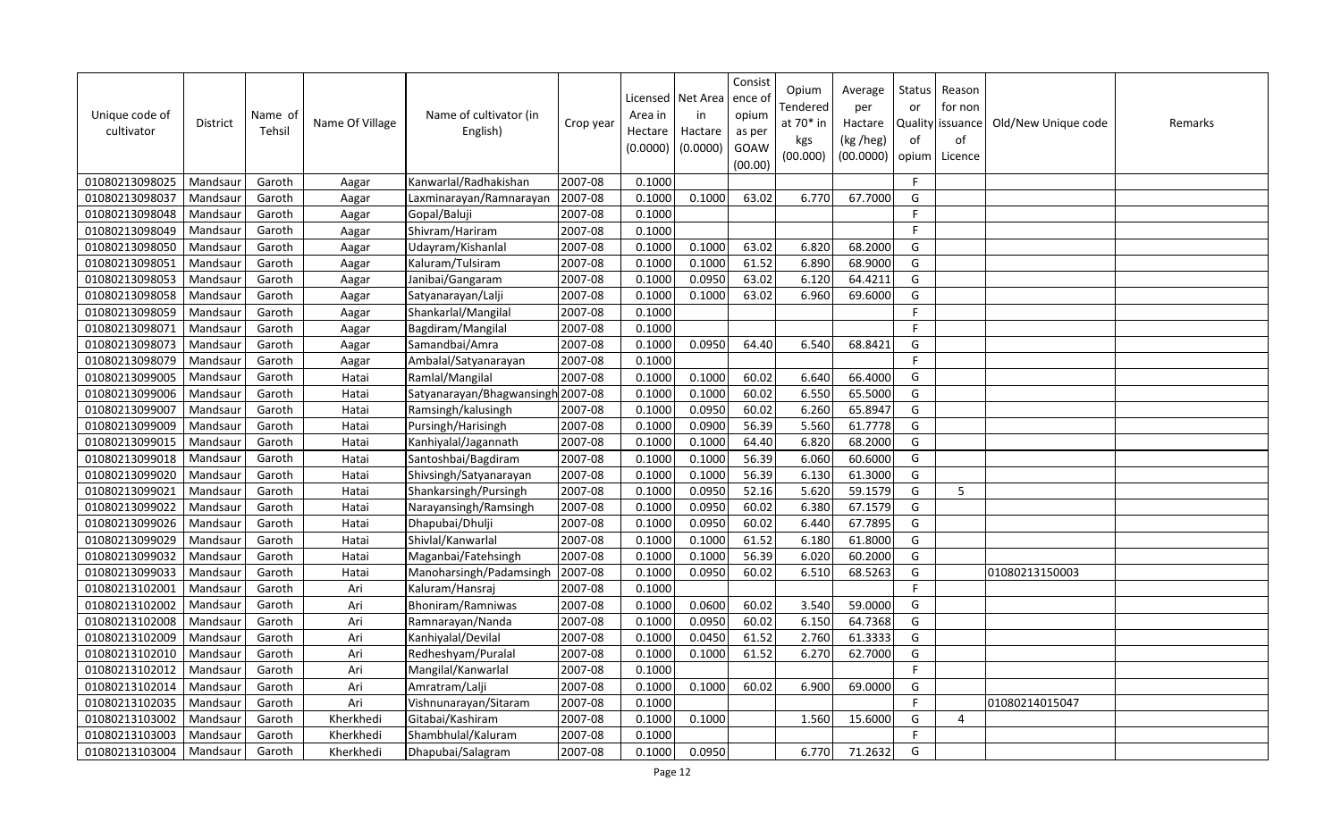| Unique code of cultivator | District | Name of Tehsil | Name Of Village | Name of cultivator (in English) | Crop year | Licensed Area in Hectare (0.0000) | Net Area in Hactare (0.0000) | Consistence of opium as per GOAW (00.00) | Opium Tendered at 70* in kgs (00.000) | Average per Hactare (kg /heg) (00.0000) | Status or Quality of opium | Reason for non issuance of Licence | Old/New Unique code | Remarks |
|---|---|---|---|---|---|---|---|---|---|---|---|---|---|---|
| 01080213098025 | Mandsaur | Garoth | Aagar | Kanwarlal/Radhakishan | 2007-08 | 0.1000 | | | | | F | | | |
| 01080213098037 | Mandsaur | Garoth | Aagar | Laxminarayan/Ramnarayan | 2007-08 | 0.1000 | 0.1000 | 63.02 | 6.770 | 67.7000 | G | | | |
| 01080213098048 | Mandsaur | Garoth | Aagar | Gopal/Baluji | 2007-08 | 0.1000 | | | | | F | | | |
| 01080213098049 | Mandsaur | Garoth | Aagar | Shivram/Hariram | 2007-08 | 0.1000 | | | | | F | | | |
| 01080213098050 | Mandsaur | Garoth | Aagar | Udayram/Kishanlal | 2007-08 | 0.1000 | 0.1000 | 63.02 | 6.820 | 68.2000 | G | | | |
| 01080213098051 | Mandsaur | Garoth | Aagar | Kaluram/Tulsiram | 2007-08 | 0.1000 | 0.1000 | 61.52 | 6.890 | 68.9000 | G | | | |
| 01080213098053 | Mandsaur | Garoth | Aagar | Janibai/Gangaram | 2007-08 | 0.1000 | 0.0950 | 63.02 | 6.120 | 64.4211 | G | | | |
| 01080213098058 | Mandsaur | Garoth | Aagar | Satyanarayan/Lalji | 2007-08 | 0.1000 | 0.1000 | 63.02 | 6.960 | 69.6000 | G | | | |
| 01080213098059 | Mandsaur | Garoth | Aagar | Shankarlal/Mangilal | 2007-08 | 0.1000 | | | | | F | | | |
| 01080213098071 | Mandsaur | Garoth | Aagar | Bagdiram/Mangilal | 2007-08 | 0.1000 | | | | | F | | | |
| 01080213098073 | Mandsaur | Garoth | Aagar | Samandbai/Amra | 2007-08 | 0.1000 | 0.0950 | 64.40 | 6.540 | 68.8421 | G | | | |
| 01080213098079 | Mandsaur | Garoth | Aagar | Ambalal/Satyanarayan | 2007-08 | 0.1000 | | | | | F | | | |
| 01080213099005 | Mandsaur | Garoth | Hatai | Ramlal/Mangilal | 2007-08 | 0.1000 | 0.1000 | 60.02 | 6.640 | 66.4000 | G | | | |
| 01080213099006 | Mandsaur | Garoth | Hatai | Satyanarayan/Bhagwansingh | 2007-08 | 0.1000 | 0.1000 | 60.02 | 6.550 | 65.5000 | G | | | |
| 01080213099007 | Mandsaur | Garoth | Hatai | Ramsingh/kalusingh | 2007-08 | 0.1000 | 0.0950 | 60.02 | 6.260 | 65.8947 | G | | | |
| 01080213099009 | Mandsaur | Garoth | Hatai | Pursingh/Harisingh | 2007-08 | 0.1000 | 0.0900 | 56.39 | 5.560 | 61.7778 | G | | | |
| 01080213099015 | Mandsaur | Garoth | Hatai | Kanhiyalal/Jagannath | 2007-08 | 0.1000 | 0.1000 | 64.40 | 6.820 | 68.2000 | G | | | |
| 01080213099018 | Mandsaur | Garoth | Hatai | Santoshbai/Bagdiram | 2007-08 | 0.1000 | 0.1000 | 56.39 | 6.060 | 60.6000 | G | | | |
| 01080213099020 | Mandsaur | Garoth | Hatai | Shivsingh/Satyanarayan | 2007-08 | 0.1000 | 0.1000 | 56.39 | 6.130 | 61.3000 | G | | | |
| 01080213099021 | Mandsaur | Garoth | Hatai | Shankarsingh/Pursingh | 2007-08 | 0.1000 | 0.0950 | 52.16 | 5.620 | 59.1579 | G | 5 | | |
| 01080213099022 | Mandsaur | Garoth | Hatai | Narayansingh/Ramsingh | 2007-08 | 0.1000 | 0.0950 | 60.02 | 6.380 | 67.1579 | G | | | |
| 01080213099026 | Mandsaur | Garoth | Hatai | Dhapubai/Dhulji | 2007-08 | 0.1000 | 0.0950 | 60.02 | 6.440 | 67.7895 | G | | | |
| 01080213099029 | Mandsaur | Garoth | Hatai | Shivlal/Kanwarlal | 2007-08 | 0.1000 | 0.1000 | 61.52 | 6.180 | 61.8000 | G | | | |
| 01080213099032 | Mandsaur | Garoth | Hatai | Maganbai/Fatehsingh | 2007-08 | 0.1000 | 0.1000 | 56.39 | 6.020 | 60.2000 | G | | | |
| 01080213099033 | Mandsaur | Garoth | Hatai | Manoharsingh/Padamsingh | 2007-08 | 0.1000 | 0.0950 | 60.02 | 6.510 | 68.5263 | G | | 01080213150003 | |
| 01080213102001 | Mandsaur | Garoth | Ari | Kaluram/Hansraj | 2007-08 | 0.1000 | | | | | F | | | |
| 01080213102002 | Mandsaur | Garoth | Ari | Bhoniram/Ramniwas | 2007-08 | 0.1000 | 0.0600 | 60.02 | 3.540 | 59.0000 | G | | | |
| 01080213102008 | Mandsaur | Garoth | Ari | Ramnarayan/Nanda | 2007-08 | 0.1000 | 0.0950 | 60.02 | 6.150 | 64.7368 | G | | | |
| 01080213102009 | Mandsaur | Garoth | Ari | Kanhiyalal/Devilal | 2007-08 | 0.1000 | 0.0450 | 61.52 | 2.760 | 61.3333 | G | | | |
| 01080213102010 | Mandsaur | Garoth | Ari | Redheshyam/Puralal | 2007-08 | 0.1000 | 0.1000 | 61.52 | 6.270 | 62.7000 | G | | | |
| 01080213102012 | Mandsaur | Garoth | Ari | Mangilal/Kanwarlal | 2007-08 | 0.1000 | | | | | F | | | |
| 01080213102014 | Mandsaur | Garoth | Ari | Amratram/Lalji | 2007-08 | 0.1000 | 0.1000 | 60.02 | 6.900 | 69.0000 | G | | | |
| 01080213102035 | Mandsaur | Garoth | Ari | Vishnunarayan/Sitaram | 2007-08 | 0.1000 | | | | | F | | 01080214015047 | |
| 01080213103002 | Mandsaur | Garoth | Kherkhedi | Gitabai/Kashiram | 2007-08 | 0.1000 | 0.1000 | | 1.560 | 15.6000 | G | 4 | | |
| 01080213103003 | Mandsaur | Garoth | Kherkhedi | Shambhulal/Kaluram | 2007-08 | 0.1000 | | | | | F | | | |
| 01080213103004 | Mandsaur | Garoth | Kherkhedi | Dhapubai/Salagram | 2007-08 | 0.1000 | 0.0950 | | 6.770 | 71.2632 | G | | | |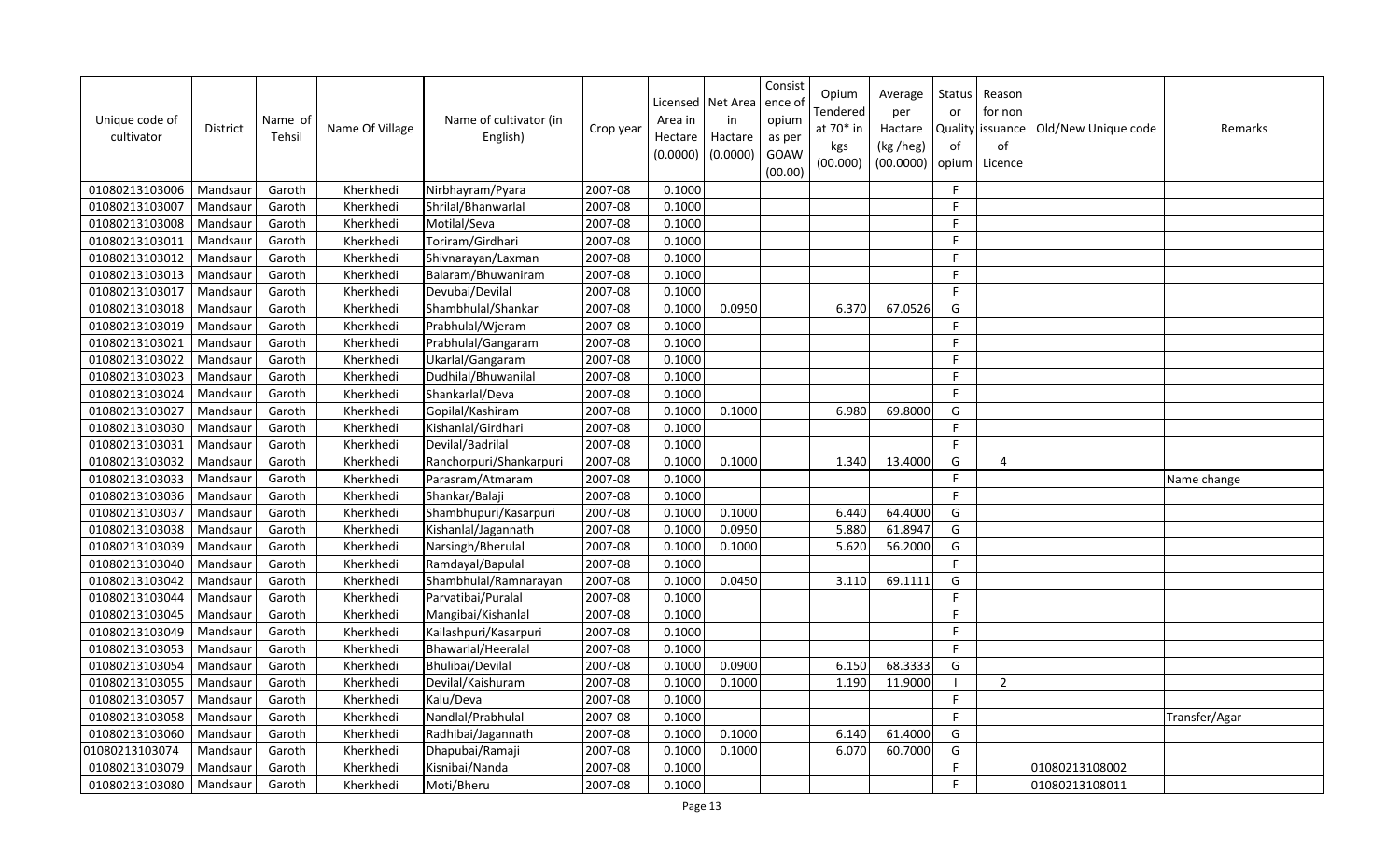| Unique code of cultivator | District | Name of Tehsil | Name Of Village | Name of cultivator (in English) | Crop year | Licensed Area in Hectare (0.0000) | Net Area in Hactare (0.0000) | Consistence of opium as per GOAW (00.00) | Opium Tendered at 70* in kgs (00.000) | Average per Hactare (kg /heg) (00.0000) | Status or Quality of opium | Reason for non issuance of Licence | Old/New Unique code | Remarks |
|---|---|---|---|---|---|---|---|---|---|---|---|---|---|---|
| 01080213103006 | Mandsaur | Garoth | Kherkhedi | Nirbhayram/Pyara | 2007-08 | 0.1000 | | | | | F | | | |
| 01080213103007 | Mandsaur | Garoth | Kherkhedi | Shrilal/Bhanwarlal | 2007-08 | 0.1000 | | | | | F | | | |
| 01080213103008 | Mandsaur | Garoth | Kherkhedi | Motilal/Seva | 2007-08 | 0.1000 | | | | | F | | | |
| 01080213103011 | Mandsaur | Garoth | Kherkhedi | Toriram/Girdhari | 2007-08 | 0.1000 | | | | | F | | | |
| 01080213103012 | Mandsaur | Garoth | Kherkhedi | Shivnarayan/Laxman | 2007-08 | 0.1000 | | | | | F | | | |
| 01080213103013 | Mandsaur | Garoth | Kherkhedi | Balaram/Bhuwaniram | 2007-08 | 0.1000 | | | | | F | | | |
| 01080213103017 | Mandsaur | Garoth | Kherkhedi | Devubai/Devilal | 2007-08 | 0.1000 | | | | | F | | | |
| 01080213103018 | Mandsaur | Garoth | Kherkhedi | Shambhulal/Shankar | 2007-08 | 0.1000 | 0.0950 | | 6.370 | 67.0526 | G | | | |
| 01080213103019 | Mandsaur | Garoth | Kherkhedi | Prabhulal/Wjeram | 2007-08 | 0.1000 | | | | | F | | | |
| 01080213103021 | Mandsaur | Garoth | Kherkhedi | Prabhulal/Gangaram | 2007-08 | 0.1000 | | | | | F | | | |
| 01080213103022 | Mandsaur | Garoth | Kherkhedi | Ukarlal/Gangaram | 2007-08 | 0.1000 | | | | | F | | | |
| 01080213103023 | Mandsaur | Garoth | Kherkhedi | Dudhilal/Bhuwanilal | 2007-08 | 0.1000 | | | | | F | | | |
| 01080213103024 | Mandsaur | Garoth | Kherkhedi | Shankarlal/Deva | 2007-08 | 0.1000 | | | | | F | | | |
| 01080213103027 | Mandsaur | Garoth | Kherkhedi | Gopilal/Kashiram | 2007-08 | 0.1000 | 0.1000 | | 6.980 | 69.8000 | G | | | |
| 01080213103030 | Mandsaur | Garoth | Kherkhedi | Kishanlal/Girdhari | 2007-08 | 0.1000 | | | | | F | | | |
| 01080213103031 | Mandsaur | Garoth | Kherkhedi | Devilal/Badrilal | 2007-08 | 0.1000 | | | | | F | | | |
| 01080213103032 | Mandsaur | Garoth | Kherkhedi | Ranchorpuri/Shankarpuri | 2007-08 | 0.1000 | 0.1000 | | 1.340 | 13.4000 | G | 4 | | |
| 01080213103033 | Mandsaur | Garoth | Kherkhedi | Parasram/Atmaram | 2007-08 | 0.1000 | | | | | F | | | Name change |
| 01080213103036 | Mandsaur | Garoth | Kherkhedi | Shankar/Balaji | 2007-08 | 0.1000 | | | | | F | | | |
| 01080213103037 | Mandsaur | Garoth | Kherkhedi | Shambhupuri/Kasarpuri | 2007-08 | 0.1000 | 0.1000 | | 6.440 | 64.4000 | G | | | |
| 01080213103038 | Mandsaur | Garoth | Kherkhedi | Kishanlal/Jagannath | 2007-08 | 0.1000 | 0.0950 | | 5.880 | 61.8947 | G | | | |
| 01080213103039 | Mandsaur | Garoth | Kherkhedi | Narsingh/Bherulal | 2007-08 | 0.1000 | 0.1000 | | 5.620 | 56.2000 | G | | | |
| 01080213103040 | Mandsaur | Garoth | Kherkhedi | Ramdayal/Bapulal | 2007-08 | 0.1000 | | | | | F | | | |
| 01080213103042 | Mandsaur | Garoth | Kherkhedi | Shambhulal/Ramnarayan | 2007-08 | 0.1000 | 0.0450 | | 3.110 | 69.1111 | G | | | |
| 01080213103044 | Mandsaur | Garoth | Kherkhedi | Parvatibai/Puralal | 2007-08 | 0.1000 | | | | | F | | | |
| 01080213103045 | Mandsaur | Garoth | Kherkhedi | Mangibai/Kishanlal | 2007-08 | 0.1000 | | | | | F | | | |
| 01080213103049 | Mandsaur | Garoth | Kherkhedi | Kailashpuri/Kasarpuri | 2007-08 | 0.1000 | | | | | F | | | |
| 01080213103053 | Mandsaur | Garoth | Kherkhedi | Bhawarlal/Heeralal | 2007-08 | 0.1000 | | | | | F | | | |
| 01080213103054 | Mandsaur | Garoth | Kherkhedi | Bhulibai/Devilal | 2007-08 | 0.1000 | 0.0900 | | 6.150 | 68.3333 | G | | | |
| 01080213103055 | Mandsaur | Garoth | Kherkhedi | Devilal/Kaishuram | 2007-08 | 0.1000 | 0.1000 | | 1.190 | 11.9000 | I | 2 | | |
| 01080213103057 | Mandsaur | Garoth | Kherkhedi | Kalu/Deva | 2007-08 | 0.1000 | | | | | F | | | |
| 01080213103058 | Mandsaur | Garoth | Kherkhedi | Nandlal/Prabhulal | 2007-08 | 0.1000 | | | | | F | | | Transfer/Agar |
| 01080213103060 | Mandsaur | Garoth | Kherkhedi | Radhibai/Jagannath | 2007-08 | 0.1000 | 0.1000 | | 6.140 | 61.4000 | G | | | |
| 01080213103074 | Mandsaur | Garoth | Kherkhedi | Dhapubai/Ramaji | 2007-08 | 0.1000 | 0.1000 | | 6.070 | 60.7000 | G | | | |
| 01080213103079 | Mandsaur | Garoth | Kherkhedi | Kisnibai/Nanda | 2007-08 | 0.1000 | | | | | F | | 01080213108002 | |
| 01080213103080 | Mandsaur | Garoth | Kherkhedi | Moti/Bheru | 2007-08 | 0.1000 | | | | | F | | 01080213108011 | |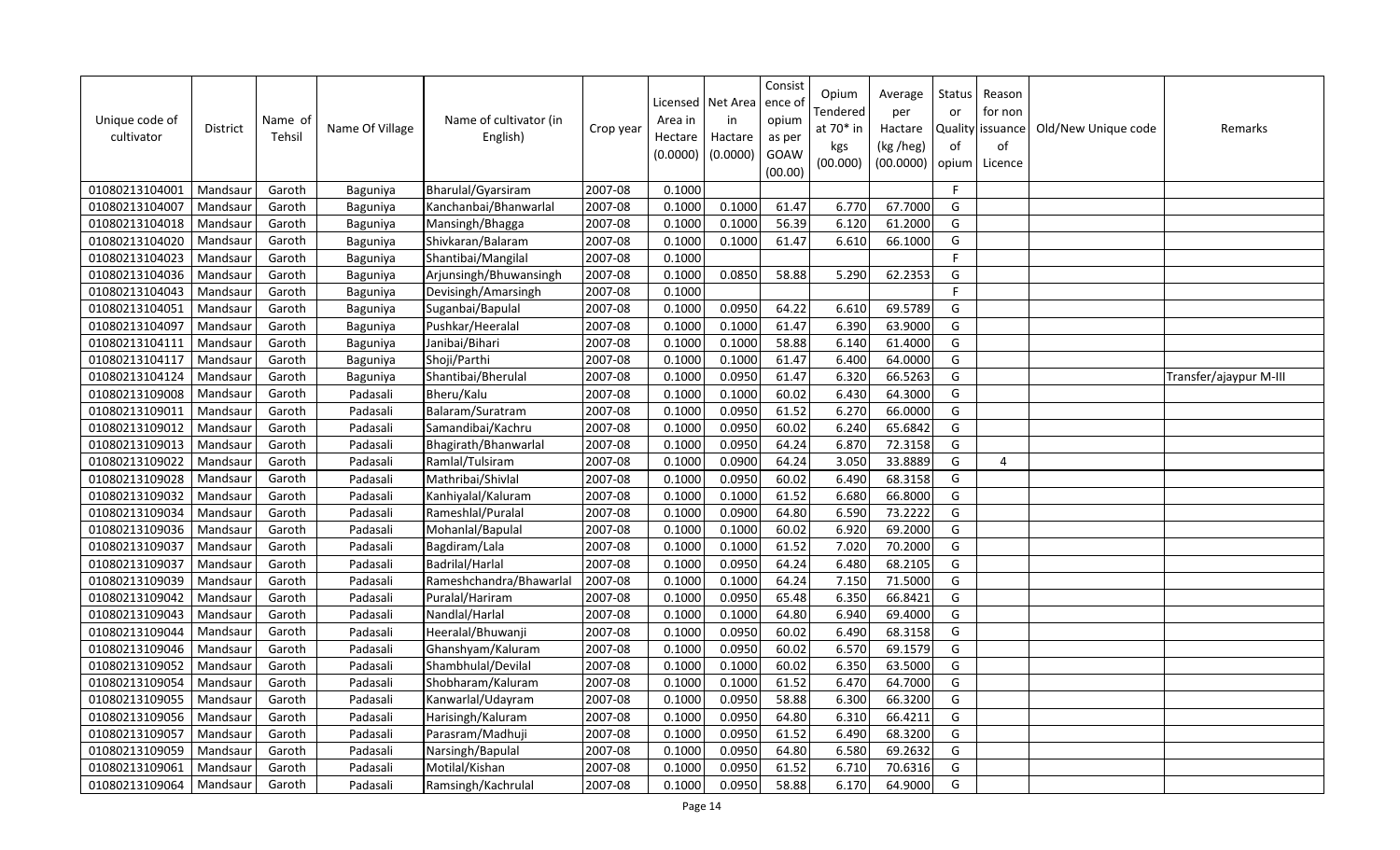| Unique code of cultivator | District | Name of Tehsil | Name Of Village | Name of cultivator (in English) | Crop year | Licensed Area in Hectare (0.0000) | Net Area in Hactare (0.0000) | Consistence of opium as per GOAW (00.00) | Opium Tendered at 70* in kgs (00.000) | Average per Hactare (kg /heg) (00.0000) | Status or Quality of opium | Reason for non issuance of Licence | Old/New Unique code | Remarks |
|---|---|---|---|---|---|---|---|---|---|---|---|---|---|---|
| 01080213104001 | Mandsaur | Garoth | Baguniya | Bharulal/Gyarsiram | 2007-08 | 0.1000 | | | | | F | | | |
| 01080213104007 | Mandsaur | Garoth | Baguniya | Kanchanbai/Bhanwarlal | 2007-08 | 0.1000 | 0.1000 | 61.47 | 6.770 | 67.7000 | G | | | |
| 01080213104018 | Mandsaur | Garoth | Baguniya | Mansingh/Bhagga | 2007-08 | 0.1000 | 0.1000 | 56.39 | 6.120 | 61.2000 | G | | | |
| 01080213104020 | Mandsaur | Garoth | Baguniya | Shivkaran/Balaram | 2007-08 | 0.1000 | 0.1000 | 61.47 | 6.610 | 66.1000 | G | | | |
| 01080213104023 | Mandsaur | Garoth | Baguniya | Shantibai/Mangilal | 2007-08 | 0.1000 | | | | | F | | | |
| 01080213104036 | Mandsaur | Garoth | Baguniya | Arjunsingh/Bhuwansingh | 2007-08 | 0.1000 | 0.0850 | 58.88 | 5.290 | 62.2353 | G | | | |
| 01080213104043 | Mandsaur | Garoth | Baguniya | Devisingh/Amarsingh | 2007-08 | 0.1000 | | | | | F | | | |
| 01080213104051 | Mandsaur | Garoth | Baguniya | Suganbai/Bapulal | 2007-08 | 0.1000 | 0.0950 | 64.22 | 6.610 | 69.5789 | G | | | |
| 01080213104097 | Mandsaur | Garoth | Baguniya | Pushkar/Heeralal | 2007-08 | 0.1000 | 0.1000 | 61.47 | 6.390 | 63.9000 | G | | | |
| 01080213104111 | Mandsaur | Garoth | Baguniya | Janibai/Bihari | 2007-08 | 0.1000 | 0.1000 | 58.88 | 6.140 | 61.4000 | G | | | |
| 01080213104117 | Mandsaur | Garoth | Baguniya | Shoji/Parthi | 2007-08 | 0.1000 | 0.1000 | 61.47 | 6.400 | 64.0000 | G | | | |
| 01080213104124 | Mandsaur | Garoth | Baguniya | Shantibai/Bherulal | 2007-08 | 0.1000 | 0.0950 | 61.47 | 6.320 | 66.5263 | G | | | Transfer/ajaypur M-III |
| 01080213109008 | Mandsaur | Garoth | Padasali | Bheru/Kalu | 2007-08 | 0.1000 | 0.1000 | 60.02 | 6.430 | 64.3000 | G | | | |
| 01080213109011 | Mandsaur | Garoth | Padasali | Balaram/Suratram | 2007-08 | 0.1000 | 0.0950 | 61.52 | 6.270 | 66.0000 | G | | | |
| 01080213109012 | Mandsaur | Garoth | Padasali | Samandibai/Kachru | 2007-08 | 0.1000 | 0.0950 | 60.02 | 6.240 | 65.6842 | G | | | |
| 01080213109013 | Mandsaur | Garoth | Padasali | Bhagirath/Bhanwarlal | 2007-08 | 0.1000 | 0.0950 | 64.24 | 6.870 | 72.3158 | G | | | |
| 01080213109022 | Mandsaur | Garoth | Padasali | Ramlal/Tulsiram | 2007-08 | 0.1000 | 0.0900 | 64.24 | 3.050 | 33.8889 | G | 4 | | |
| 01080213109028 | Mandsaur | Garoth | Padasali | Mathribai/Shivlal | 2007-08 | 0.1000 | 0.0950 | 60.02 | 6.490 | 68.3158 | G | | | |
| 01080213109032 | Mandsaur | Garoth | Padasali | Kanhiyalal/Kaluram | 2007-08 | 0.1000 | 0.1000 | 61.52 | 6.680 | 66.8000 | G | | | |
| 01080213109034 | Mandsaur | Garoth | Padasali | Rameshlal/Puralal | 2007-08 | 0.1000 | 0.0900 | 64.80 | 6.590 | 73.2222 | G | | | |
| 01080213109036 | Mandsaur | Garoth | Padasali | Mohanlal/Bapulal | 2007-08 | 0.1000 | 0.1000 | 60.02 | 6.920 | 69.2000 | G | | | |
| 01080213109037 | Mandsaur | Garoth | Padasali | Bagdiram/Lala | 2007-08 | 0.1000 | 0.1000 | 61.52 | 7.020 | 70.2000 | G | | | |
| 01080213109037 | Mandsaur | Garoth | Padasali | Badrilal/Harlal | 2007-08 | 0.1000 | 0.0950 | 64.24 | 6.480 | 68.2105 | G | | | |
| 01080213109039 | Mandsaur | Garoth | Padasali | Rameshchandra/Bhawarlal | 2007-08 | 0.1000 | 0.1000 | 64.24 | 7.150 | 71.5000 | G | | | |
| 01080213109042 | Mandsaur | Garoth | Padasali | Puralal/Hariram | 2007-08 | 0.1000 | 0.0950 | 65.48 | 6.350 | 66.8421 | G | | | |
| 01080213109043 | Mandsaur | Garoth | Padasali | Nandlal/Harlal | 2007-08 | 0.1000 | 0.1000 | 64.80 | 6.940 | 69.4000 | G | | | |
| 01080213109044 | Mandsaur | Garoth | Padasali | Heeralal/Bhuwanji | 2007-08 | 0.1000 | 0.0950 | 60.02 | 6.490 | 68.3158 | G | | | |
| 01080213109046 | Mandsaur | Garoth | Padasali | Ghanshyam/Kaluram | 2007-08 | 0.1000 | 0.0950 | 60.02 | 6.570 | 69.1579 | G | | | |
| 01080213109052 | Mandsaur | Garoth | Padasali | Shambhulal/Devilal | 2007-08 | 0.1000 | 0.1000 | 60.02 | 6.350 | 63.5000 | G | | | |
| 01080213109054 | Mandsaur | Garoth | Padasali | Shobharam/Kaluram | 2007-08 | 0.1000 | 0.1000 | 61.52 | 6.470 | 64.7000 | G | | | |
| 01080213109055 | Mandsaur | Garoth | Padasali | Kanwarlal/Udayram | 2007-08 | 0.1000 | 0.0950 | 58.88 | 6.300 | 66.3200 | G | | | |
| 01080213109056 | Mandsaur | Garoth | Padasali | Harisingh/Kaluram | 2007-08 | 0.1000 | 0.0950 | 64.80 | 6.310 | 66.4211 | G | | | |
| 01080213109057 | Mandsaur | Garoth | Padasali | Parasram/Madhuji | 2007-08 | 0.1000 | 0.0950 | 61.52 | 6.490 | 68.3200 | G | | | |
| 01080213109059 | Mandsaur | Garoth | Padasali | Narsingh/Bapulal | 2007-08 | 0.1000 | 0.0950 | 64.80 | 6.580 | 69.2632 | G | | | |
| 01080213109061 | Mandsaur | Garoth | Padasali | Motilal/Kishan | 2007-08 | 0.1000 | 0.0950 | 61.52 | 6.710 | 70.6316 | G | | | |
| 01080213109064 | Mandsaur | Garoth | Padasali | Ramsingh/Kachrulal | 2007-08 | 0.1000 | 0.0950 | 58.88 | 6.170 | 64.9000 | G | | | |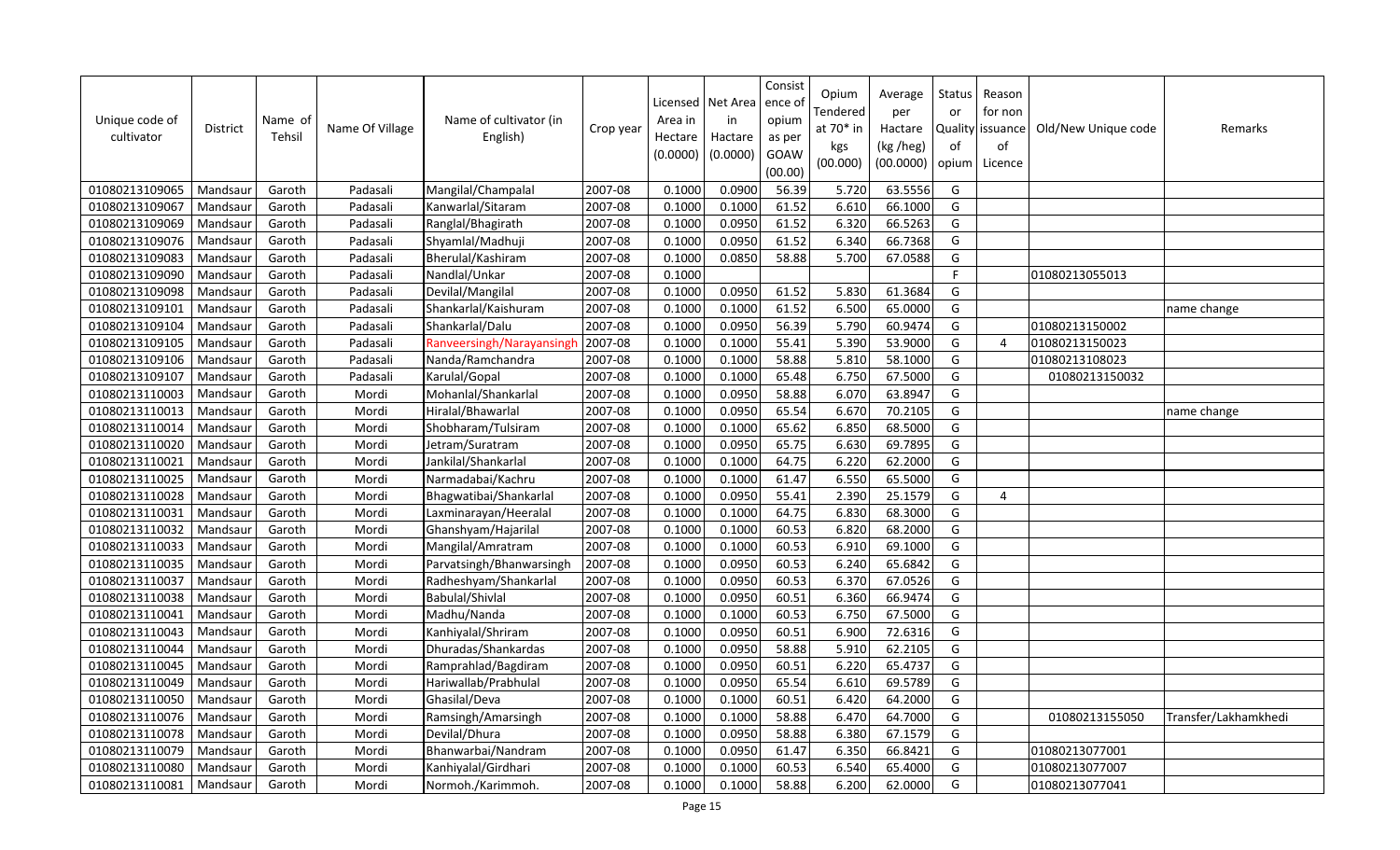| Unique code of cultivator | District | Name of Tehsil | Name Of Village | Name of cultivator (in English) | Crop year | Licensed Area in Hectare (0.0000) | Net Area in Hactare (0.0000) | Consistence of opium as per GOAW (00.00) | Opium Tendered at 70* in kgs (00.000) | Average per Hactare (kg /heg) (00.0000) | Status or Quality of opium | Reason for non issuance of Licence | Old/New Unique code | Remarks |
|---|---|---|---|---|---|---|---|---|---|---|---|---|---|---|
| 01080213109065 | Mandsaur | Garoth | Padasali | Mangilal/Champalal | 2007-08 | 0.1000 | 0.0900 | 56.39 | 5.720 | 63.5556 | G | | | |
| 01080213109067 | Mandsaur | Garoth | Padasali | Kanwarlal/Sitaram | 2007-08 | 0.1000 | 0.1000 | 61.52 | 6.610 | 66.1000 | G | | | |
| 01080213109069 | Mandsaur | Garoth | Padasali | Ranglal/Bhagirath | 2007-08 | 0.1000 | 0.0950 | 61.52 | 6.320 | 66.5263 | G | | | |
| 01080213109076 | Mandsaur | Garoth | Padasali | Shyamlal/Madhuji | 2007-08 | 0.1000 | 0.0950 | 61.52 | 6.340 | 66.7368 | G | | | |
| 01080213109083 | Mandsaur | Garoth | Padasali | Bherulal/Kashiram | 2007-08 | 0.1000 | 0.0850 | 58.88 | 5.700 | 67.0588 | G | | | |
| 01080213109090 | Mandsaur | Garoth | Padasali | Nandlal/Unkar | 2007-08 | 0.1000 | | | | | F | | 01080213055013 | |
| 01080213109098 | Mandsaur | Garoth | Padasali | Devilal/Mangilal | 2007-08 | 0.1000 | 0.0950 | 61.52 | 5.830 | 61.3684 | G | | | |
| 01080213109101 | Mandsaur | Garoth | Padasali | Shankarlal/Kaishuram | 2007-08 | 0.1000 | 0.1000 | 61.52 | 6.500 | 65.0000 | G | | | name change |
| 01080213109104 | Mandsaur | Garoth | Padasali | Shankarlal/Dalu | 2007-08 | 0.1000 | 0.0950 | 56.39 | 5.790 | 60.9474 | G | | 01080213150002 | |
| 01080213109105 | Mandsaur | Garoth | Padasali | Ranveersingh/Narayansingh | 2007-08 | 0.1000 | 0.1000 | 55.41 | 5.390 | 53.9000 | G | 4 | 01080213150023 | |
| 01080213109106 | Mandsaur | Garoth | Padasali | Nanda/Ramchandra | 2007-08 | 0.1000 | 0.1000 | 58.88 | 5.810 | 58.1000 | G | | 01080213108023 | |
| 01080213109107 | Mandsaur | Garoth | Padasali | Karulal/Gopal | 2007-08 | 0.1000 | 0.1000 | 65.48 | 6.750 | 67.5000 | G | | 01080213150032 | |
| 01080213110003 | Mandsaur | Garoth | Mordi | Mohanlal/Shankarlal | 2007-08 | 0.1000 | 0.0950 | 58.88 | 6.070 | 63.8947 | G | | | |
| 01080213110013 | Mandsaur | Garoth | Mordi | Hiralal/Bhawarlal | 2007-08 | 0.1000 | 0.0950 | 65.54 | 6.670 | 70.2105 | G | | | name change |
| 01080213110014 | Mandsaur | Garoth | Mordi | Shobharam/Tulsiram | 2007-08 | 0.1000 | 0.1000 | 65.62 | 6.850 | 68.5000 | G | | | |
| 01080213110020 | Mandsaur | Garoth | Mordi | Jetram/Suratram | 2007-08 | 0.1000 | 0.0950 | 65.75 | 6.630 | 69.7895 | G | | | |
| 01080213110021 | Mandsaur | Garoth | Mordi | Jankilal/Shankarlal | 2007-08 | 0.1000 | 0.1000 | 64.75 | 6.220 | 62.2000 | G | | | |
| 01080213110025 | Mandsaur | Garoth | Mordi | Narmadabai/Kachru | 2007-08 | 0.1000 | 0.1000 | 61.47 | 6.550 | 65.5000 | G | | | |
| 01080213110028 | Mandsaur | Garoth | Mordi | Bhagwatibai/Shankarlal | 2007-08 | 0.1000 | 0.0950 | 55.41 | 2.390 | 25.1579 | G | 4 | | |
| 01080213110031 | Mandsaur | Garoth | Mordi | Laxminarayan/Heeralal | 2007-08 | 0.1000 | 0.1000 | 64.75 | 6.830 | 68.3000 | G | | | |
| 01080213110032 | Mandsaur | Garoth | Mordi | Ghanshyam/Hajarilal | 2007-08 | 0.1000 | 0.1000 | 60.53 | 6.820 | 68.2000 | G | | | |
| 01080213110033 | Mandsaur | Garoth | Mordi | Mangilal/Amratram | 2007-08 | 0.1000 | 0.1000 | 60.53 | 6.910 | 69.1000 | G | | | |
| 01080213110035 | Mandsaur | Garoth | Mordi | Parvatsingh/Bhanwarsingh | 2007-08 | 0.1000 | 0.0950 | 60.53 | 6.240 | 65.6842 | G | | | |
| 01080213110037 | Mandsaur | Garoth | Mordi | Radheshyam/Shankarlal | 2007-08 | 0.1000 | 0.0950 | 60.53 | 6.370 | 67.0526 | G | | | |
| 01080213110038 | Mandsaur | Garoth | Mordi | Babulal/Shivlal | 2007-08 | 0.1000 | 0.0950 | 60.51 | 6.360 | 66.9474 | G | | | |
| 01080213110041 | Mandsaur | Garoth | Mordi | Madhu/Nanda | 2007-08 | 0.1000 | 0.1000 | 60.53 | 6.750 | 67.5000 | G | | | |
| 01080213110043 | Mandsaur | Garoth | Mordi | Kanhiyalal/Shriram | 2007-08 | 0.1000 | 0.0950 | 60.51 | 6.900 | 72.6316 | G | | | |
| 01080213110044 | Mandsaur | Garoth | Mordi | Dhuradas/Shankardas | 2007-08 | 0.1000 | 0.0950 | 58.88 | 5.910 | 62.2105 | G | | | |
| 01080213110045 | Mandsaur | Garoth | Mordi | Ramprahlad/Bagdiram | 2007-08 | 0.1000 | 0.0950 | 60.51 | 6.220 | 65.4737 | G | | | |
| 01080213110049 | Mandsaur | Garoth | Mordi | Hariwallab/Prabhulal | 2007-08 | 0.1000 | 0.0950 | 65.54 | 6.610 | 69.5789 | G | | | |
| 01080213110050 | Mandsaur | Garoth | Mordi | Ghasilal/Deva | 2007-08 | 0.1000 | 0.1000 | 60.51 | 6.420 | 64.2000 | G | | | |
| 01080213110076 | Mandsaur | Garoth | Mordi | Ramsingh/Amarsingh | 2007-08 | 0.1000 | 0.1000 | 58.88 | 6.470 | 64.7000 | G | | 01080213155050 | Transfer/Lakhamkhedi |
| 01080213110078 | Mandsaur | Garoth | Mordi | Devilal/Dhura | 2007-08 | 0.1000 | 0.0950 | 58.88 | 6.380 | 67.1579 | G | | | |
| 01080213110079 | Mandsaur | Garoth | Mordi | Bhanwarbai/Nandram | 2007-08 | 0.1000 | 0.0950 | 61.47 | 6.350 | 66.8421 | G | | 01080213077001 | |
| 01080213110080 | Mandsaur | Garoth | Mordi | Kanhiyalal/Girdhari | 2007-08 | 0.1000 | 0.1000 | 60.53 | 6.540 | 65.4000 | G | | 01080213077007 | |
| 01080213110081 | Mandsaur | Garoth | Mordi | Normoh./Karimmoh. | 2007-08 | 0.1000 | 0.1000 | 58.88 | 6.200 | 62.0000 | G | | 01080213077041 | |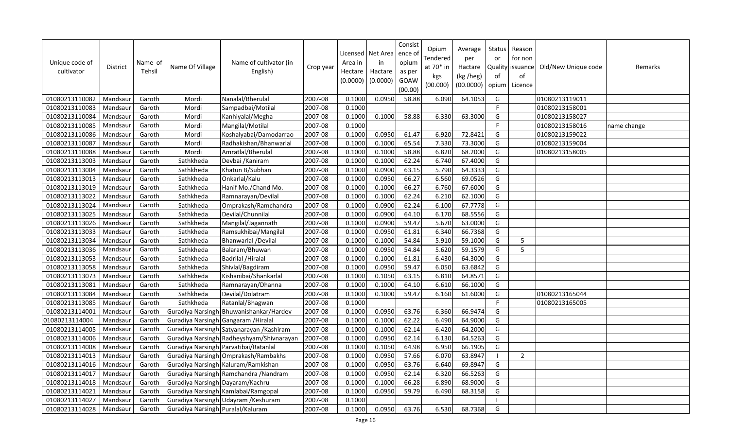| Unique code of cultivator | District | Name of Tehsil | Name Of Village | Name of cultivator (in English) | Crop year | Licensed Area in Hectare (0.0000) | Net Area in Hactare (0.0000) | Consistence of opium as per GOAW (00.00) | Opium Tendered at 70* in kgs (00.000) | Average per Hactare (kg /heg) (00.0000) | Status or Quality of opium | Reason for non issuance of Licence | Old/New Unique code | Remarks |
|---|---|---|---|---|---|---|---|---|---|---|---|---|---|---|
| 01080213110082 | Mandsaur | Garoth | Mordi | Nanalal/Bherulal | 2007-08 | 0.1000 | 0.0950 | 58.88 | 6.090 | 64.1053 | G | | 01080213119011 | |
| 01080213110083 | Mandsaur | Garoth | Mordi | Sampadbai/Motilal | 2007-08 | 0.1000 | | | | | F | | 01080213158001 | |
| 01080213110084 | Mandsaur | Garoth | Mordi | Kanhiyalal/Megha | 2007-08 | 0.1000 | 0.1000 | 58.88 | 6.330 | 63.3000 | G | | 01080213158027 | |
| 01080213110085 | Mandsaur | Garoth | Mordi | Mangilal/Motilal | 2007-08 | 0.1000 | | | | | F | | 01080213158016 | name change |
| 01080213110086 | Mandsaur | Garoth | Mordi | Koshalyabai/Damodarrao | 2007-08 | 0.1000 | 0.0950 | 61.47 | 6.920 | 72.8421 | G | | 01080213159022 | |
| 01080213110087 | Mandsaur | Garoth | Mordi | Radhakishan/Bhanwarlal | 2007-08 | 0.1000 | 0.1000 | 65.54 | 7.330 | 73.3000 | G | | 01080213159004 | |
| 01080213110088 | Mandsaur | Garoth | Mordi | Amratlal/Bherulal | 2007-08 | 0.1000 | 0.1000 | 58.88 | 6.820 | 68.2000 | G | | 01080213158005 | |
| 01080213113003 | Mandsaur | Garoth | Sathkheda | Devbai /Kaniram | 2007-08 | 0.1000 | 0.1000 | 62.24 | 6.740 | 67.4000 | G | | | |
| 01080213113004 | Mandsaur | Garoth | Sathkheda | Khatun B/Subhan | 2007-08 | 0.1000 | 0.0900 | 63.15 | 5.790 | 64.3333 | G | | | |
| 01080213113013 | Mandsaur | Garoth | Sathkheda | Onkarlal/Kalu | 2007-08 | 0.1000 | 0.0950 | 66.27 | 6.560 | 69.0526 | G | | | |
| 01080213113019 | Mandsaur | Garoth | Sathkheda | Hanif Mo./Chand Mo. | 2007-08 | 0.1000 | 0.1000 | 66.27 | 6.760 | 67.6000 | G | | | |
| 01080213113022 | Mandsaur | Garoth | Sathkheda | Ramnarayan/Devilal | 2007-08 | 0.1000 | 0.1000 | 62.24 | 6.210 | 62.1000 | G | | | |
| 01080213113024 | Mandsaur | Garoth | Sathkheda | Omprakash/Ramchandra | 2007-08 | 0.1000 | 0.0900 | 62.24 | 6.100 | 67.7778 | G | | | |
| 01080213113025 | Mandsaur | Garoth | Sathkheda | Devilal/Chunnilal | 2007-08 | 0.1000 | 0.0900 | 64.10 | 6.170 | 68.5556 | G | | | |
| 01080213113026 | Mandsaur | Garoth | Sathkheda | Mangilal/Jagannath | 2007-08 | 0.1000 | 0.0900 | 59.47 | 5.670 | 63.0000 | G | | | |
| 01080213113033 | Mandsaur | Garoth | Sathkheda | Ramsukhibai/Mangilal | 2007-08 | 0.1000 | 0.0950 | 61.81 | 6.340 | 66.7368 | G | | | |
| 01080213113034 | Mandsaur | Garoth | Sathkheda | Bhanwarlal /Devilal | 2007-08 | 0.1000 | 0.1000 | 54.84 | 5.910 | 59.1000 | G | 5 | | |
| 01080213113036 | Mandsaur | Garoth | Sathkheda | Balaram/Bhuwan | 2007-08 | 0.1000 | 0.0950 | 54.84 | 5.620 | 59.1579 | G | 5 | | |
| 01080213113053 | Mandsaur | Garoth | Sathkheda | Badrilal /Hiralal | 2007-08 | 0.1000 | 0.1000 | 61.81 | 6.430 | 64.3000 | G | | | |
| 01080213113058 | Mandsaur | Garoth | Sathkheda | Shivlal/Bagdiram | 2007-08 | 0.1000 | 0.0950 | 59.47 | 6.050 | 63.6842 | G | | | |
| 01080213113073 | Mandsaur | Garoth | Sathkheda | Kishanibai/Shankarlal | 2007-08 | 0.1000 | 0.1050 | 63.15 | 6.810 | 64.8571 | G | | | |
| 01080213113081 | Mandsaur | Garoth | Sathkheda | Ramnarayan/Dhanna | 2007-08 | 0.1000 | 0.1000 | 64.10 | 6.610 | 66.1000 | G | | | |
| 01080213113084 | Mandsaur | Garoth | Sathkheda | Devilal/Dolatram | 2007-08 | 0.1000 | 0.1000 | 59.47 | 6.160 | 61.6000 | G | | 01080213165044 | |
| 01080213113085 | Mandsaur | Garoth | Sathkheda | Ratanlal/Bhagwan | 2007-08 | 0.1000 | | | | | F | | 01080213165005 | |
| 01080213114001 | Mandsaur | Garoth | Guradiya Narsingh | Bhuwanishankar/Hardev | 2007-08 | 0.1000 | 0.0950 | 63.76 | 6.360 | 66.9474 | G | | | |
| 01080213114004 | Mandsaur | Garoth | Guradiya Narsingh | Gangaram /Hiralal | 2007-08 | 0.1000 | 0.1000 | 62.22 | 6.490 | 64.9000 | G | | | |
| 01080213114005 | Mandsaur | Garoth | Guradiya Narsingh | Satyanarayan /Kashiram | 2007-08 | 0.1000 | 0.1000 | 62.14 | 6.420 | 64.2000 | G | | | |
| 01080213114006 | Mandsaur | Garoth | Guradiya Narsingh | Radheyshyam/Shivnarayan | 2007-08 | 0.1000 | 0.0950 | 62.14 | 6.130 | 64.5263 | G | | | |
| 01080213114008 | Mandsaur | Garoth | Guradiya Narsingh | Parvatibai/Ratanlal | 2007-08 | 0.1000 | 0.1050 | 64.98 | 6.950 | 66.1905 | G | | | |
| 01080213114013 | Mandsaur | Garoth | Guradiya Narsingh | Omprakash/Rambakhs | 2007-08 | 0.1000 | 0.0950 | 57.66 | 6.070 | 63.8947 | I | 2 | | |
| 01080213114016 | Mandsaur | Garoth | Guradiya Narsingh | Kaluram/Ramkishan | 2007-08 | 0.1000 | 0.0950 | 63.76 | 6.640 | 69.8947 | G | | | |
| 01080213114017 | Mandsaur | Garoth | Guradiya Narsingh | Ramchandra /Nandram | 2007-08 | 0.1000 | 0.0950 | 62.14 | 6.320 | 66.5263 | G | | | |
| 01080213114018 | Mandsaur | Garoth | Guradiya Narsingh | Dayaram/Kachru | 2007-08 | 0.1000 | 0.1000 | 66.28 | 6.890 | 68.9000 | G | | | |
| 01080213114021 | Mandsaur | Garoth | Guradiya Narsingh | Kamlabai/Ramgopal | 2007-08 | 0.1000 | 0.0950 | 59.79 | 6.490 | 68.3158 | G | | | |
| 01080213114027 | Mandsaur | Garoth | Guradiya Narsingh | Udayram /Keshuram | 2007-08 | 0.1000 | | | | | F | | | |
| 01080213114028 | Mandsaur | Garoth | Guradiya Narsingh | Puralal/Kaluram | 2007-08 | 0.1000 | 0.0950 | 63.76 | 6.530 | 68.7368 | G | | | |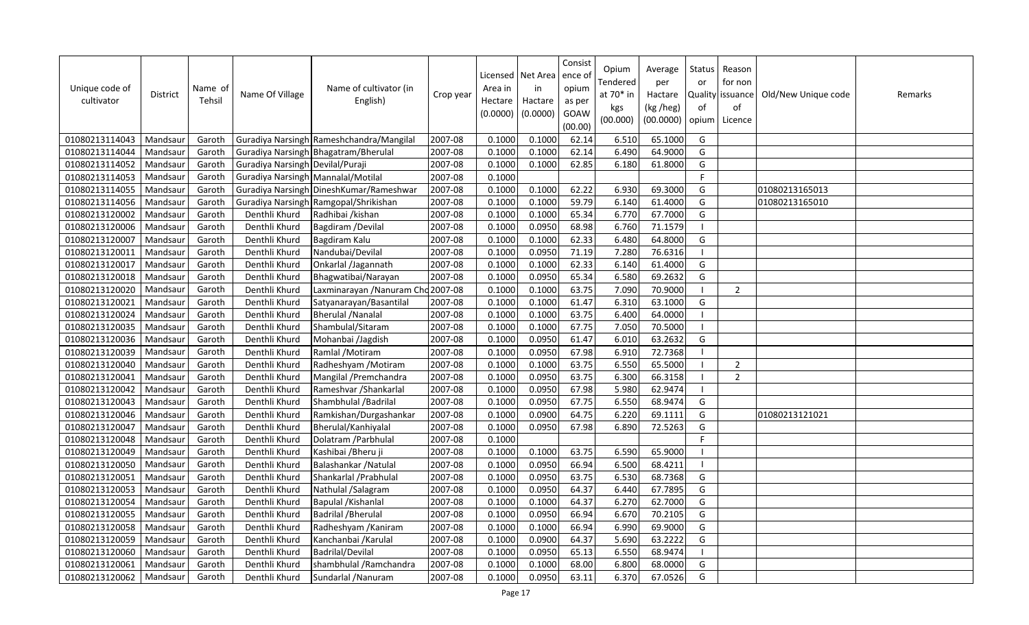| Unique code of cultivator | District | Name of Tehsil | Name Of Village | Name of cultivator (in English) | Crop year | Licensed Area in Hectare (0.0000) | Net Area in Hactare (0.0000) | Consistence of opium as per GOAW (00.00) | Opium Tendered at 70* in kgs (00.000) | Average per Hactare (kg /heg) (00.0000) | Status or Quality of opium | Reason for non issuance of Licence | Old/New Unique code | Remarks |
|---|---|---|---|---|---|---|---|---|---|---|---|---|---|---|
| 01080213114043 | Mandsaur | Garoth | Guradiya Narsingh | Rameshchandra/Mangilal | 2007-08 | 0.1000 | 0.1000 | 62.14 | 6.510 | 65.1000 | G | | | |
| 01080213114044 | Mandsaur | Garoth | Guradiya Narsingh | Bhagatram/Bherulal | 2007-08 | 0.1000 | 0.1000 | 62.14 | 6.490 | 64.9000 | G | | | |
| 01080213114052 | Mandsaur | Garoth | Guradiya Narsingh | Devilal/Puraji | 2007-08 | 0.1000 | 0.1000 | 62.85 | 6.180 | 61.8000 | G | | | |
| 01080213114053 | Mandsaur | Garoth | Guradiya Narsingh | Mannalal/Motilal | 2007-08 | 0.1000 | | | | | F | | | |
| 01080213114055 | Mandsaur | Garoth | Guradiya Narsingh | DineshKumar/Rameshwar | 2007-08 | 0.1000 | 0.1000 | 62.22 | 6.930 | 69.3000 | G | | 01080213165013 | |
| 01080213114056 | Mandsaur | Garoth | Guradiya Narsingh | Ramgopal/Shrikishan | 2007-08 | 0.1000 | 0.1000 | 59.79 | 6.140 | 61.4000 | G | | 01080213165010 | |
| 01080213120002 | Mandsaur | Garoth | Denthli Khurd | Radhibai /kishan | 2007-08 | 0.1000 | 0.1000 | 65.34 | 6.770 | 67.7000 | G | | | |
| 01080213120006 | Mandsaur | Garoth | Denthli Khurd | Bagdiram /Devilal | 2007-08 | 0.1000 | 0.0950 | 68.98 | 6.760 | 71.1579 | I | | | |
| 01080213120007 | Mandsaur | Garoth | Denthli Khurd | Bagdiram Kalu | 2007-08 | 0.1000 | 0.1000 | 62.33 | 6.480 | 64.8000 | G | | | |
| 01080213120011 | Mandsaur | Garoth | Denthli Khurd | Nandubai/Devilal | 2007-08 | 0.1000 | 0.0950 | 71.19 | 7.280 | 76.6316 | I | | | |
| 01080213120017 | Mandsaur | Garoth | Denthli Khurd | Onkarlal /Jagannath | 2007-08 | 0.1000 | 0.1000 | 62.33 | 6.140 | 61.4000 | G | | | |
| 01080213120018 | Mandsaur | Garoth | Denthli Khurd | Bhagwatibai/Narayan | 2007-08 | 0.1000 | 0.0950 | 65.34 | 6.580 | 69.2632 | G | | | |
| 01080213120020 | Mandsaur | Garoth | Denthli Khurd | Laxminarayan /Nanuram Cho | 2007-08 | 0.1000 | 0.1000 | 63.75 | 7.090 | 70.9000 | I | 2 | | |
| 01080213120021 | Mandsaur | Garoth | Denthli Khurd | Satyanarayan/Basantilal | 2007-08 | 0.1000 | 0.1000 | 61.47 | 6.310 | 63.1000 | G | | | |
| 01080213120024 | Mandsaur | Garoth | Denthli Khurd | Bherulal /Nanalal | 2007-08 | 0.1000 | 0.1000 | 63.75 | 6.400 | 64.0000 | I | | | |
| 01080213120035 | Mandsaur | Garoth | Denthli Khurd | Shambulal/Sitaram | 2007-08 | 0.1000 | 0.1000 | 67.75 | 7.050 | 70.5000 | I | | | |
| 01080213120036 | Mandsaur | Garoth | Denthli Khurd | Mohanbai /Jagdish | 2007-08 | 0.1000 | 0.0950 | 61.47 | 6.010 | 63.2632 | G | | | |
| 01080213120039 | Mandsaur | Garoth | Denthli Khurd | Ramlal /Motiram | 2007-08 | 0.1000 | 0.0950 | 67.98 | 6.910 | 72.7368 | I | | | |
| 01080213120040 | Mandsaur | Garoth | Denthli Khurd | Radheshyam /Motiram | 2007-08 | 0.1000 | 0.1000 | 63.75 | 6.550 | 65.5000 | I | 2 | | |
| 01080213120041 | Mandsaur | Garoth | Denthli Khurd | Mangilal /Premchandra | 2007-08 | 0.1000 | 0.0950 | 63.75 | 6.300 | 66.3158 | I | 2 | | |
| 01080213120042 | Mandsaur | Garoth | Denthli Khurd | Rameshvar /Shankarlal | 2007-08 | 0.1000 | 0.0950 | 67.98 | 5.980 | 62.9474 | I | | | |
| 01080213120043 | Mandsaur | Garoth | Denthli Khurd | Shambhulal /Badrilal | 2007-08 | 0.1000 | 0.0950 | 67.75 | 6.550 | 68.9474 | G | | | |
| 01080213120046 | Mandsaur | Garoth | Denthli Khurd | Ramkishan/Durgashankar | 2007-08 | 0.1000 | 0.0900 | 64.75 | 6.220 | 69.1111 | G | | 01080213121021 | |
| 01080213120047 | Mandsaur | Garoth | Denthli Khurd | Bherulal/Kanhiyalal | 2007-08 | 0.1000 | 0.0950 | 67.98 | 6.890 | 72.5263 | G | | | |
| 01080213120048 | Mandsaur | Garoth | Denthli Khurd | Dolatram /Parbhulal | 2007-08 | 0.1000 | | | | | F | | | |
| 01080213120049 | Mandsaur | Garoth | Denthli Khurd | Kashibai /Bheru ji | 2007-08 | 0.1000 | 0.1000 | 63.75 | 6.590 | 65.9000 | I | | | |
| 01080213120050 | Mandsaur | Garoth | Denthli Khurd | Balashankar /Natulal | 2007-08 | 0.1000 | 0.0950 | 66.94 | 6.500 | 68.4211 | I | | | |
| 01080213120051 | Mandsaur | Garoth | Denthli Khurd | Shankarlal /Prabhulal | 2007-08 | 0.1000 | 0.0950 | 63.75 | 6.530 | 68.7368 | G | | | |
| 01080213120053 | Mandsaur | Garoth | Denthli Khurd | Nathulal /Salagram | 2007-08 | 0.1000 | 0.0950 | 64.37 | 6.440 | 67.7895 | G | | | |
| 01080213120054 | Mandsaur | Garoth | Denthli Khurd | Bapulal /Kishanlal | 2007-08 | 0.1000 | 0.1000 | 64.37 | 6.270 | 62.7000 | G | | | |
| 01080213120055 | Mandsaur | Garoth | Denthli Khurd | Badrilal /Bherulal | 2007-08 | 0.1000 | 0.0950 | 66.94 | 6.670 | 70.2105 | G | | | |
| 01080213120058 | Mandsaur | Garoth | Denthli Khurd | Radheshyam /Kaniram | 2007-08 | 0.1000 | 0.1000 | 66.94 | 6.990 | 69.9000 | G | | | |
| 01080213120059 | Mandsaur | Garoth | Denthli Khurd | Kanchanbai /Karulal | 2007-08 | 0.1000 | 0.0900 | 64.37 | 5.690 | 63.2222 | G | | | |
| 01080213120060 | Mandsaur | Garoth | Denthli Khurd | Badrilal/Devilal | 2007-08 | 0.1000 | 0.0950 | 65.13 | 6.550 | 68.9474 | I | | | |
| 01080213120061 | Mandsaur | Garoth | Denthli Khurd | shambhulal /Ramchandra | 2007-08 | 0.1000 | 0.1000 | 68.00 | 6.800 | 68.0000 | G | | | |
| 01080213120062 | Mandsaur | Garoth | Denthli Khurd | Sundarlal /Nanuram | 2007-08 | 0.1000 | 0.0950 | 63.11 | 6.370 | 67.0526 | G | | | |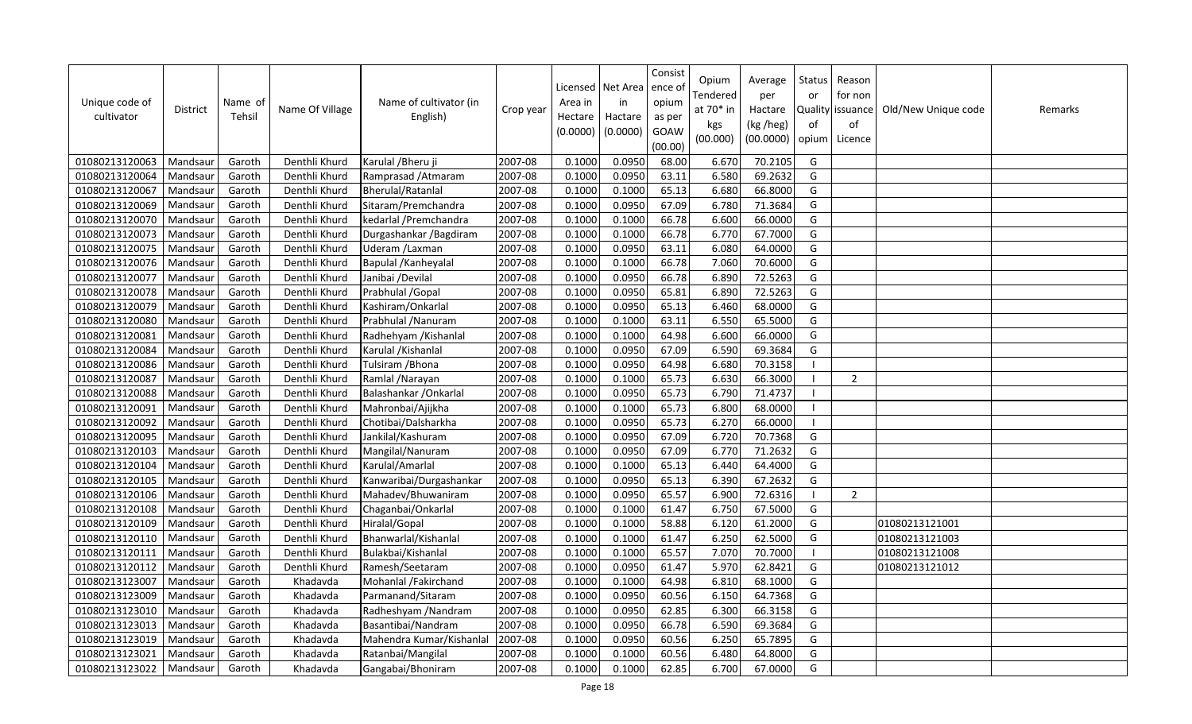| Unique code of cultivator | District | Name of Tehsil | Name Of Village | Name of cultivator (in English) | Crop year | Licensed Area in Hectare (0.0000) | Net Area in Hactare (0.0000) | Consistence of opium as per GOAW (00.00) | Opium Tendered at 70* in kgs (00.000) | Average per Hactare (kg /heg) (00.0000) | Status or Quality of opium | Reason for non issuance of Licence | Old/New Unique code | Remarks |
|---|---|---|---|---|---|---|---|---|---|---|---|---|---|---|
| 01080213120063 | Mandsaur | Garoth | Denthli Khurd | Karulal /Bheru ji | 2007-08 | 0.1000 | 0.0950 | 68.00 | 6.670 | 70.2105 | G | | | |
| 01080213120064 | Mandsaur | Garoth | Denthli Khurd | Ramprasad /Atmaram | 2007-08 | 0.1000 | 0.0950 | 63.11 | 6.580 | 69.2632 | G | | | |
| 01080213120067 | Mandsaur | Garoth | Denthli Khurd | Bherulal/Ratanlal | 2007-08 | 0.1000 | 0.1000 | 65.13 | 6.680 | 66.8000 | G | | | |
| 01080213120069 | Mandsaur | Garoth | Denthli Khurd | Sitaram/Premchandra | 2007-08 | 0.1000 | 0.0950 | 67.09 | 6.780 | 71.3684 | G | | | |
| 01080213120070 | Mandsaur | Garoth | Denthli Khurd | kedarlal /Premchandra | 2007-08 | 0.1000 | 0.1000 | 66.78 | 6.600 | 66.0000 | G | | | |
| 01080213120073 | Mandsaur | Garoth | Denthli Khurd | Durgashankar /Bagdiram | 2007-08 | 0.1000 | 0.1000 | 66.78 | 6.770 | 67.7000 | G | | | |
| 01080213120075 | Mandsaur | Garoth | Denthli Khurd | Uderam /Laxman | 2007-08 | 0.1000 | 0.0950 | 63.11 | 6.080 | 64.0000 | G | | | |
| 01080213120076 | Mandsaur | Garoth | Denthli Khurd | Bapulal /Kanheyalal | 2007-08 | 0.1000 | 0.1000 | 66.78 | 7.060 | 70.6000 | G | | | |
| 01080213120077 | Mandsaur | Garoth | Denthli Khurd | Janibai /Devilal | 2007-08 | 0.1000 | 0.0950 | 66.78 | 6.890 | 72.5263 | G | | | |
| 01080213120078 | Mandsaur | Garoth | Denthli Khurd | Prabhulal /Gopal | 2007-08 | 0.1000 | 0.0950 | 65.81 | 6.890 | 72.5263 | G | | | |
| 01080213120079 | Mandsaur | Garoth | Denthli Khurd | Kashiram/Onkarlal | 2007-08 | 0.1000 | 0.0950 | 65.13 | 6.460 | 68.0000 | G | | | |
| 01080213120080 | Mandsaur | Garoth | Denthli Khurd | Prabhulal /Nanuram | 2007-08 | 0.1000 | 0.1000 | 63.11 | 6.550 | 65.5000 | G | | | |
| 01080213120081 | Mandsaur | Garoth | Denthli Khurd | Radhehyam /Kishanlal | 2007-08 | 0.1000 | 0.1000 | 64.98 | 6.600 | 66.0000 | G | | | |
| 01080213120084 | Mandsaur | Garoth | Denthli Khurd | Karulal /Kishanlal | 2007-08 | 0.1000 | 0.0950 | 67.09 | 6.590 | 69.3684 | G | | | |
| 01080213120086 | Mandsaur | Garoth | Denthli Khurd | Tulsiram /Bhona | 2007-08 | 0.1000 | 0.0950 | 64.98 | 6.680 | 70.3158 | I | | | |
| 01080213120087 | Mandsaur | Garoth | Denthli Khurd | Ramlal /Narayan | 2007-08 | 0.1000 | 0.1000 | 65.73 | 6.630 | 66.3000 | I | 2 | | |
| 01080213120088 | Mandsaur | Garoth | Denthli Khurd | Balashankar /Onkarlal | 2007-08 | 0.1000 | 0.0950 | 65.73 | 6.790 | 71.4737 | I | | | |
| 01080213120091 | Mandsaur | Garoth | Denthli Khurd | Mahronbai/Ajijkha | 2007-08 | 0.1000 | 0.1000 | 65.73 | 6.800 | 68.0000 | I | | | |
| 01080213120092 | Mandsaur | Garoth | Denthli Khurd | Chotibai/Dalsharkha | 2007-08 | 0.1000 | 0.0950 | 65.73 | 6.270 | 66.0000 | I | | | |
| 01080213120095 | Mandsaur | Garoth | Denthli Khurd | Jankilal/Kashuram | 2007-08 | 0.1000 | 0.0950 | 67.09 | 6.720 | 70.7368 | G | | | |
| 01080213120103 | Mandsaur | Garoth | Denthli Khurd | Mangilal/Nanuram | 2007-08 | 0.1000 | 0.0950 | 67.09 | 6.770 | 71.2632 | G | | | |
| 01080213120104 | Mandsaur | Garoth | Denthli Khurd | Karulal/Amarlal | 2007-08 | 0.1000 | 0.1000 | 65.13 | 6.440 | 64.4000 | G | | | |
| 01080213120105 | Mandsaur | Garoth | Denthli Khurd | Kanwaribai/Durgashankar | 2007-08 | 0.1000 | 0.0950 | 65.13 | 6.390 | 67.2632 | G | | | |
| 01080213120106 | Mandsaur | Garoth | Denthli Khurd | Mahadev/Bhuwaniram | 2007-08 | 0.1000 | 0.0950 | 65.57 | 6.900 | 72.6316 | I | 2 | | |
| 01080213120108 | Mandsaur | Garoth | Denthli Khurd | Chaganbai/Onkarlal | 2007-08 | 0.1000 | 0.1000 | 61.47 | 6.750 | 67.5000 | G | | | |
| 01080213120109 | Mandsaur | Garoth | Denthli Khurd | Hiralal/Gopal | 2007-08 | 0.1000 | 0.1000 | 58.88 | 6.120 | 61.2000 | G | | 01080213121001 | |
| 01080213120110 | Mandsaur | Garoth | Denthli Khurd | Bhanwarlal/Kishanlal | 2007-08 | 0.1000 | 0.1000 | 61.47 | 6.250 | 62.5000 | G | | 01080213121003 | |
| 01080213120111 | Mandsaur | Garoth | Denthli Khurd | Bulakbai/Kishanlal | 2007-08 | 0.1000 | 0.1000 | 65.57 | 7.070 | 70.7000 | I | | 01080213121008 | |
| 01080213120112 | Mandsaur | Garoth | Denthli Khurd | Ramesh/Seetaram | 2007-08 | 0.1000 | 0.0950 | 61.47 | 5.970 | 62.8421 | G | | 01080213121012 | |
| 01080213123007 | Mandsaur | Garoth | Khadavda | Mohanlal /Fakirchand | 2007-08 | 0.1000 | 0.1000 | 64.98 | 6.810 | 68.1000 | G | | | |
| 01080213123009 | Mandsaur | Garoth | Khadavda | Parmanand/Sitaram | 2007-08 | 0.1000 | 0.0950 | 60.56 | 6.150 | 64.7368 | G | | | |
| 01080213123010 | Mandsaur | Garoth | Khadavda | Radheshyam /Nandram | 2007-08 | 0.1000 | 0.0950 | 62.85 | 6.300 | 66.3158 | G | | | |
| 01080213123013 | Mandsaur | Garoth | Khadavda | Basantibai/Nandram | 2007-08 | 0.1000 | 0.0950 | 66.78 | 6.590 | 69.3684 | G | | | |
| 01080213123019 | Mandsaur | Garoth | Khadavda | Mahendra Kumar/Kishanlal | 2007-08 | 0.1000 | 0.0950 | 60.56 | 6.250 | 65.7895 | G | | | |
| 01080213123021 | Mandsaur | Garoth | Khadavda | Ratanbai/Mangilal | 2007-08 | 0.1000 | 0.1000 | 60.56 | 6.480 | 64.8000 | G | | | |
| 01080213123022 | Mandsaur | Garoth | Khadavda | Gangabai/Bhoniram | 2007-08 | 0.1000 | 0.1000 | 62.85 | 6.700 | 67.0000 | G | | | |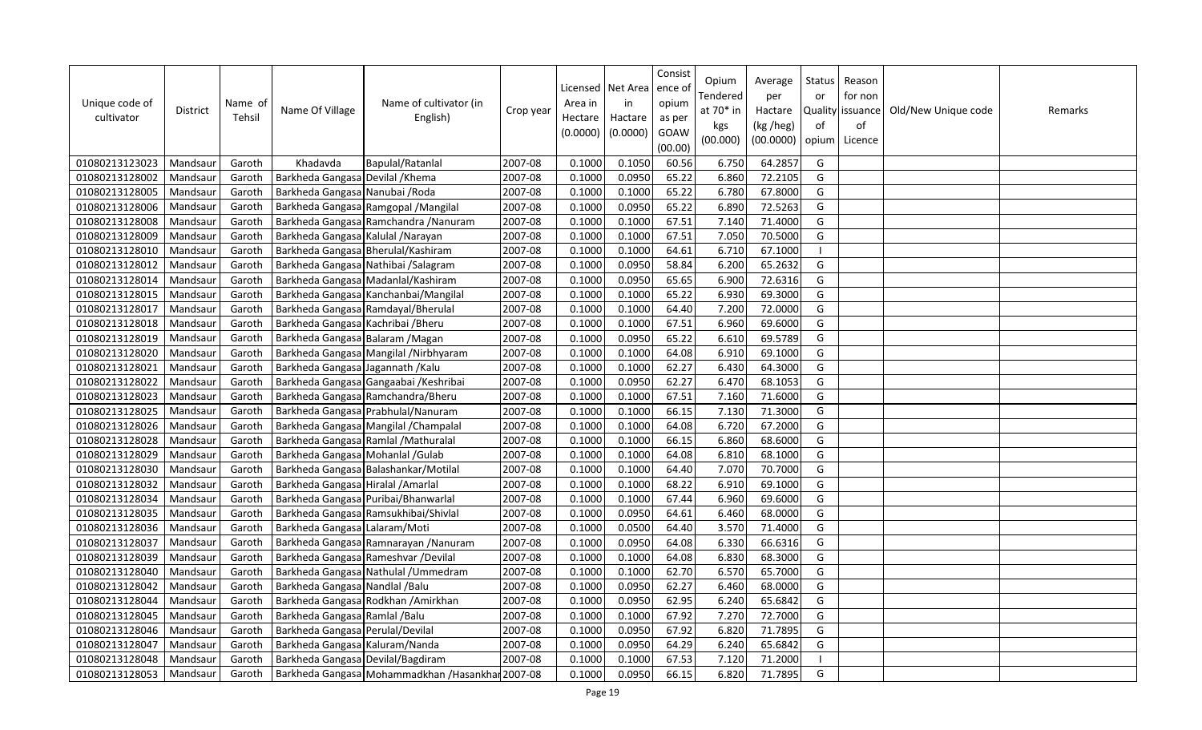| Unique code of cultivator | District | Name of Tehsil | Name Of Village | Name of cultivator (in English) | Crop year | Licensed Area in Hectare (0.0000) | Net Area in Hactare (0.0000) | Consistence of opium as per GOAW (00.00) | Opium Tendered at 70* in kgs (00.000) | Average per Hactare (kg /heg) (00.0000) | Status or Quality of opium | Reason for non issuance of Licence | Old/New Unique code | Remarks |
|---|---|---|---|---|---|---|---|---|---|---|---|---|---|---|
| 01080213123023 | Mandsaur | Garoth | Khadavda | Bapulal/Ratanlal | 2007-08 | 0.1000 | 0.1050 | 60.56 | 6.750 | 64.2857 | G | | | |
| 01080213128002 | Mandsaur | Garoth | Barkheda Gangasa | Devilal /Khema | 2007-08 | 0.1000 | 0.0950 | 65.22 | 6.860 | 72.2105 | G | | | |
| 01080213128005 | Mandsaur | Garoth | Barkheda Gangasa | Nanubai /Roda | 2007-08 | 0.1000 | 0.1000 | 65.22 | 6.780 | 67.8000 | G | | | |
| 01080213128006 | Mandsaur | Garoth | Barkheda Gangasa | Ramgopal /Mangilal | 2007-08 | 0.1000 | 0.0950 | 65.22 | 6.890 | 72.5263 | G | | | |
| 01080213128008 | Mandsaur | Garoth | Barkheda Gangasa | Ramchandra /Nanuram | 2007-08 | 0.1000 | 0.1000 | 67.51 | 7.140 | 71.4000 | G | | | |
| 01080213128009 | Mandsaur | Garoth | Barkheda Gangasa | Kalulal /Narayan | 2007-08 | 0.1000 | 0.1000 | 67.51 | 7.050 | 70.5000 | G | | | |
| 01080213128010 | Mandsaur | Garoth | Barkheda Gangasa | Bherulal/Kashiram | 2007-08 | 0.1000 | 0.1000 | 64.61 | 6.710 | 67.1000 | I | | | |
| 01080213128012 | Mandsaur | Garoth | Barkheda Gangasa | Nathibai /Salagram | 2007-08 | 0.1000 | 0.0950 | 58.84 | 6.200 | 65.2632 | G | | | |
| 01080213128014 | Mandsaur | Garoth | Barkheda Gangasa | Madanlal/Kashiram | 2007-08 | 0.1000 | 0.0950 | 65.65 | 6.900 | 72.6316 | G | | | |
| 01080213128015 | Mandsaur | Garoth | Barkheda Gangasa | Kanchanbai/Mangilal | 2007-08 | 0.1000 | 0.1000 | 65.22 | 6.930 | 69.3000 | G | | | |
| 01080213128017 | Mandsaur | Garoth | Barkheda Gangasa | Ramdayal/Bherulal | 2007-08 | 0.1000 | 0.1000 | 64.40 | 7.200 | 72.0000 | G | | | |
| 01080213128018 | Mandsaur | Garoth | Barkheda Gangasa | Kachribai /Bheru | 2007-08 | 0.1000 | 0.1000 | 67.51 | 6.960 | 69.6000 | G | | | |
| 01080213128019 | Mandsaur | Garoth | Barkheda Gangasa | Balaram /Magan | 2007-08 | 0.1000 | 0.0950 | 65.22 | 6.610 | 69.5789 | G | | | |
| 01080213128020 | Mandsaur | Garoth | Barkheda Gangasa | Mangilal /Nirbhyaram | 2007-08 | 0.1000 | 0.1000 | 64.08 | 6.910 | 69.1000 | G | | | |
| 01080213128021 | Mandsaur | Garoth | Barkheda Gangasa | Jagannath /Kalu | 2007-08 | 0.1000 | 0.1000 | 62.27 | 6.430 | 64.3000 | G | | | |
| 01080213128022 | Mandsaur | Garoth | Barkheda Gangasa | Gangaabai /Keshribai | 2007-08 | 0.1000 | 0.0950 | 62.27 | 6.470 | 68.1053 | G | | | |
| 01080213128023 | Mandsaur | Garoth | Barkheda Gangasa | Ramchandra/Bheru | 2007-08 | 0.1000 | 0.1000 | 67.51 | 7.160 | 71.6000 | G | | | |
| 01080213128025 | Mandsaur | Garoth | Barkheda Gangasa | Prabhulal/Nanuram | 2007-08 | 0.1000 | 0.1000 | 66.15 | 7.130 | 71.3000 | G | | | |
| 01080213128026 | Mandsaur | Garoth | Barkheda Gangasa | Mangilal /Champalal | 2007-08 | 0.1000 | 0.1000 | 64.08 | 6.720 | 67.2000 | G | | | |
| 01080213128028 | Mandsaur | Garoth | Barkheda Gangasa | Ramlal /Mathuralal | 2007-08 | 0.1000 | 0.1000 | 66.15 | 6.860 | 68.6000 | G | | | |
| 01080213128029 | Mandsaur | Garoth | Barkheda Gangasa | Mohanlal /Gulab | 2007-08 | 0.1000 | 0.1000 | 64.08 | 6.810 | 68.1000 | G | | | |
| 01080213128030 | Mandsaur | Garoth | Barkheda Gangasa | Balashankar/Motilal | 2007-08 | 0.1000 | 0.1000 | 64.40 | 7.070 | 70.7000 | G | | | |
| 01080213128032 | Mandsaur | Garoth | Barkheda Gangasa | Hiralal /Amarlal | 2007-08 | 0.1000 | 0.1000 | 68.22 | 6.910 | 69.1000 | G | | | |
| 01080213128034 | Mandsaur | Garoth | Barkheda Gangasa | Puribai/Bhanwarlal | 2007-08 | 0.1000 | 0.1000 | 67.44 | 6.960 | 69.6000 | G | | | |
| 01080213128035 | Mandsaur | Garoth | Barkheda Gangasa | Ramsukhibai/Shivlal | 2007-08 | 0.1000 | 0.0950 | 64.61 | 6.460 | 68.0000 | G | | | |
| 01080213128036 | Mandsaur | Garoth | Barkheda Gangasa | Lalaram/Moti | 2007-08 | 0.1000 | 0.0500 | 64.40 | 3.570 | 71.4000 | G | | | |
| 01080213128037 | Mandsaur | Garoth | Barkheda Gangasa | Ramnarayan /Nanuram | 2007-08 | 0.1000 | 0.0950 | 64.08 | 6.330 | 66.6316 | G | | | |
| 01080213128039 | Mandsaur | Garoth | Barkheda Gangasa | Rameshvar /Devilal | 2007-08 | 0.1000 | 0.1000 | 64.08 | 6.830 | 68.3000 | G | | | |
| 01080213128040 | Mandsaur | Garoth | Barkheda Gangasa | Nathulal /Ummedram | 2007-08 | 0.1000 | 0.1000 | 62.70 | 6.570 | 65.7000 | G | | | |
| 01080213128042 | Mandsaur | Garoth | Barkheda Gangasa | Nandlal /Balu | 2007-08 | 0.1000 | 0.0950 | 62.27 | 6.460 | 68.0000 | G | | | |
| 01080213128044 | Mandsaur | Garoth | Barkheda Gangasa | Rodkhan /Amirkhan | 2007-08 | 0.1000 | 0.0950 | 62.95 | 6.240 | 65.6842 | G | | | |
| 01080213128045 | Mandsaur | Garoth | Barkheda Gangasa | Ramlal /Balu | 2007-08 | 0.1000 | 0.1000 | 67.92 | 7.270 | 72.7000 | G | | | |
| 01080213128046 | Mandsaur | Garoth | Barkheda Gangasa | Perulal/Devilal | 2007-08 | 0.1000 | 0.0950 | 67.92 | 6.820 | 71.7895 | G | | | |
| 01080213128047 | Mandsaur | Garoth | Barkheda Gangasa | Kaluram/Nanda | 2007-08 | 0.1000 | 0.0950 | 64.29 | 6.240 | 65.6842 | G | | | |
| 01080213128048 | Mandsaur | Garoth | Barkheda Gangasa | Devilal/Bagdiram | 2007-08 | 0.1000 | 0.1000 | 67.53 | 7.120 | 71.2000 | I | | | |
| 01080213128053 | Mandsaur | Garoth | Barkheda Gangasa | Mohammadkhan /Hasankhan | 2007-08 | 0.1000 | 0.0950 | 66.15 | 6.820 | 71.7895 | G | | | |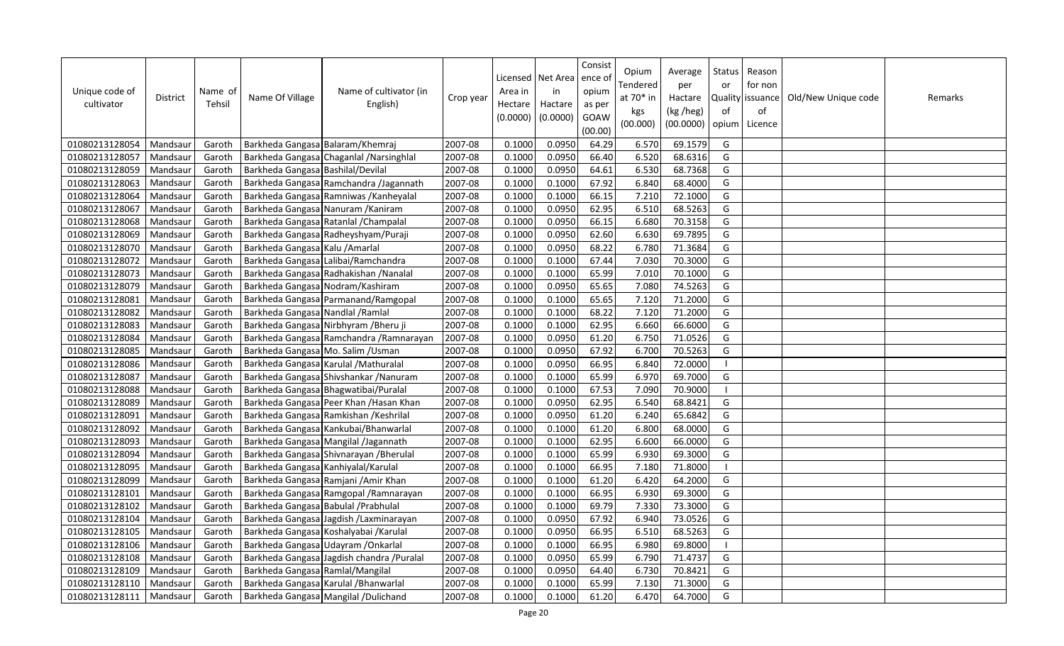| Unique code of cultivator | District | Name of Tehsil | Name Of Village | Name of cultivator (in English) | Crop year | Licensed Area in Hectare (0.0000) | Net Area in Hactare (0.0000) | Consistence of opium as per GOAW (00.00) | Opium Tendered at 70* in kgs (00.000) | Average per Hactare (kg /heg) (00.0000) | Status or Quality of opium | Reason for non issuance of Licence | Old/New Unique code | Remarks |
|---|---|---|---|---|---|---|---|---|---|---|---|---|---|---|
| 01080213128054 | Mandsaur | Garoth | Barkheda Gangasa | Balaram/Khemraj | 2007-08 | 0.1000 | 0.0950 | 64.29 | 6.570 | 69.1579 | G | | | |
| 01080213128057 | Mandsaur | Garoth | Barkheda Gangasa | Chaganlal /Narsinghlal | 2007-08 | 0.1000 | 0.0950 | 66.40 | 6.520 | 68.6316 | G | | | |
| 01080213128059 | Mandsaur | Garoth | Barkheda Gangasa | Bashilal/Devilal | 2007-08 | 0.1000 | 0.0950 | 64.61 | 6.530 | 68.7368 | G | | | |
| 01080213128063 | Mandsaur | Garoth | Barkheda Gangasa | Ramchandra /Jagannath | 2007-08 | 0.1000 | 0.1000 | 67.92 | 6.840 | 68.4000 | G | | | |
| 01080213128064 | Mandsaur | Garoth | Barkheda Gangasa | Ramniwas /Kanheyalal | 2007-08 | 0.1000 | 0.1000 | 66.15 | 7.210 | 72.1000 | G | | | |
| 01080213128067 | Mandsaur | Garoth | Barkheda Gangasa | Nanuram /Kaniram | 2007-08 | 0.1000 | 0.0950 | 62.95 | 6.510 | 68.5263 | G | | | |
| 01080213128068 | Mandsaur | Garoth | Barkheda Gangasa | Ratanlal /Champalal | 2007-08 | 0.1000 | 0.0950 | 66.15 | 6.680 | 70.3158 | G | | | |
| 01080213128069 | Mandsaur | Garoth | Barkheda Gangasa | Radheyshyam/Puraji | 2007-08 | 0.1000 | 0.0950 | 62.60 | 6.630 | 69.7895 | G | | | |
| 01080213128070 | Mandsaur | Garoth | Barkheda Gangasa | Kalu /Amarlal | 2007-08 | 0.1000 | 0.0950 | 68.22 | 6.780 | 71.3684 | G | | | |
| 01080213128072 | Mandsaur | Garoth | Barkheda Gangasa | Lalibai/Ramchandra | 2007-08 | 0.1000 | 0.1000 | 67.44 | 7.030 | 70.3000 | G | | | |
| 01080213128073 | Mandsaur | Garoth | Barkheda Gangasa | Radhakishan /Nanalal | 2007-08 | 0.1000 | 0.1000 | 65.99 | 7.010 | 70.1000 | G | | | |
| 01080213128079 | Mandsaur | Garoth | Barkheda Gangasa | Nodram/Kashiram | 2007-08 | 0.1000 | 0.0950 | 65.65 | 7.080 | 74.5263 | G | | | |
| 01080213128081 | Mandsaur | Garoth | Barkheda Gangasa | Parmanand/Ramgopal | 2007-08 | 0.1000 | 0.1000 | 65.65 | 7.120 | 71.2000 | G | | | |
| 01080213128082 | Mandsaur | Garoth | Barkheda Gangasa | Nandlal /Ramlal | 2007-08 | 0.1000 | 0.1000 | 68.22 | 7.120 | 71.2000 | G | | | |
| 01080213128083 | Mandsaur | Garoth | Barkheda Gangasa | Nirbhyram /Bheru ji | 2007-08 | 0.1000 | 0.1000 | 62.95 | 6.660 | 66.6000 | G | | | |
| 01080213128084 | Mandsaur | Garoth | Barkheda Gangasa | Ramchandra /Ramnarayan | 2007-08 | 0.1000 | 0.0950 | 61.20 | 6.750 | 71.0526 | G | | | |
| 01080213128085 | Mandsaur | Garoth | Barkheda Gangasa | Mo. Salim /Usman | 2007-08 | 0.1000 | 0.0950 | 67.92 | 6.700 | 70.5263 | G | | | |
| 01080213128086 | Mandsaur | Garoth | Barkheda Gangasa | Karulal /Mathuralal | 2007-08 | 0.1000 | 0.0950 | 66.95 | 6.840 | 72.0000 | I | | | |
| 01080213128087 | Mandsaur | Garoth | Barkheda Gangasa | Shivshankar /Nanuram | 2007-08 | 0.1000 | 0.1000 | 65.99 | 6.970 | 69.7000 | G | | | |
| 01080213128088 | Mandsaur | Garoth | Barkheda Gangasa | Bhagwatibai/Puralal | 2007-08 | 0.1000 | 0.1000 | 67.53 | 7.090 | 70.9000 | I | | | |
| 01080213128089 | Mandsaur | Garoth | Barkheda Gangasa | Peer Khan /Hasan Khan | 2007-08 | 0.1000 | 0.0950 | 62.95 | 6.540 | 68.8421 | G | | | |
| 01080213128091 | Mandsaur | Garoth | Barkheda Gangasa | Ramkishan /Keshrilal | 2007-08 | 0.1000 | 0.0950 | 61.20 | 6.240 | 65.6842 | G | | | |
| 01080213128092 | Mandsaur | Garoth | Barkheda Gangasa | Kankubai/Bhanwarlal | 2007-08 | 0.1000 | 0.1000 | 61.20 | 6.800 | 68.0000 | G | | | |
| 01080213128093 | Mandsaur | Garoth | Barkheda Gangasa | Mangilal /Jagannath | 2007-08 | 0.1000 | 0.1000 | 62.95 | 6.600 | 66.0000 | G | | | |
| 01080213128094 | Mandsaur | Garoth | Barkheda Gangasa | Shivnarayan /Bherulal | 2007-08 | 0.1000 | 0.1000 | 65.99 | 6.930 | 69.3000 | G | | | |
| 01080213128095 | Mandsaur | Garoth | Barkheda Gangasa | Kanhiyalal/Karulal | 2007-08 | 0.1000 | 0.1000 | 66.95 | 7.180 | 71.8000 | I | | | |
| 01080213128099 | Mandsaur | Garoth | Barkheda Gangasa | Ramjani /Amir Khan | 2007-08 | 0.1000 | 0.1000 | 61.20 | 6.420 | 64.2000 | G | | | |
| 01080213128101 | Mandsaur | Garoth | Barkheda Gangasa | Ramgopal /Ramnarayan | 2007-08 | 0.1000 | 0.1000 | 66.95 | 6.930 | 69.3000 | G | | | |
| 01080213128102 | Mandsaur | Garoth | Barkheda Gangasa | Babulal /Prabhulal | 2007-08 | 0.1000 | 0.1000 | 69.79 | 7.330 | 73.3000 | G | | | |
| 01080213128104 | Mandsaur | Garoth | Barkheda Gangasa | Jagdish /Laxminarayan | 2007-08 | 0.1000 | 0.0950 | 67.92 | 6.940 | 73.0526 | G | | | |
| 01080213128105 | Mandsaur | Garoth | Barkheda Gangasa | Koshalyabai /Karulal | 2007-08 | 0.1000 | 0.0950 | 66.95 | 6.510 | 68.5263 | G | | | |
| 01080213128106 | Mandsaur | Garoth | Barkheda Gangasa | Udayram /Onkarlal | 2007-08 | 0.1000 | 0.1000 | 66.95 | 6.980 | 69.8000 | I | | | |
| 01080213128108 | Mandsaur | Garoth | Barkheda Gangasa | Jagdish chandra /Puralal | 2007-08 | 0.1000 | 0.0950 | 65.99 | 6.790 | 71.4737 | G | | | |
| 01080213128109 | Mandsaur | Garoth | Barkheda Gangasa | Ramlal/Mangilal | 2007-08 | 0.1000 | 0.0950 | 64.40 | 6.730 | 70.8421 | G | | | |
| 01080213128110 | Mandsaur | Garoth | Barkheda Gangasa | Karulal /Bhanwarlal | 2007-08 | 0.1000 | 0.1000 | 65.99 | 7.130 | 71.3000 | G | | | |
| 01080213128111 | Mandsaur | Garoth | Barkheda Gangasa | Mangilal /Dulichand | 2007-08 | 0.1000 | 0.1000 | 61.20 | 6.470 | 64.7000 | G | | | |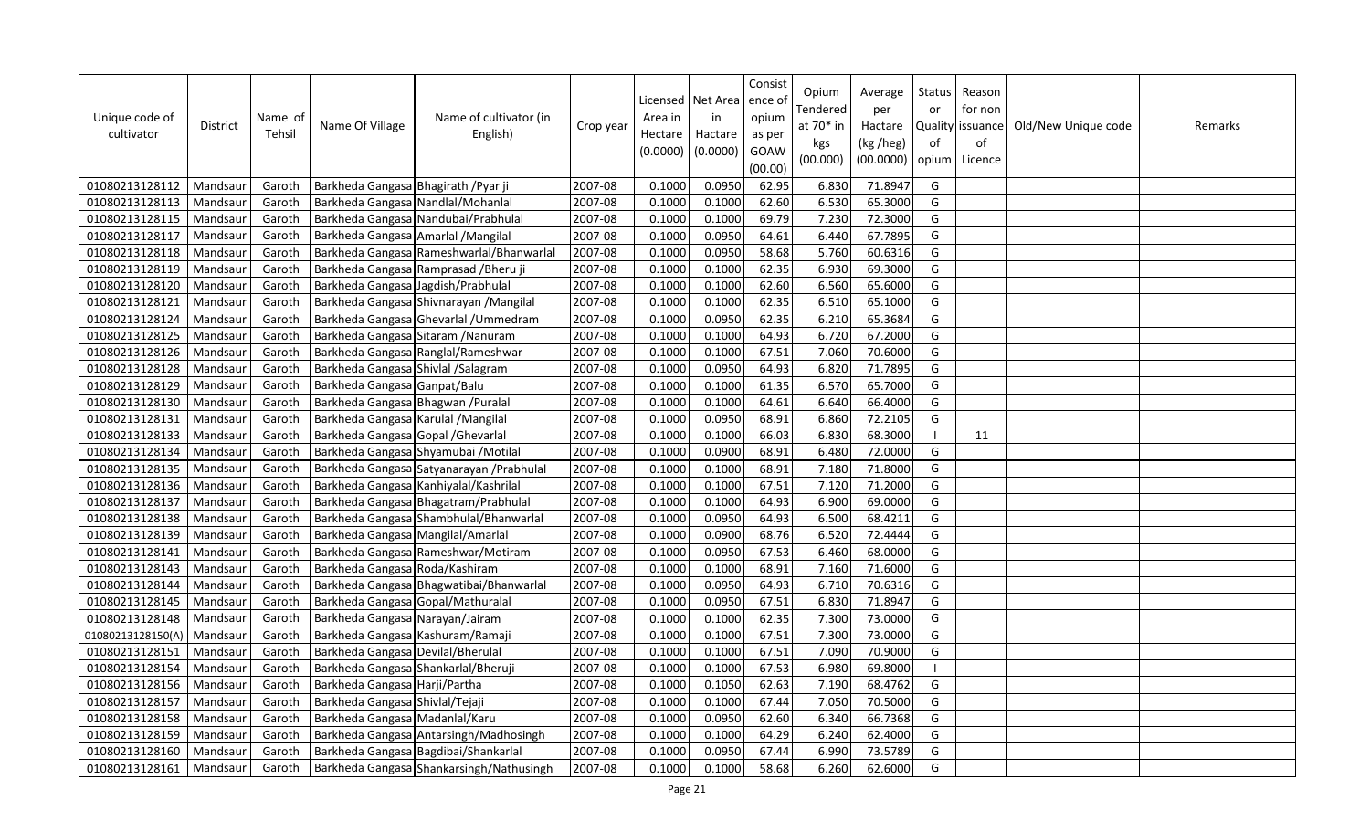| Unique code of cultivator | District | Name of Tehsil | Name Of Village | Name of cultivator (in English) | Crop year | Licensed Area in Hectare (0.0000) | Net Area in Hactare (0.0000) | Consistence of opium as per GOAW (00.00) | Opium Tendered at 70* in kgs (00.000) | Average per Hactare (kg /heg) (00.0000) | Status or Quality of opium | Reason for non issuance of Licence | Old/New Unique code | Remarks |
|---|---|---|---|---|---|---|---|---|---|---|---|---|---|---|
| 01080213128112 | Mandsaur | Garoth | Barkheda Gangasa | Bhagirath /Pyar ji | 2007-08 | 0.1000 | 0.0950 | 62.95 | 6.830 | 71.8947 | G | | | |
| 01080213128113 | Mandsaur | Garoth | Barkheda Gangasa | Nandlal/Mohanlal | 2007-08 | 0.1000 | 0.1000 | 62.60 | 6.530 | 65.3000 | G | | | |
| 01080213128115 | Mandsaur | Garoth | Barkheda Gangasa | Nandubai/Prabhulal | 2007-08 | 0.1000 | 0.1000 | 69.79 | 7.230 | 72.3000 | G | | | |
| 01080213128117 | Mandsaur | Garoth | Barkheda Gangasa | Amarlal /Mangilal | 2007-08 | 0.1000 | 0.0950 | 64.61 | 6.440 | 67.7895 | G | | | |
| 01080213128118 | Mandsaur | Garoth | Barkheda Gangasa | Rameshwarlal/Bhanwarlal | 2007-08 | 0.1000 | 0.0950 | 58.68 | 5.760 | 60.6316 | G | | | |
| 01080213128119 | Mandsaur | Garoth | Barkheda Gangasa | Ramprasad /Bheru ji | 2007-08 | 0.1000 | 0.1000 | 62.35 | 6.930 | 69.3000 | G | | | |
| 01080213128120 | Mandsaur | Garoth | Barkheda Gangasa | Jagdish/Prabhulal | 2007-08 | 0.1000 | 0.1000 | 62.60 | 6.560 | 65.6000 | G | | | |
| 01080213128121 | Mandsaur | Garoth | Barkheda Gangasa | Shivnarayan /Mangilal | 2007-08 | 0.1000 | 0.1000 | 62.35 | 6.510 | 65.1000 | G | | | |
| 01080213128124 | Mandsaur | Garoth | Barkheda Gangasa | Ghevarlal /Ummedram | 2007-08 | 0.1000 | 0.0950 | 62.35 | 6.210 | 65.3684 | G | | | |
| 01080213128125 | Mandsaur | Garoth | Barkheda Gangasa | Sitaram /Nanuram | 2007-08 | 0.1000 | 0.1000 | 64.93 | 6.720 | 67.2000 | G | | | |
| 01080213128126 | Mandsaur | Garoth | Barkheda Gangasa | Ranglal/Rameshwar | 2007-08 | 0.1000 | 0.1000 | 67.51 | 7.060 | 70.6000 | G | | | |
| 01080213128128 | Mandsaur | Garoth | Barkheda Gangasa | Shivlal /Salagram | 2007-08 | 0.1000 | 0.0950 | 64.93 | 6.820 | 71.7895 | G | | | |
| 01080213128129 | Mandsaur | Garoth | Barkheda Gangasa | Ganpat/Balu | 2007-08 | 0.1000 | 0.1000 | 61.35 | 6.570 | 65.7000 | G | | | |
| 01080213128130 | Mandsaur | Garoth | Barkheda Gangasa | Bhagwan /Puralal | 2007-08 | 0.1000 | 0.1000 | 64.61 | 6.640 | 66.4000 | G | | | |
| 01080213128131 | Mandsaur | Garoth | Barkheda Gangasa | Karulal /Mangilal | 2007-08 | 0.1000 | 0.0950 | 68.91 | 6.860 | 72.2105 | G | | | |
| 01080213128133 | Mandsaur | Garoth | Barkheda Gangasa | Gopal /Ghevarlal | 2007-08 | 0.1000 | 0.1000 | 66.03 | 6.830 | 68.3000 | I | 11 | | |
| 01080213128134 | Mandsaur | Garoth | Barkheda Gangasa | Shyamubai /Motilal | 2007-08 | 0.1000 | 0.0900 | 68.91 | 6.480 | 72.0000 | G | | | |
| 01080213128135 | Mandsaur | Garoth | Barkheda Gangasa | Satyanarayan /Prabhulal | 2007-08 | 0.1000 | 0.1000 | 68.91 | 7.180 | 71.8000 | G | | | |
| 01080213128136 | Mandsaur | Garoth | Barkheda Gangasa | Kanhiyalal/Kashrilal | 2007-08 | 0.1000 | 0.1000 | 67.51 | 7.120 | 71.2000 | G | | | |
| 01080213128137 | Mandsaur | Garoth | Barkheda Gangasa | Bhagatram/Prabhulal | 2007-08 | 0.1000 | 0.1000 | 64.93 | 6.900 | 69.0000 | G | | | |
| 01080213128138 | Mandsaur | Garoth | Barkheda Gangasa | Shambhulal/Bhanwarlal | 2007-08 | 0.1000 | 0.0950 | 64.93 | 6.500 | 68.4211 | G | | | |
| 01080213128139 | Mandsaur | Garoth | Barkheda Gangasa | Mangilal/Amarlal | 2007-08 | 0.1000 | 0.0900 | 68.76 | 6.520 | 72.4444 | G | | | |
| 01080213128141 | Mandsaur | Garoth | Barkheda Gangasa | Rameshwar/Motiram | 2007-08 | 0.1000 | 0.0950 | 67.53 | 6.460 | 68.0000 | G | | | |
| 01080213128143 | Mandsaur | Garoth | Barkheda Gangasa | Roda/Kashiram | 2007-08 | 0.1000 | 0.1000 | 68.91 | 7.160 | 71.6000 | G | | | |
| 01080213128144 | Mandsaur | Garoth | Barkheda Gangasa | Bhagwatibai/Bhanwarlal | 2007-08 | 0.1000 | 0.0950 | 64.93 | 6.710 | 70.6316 | G | | | |
| 01080213128145 | Mandsaur | Garoth | Barkheda Gangasa | Gopal/Mathuralal | 2007-08 | 0.1000 | 0.0950 | 67.51 | 6.830 | 71.8947 | G | | | |
| 01080213128148 | Mandsaur | Garoth | Barkheda Gangasa | Narayan/Jairam | 2007-08 | 0.1000 | 0.1000 | 62.35 | 7.300 | 73.0000 | G | | | |
| 01080213128150(A) | Mandsaur | Garoth | Barkheda Gangasa | Kashuram/Ramaji | 2007-08 | 0.1000 | 0.1000 | 67.51 | 7.300 | 73.0000 | G | | | |
| 01080213128151 | Mandsaur | Garoth | Barkheda Gangasa | Devilal/Bherulal | 2007-08 | 0.1000 | 0.1000 | 67.51 | 7.090 | 70.9000 | G | | | |
| 01080213128154 | Mandsaur | Garoth | Barkheda Gangasa | Shankarlal/Bheruji | 2007-08 | 0.1000 | 0.1000 | 67.53 | 6.980 | 69.8000 | I | | | |
| 01080213128156 | Mandsaur | Garoth | Barkheda Gangasa | Harji/Partha | 2007-08 | 0.1000 | 0.1050 | 62.63 | 7.190 | 68.4762 | G | | | |
| 01080213128157 | Mandsaur | Garoth | Barkheda Gangasa | Shivlal/Tejaji | 2007-08 | 0.1000 | 0.1000 | 67.44 | 7.050 | 70.5000 | G | | | |
| 01080213128158 | Mandsaur | Garoth | Barkheda Gangasa | Madanlal/Karu | 2007-08 | 0.1000 | 0.0950 | 62.60 | 6.340 | 66.7368 | G | | | |
| 01080213128159 | Mandsaur | Garoth | Barkheda Gangasa | Antarsingh/Madhosingh | 2007-08 | 0.1000 | 0.1000 | 64.29 | 6.240 | 62.4000 | G | | | |
| 01080213128160 | Mandsaur | Garoth | Barkheda Gangasa | Bagdibai/Shankarlal | 2007-08 | 0.1000 | 0.0950 | 67.44 | 6.990 | 73.5789 | G | | | |
| 01080213128161 | Mandsaur | Garoth | Barkheda Gangasa | Shankarsingh/Nathusingh | 2007-08 | 0.1000 | 0.1000 | 58.68 | 6.260 | 62.6000 | G | | | |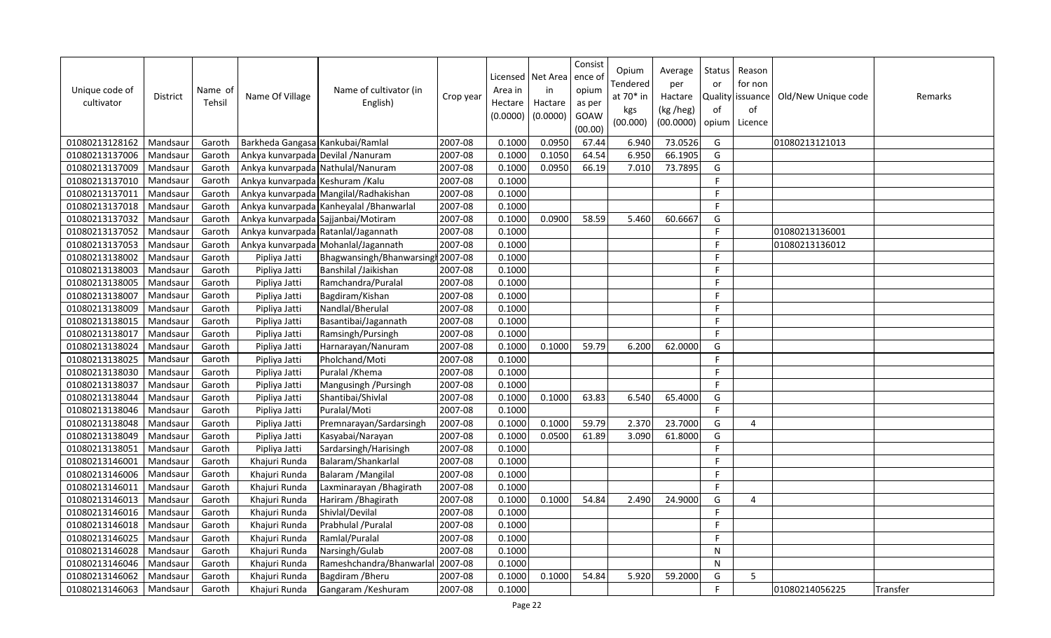| Unique code of cultivator | District | Name of Tehsil | Name Of Village | Name of cultivator (in English) | Crop year | Licensed Area in Hectare (0.0000) | Net Area in Hactare (0.0000) | Consistence of opium as per GOAW (00.00) | Opium Tendered at 70* in kgs (00.000) | Average per Hactare (kg /heg) (00.0000) | Status or Quality of opium | Reason for non issuance of Licence | Old/New Unique code | Remarks |
|---|---|---|---|---|---|---|---|---|---|---|---|---|---|---|
| 01080213128162 | Mandsaur | Garoth | Barkheda Gangasa | Kankubai/Ramlal | 2007-08 | 0.1000 | 0.0950 | 67.44 | 6.940 | 73.0526 | G | | 01080213121013 | |
| 01080213137006 | Mandsaur | Garoth | Ankya kunvarpada | Devilal /Nanuram | 2007-08 | 0.1000 | 0.1050 | 64.54 | 6.950 | 66.1905 | G | | | |
| 01080213137009 | Mandsaur | Garoth | Ankya kunvarpada | Nathulal/Nanuram | 2007-08 | 0.1000 | 0.0950 | 66.19 | 7.010 | 73.7895 | G | | | |
| 01080213137010 | Mandsaur | Garoth | Ankya kunvarpada | Keshuram /Kalu | 2007-08 | 0.1000 | | | | | F | | | |
| 01080213137011 | Mandsaur | Garoth | Ankya kunvarpada | Mangilal/Radhakishan | 2007-08 | 0.1000 | | | | | F | | | |
| 01080213137018 | Mandsaur | Garoth | Ankya kunvarpada | Kanheyalal /Bhanwarlal | 2007-08 | 0.1000 | | | | | F | | | |
| 01080213137032 | Mandsaur | Garoth | Ankya kunvarpada | Sajjanbai/Motiram | 2007-08 | 0.1000 | 0.0900 | 58.59 | 5.460 | 60.6667 | G | | | |
| 01080213137052 | Mandsaur | Garoth | Ankya kunvarpada | Ratanlal/Jagannath | 2007-08 | 0.1000 | | | | | F | | 01080213136001 | |
| 01080213137053 | Mandsaur | Garoth | Ankya kunvarpada | Mohanlal/Jagannath | 2007-08 | 0.1000 | | | | | F | | 01080213136012 | |
| 01080213138002 | Mandsaur | Garoth | Pipliya Jatti | Bhagwansingh/Bhanwarsingh | 2007-08 | 0.1000 | | | | | F | | | |
| 01080213138003 | Mandsaur | Garoth | Pipliya Jatti | Banshilal /Jaikishan | 2007-08 | 0.1000 | | | | | F | | | |
| 01080213138005 | Mandsaur | Garoth | Pipliya Jatti | Ramchandra/Puralal | 2007-08 | 0.1000 | | | | | F | | | |
| 01080213138007 | Mandsaur | Garoth | Pipliya Jatti | Bagdiram/Kishan | 2007-08 | 0.1000 | | | | | F | | | |
| 01080213138009 | Mandsaur | Garoth | Pipliya Jatti | Nandlal/Bherulal | 2007-08 | 0.1000 | | | | | F | | | |
| 01080213138015 | Mandsaur | Garoth | Pipliya Jatti | Basantibai/Jagannath | 2007-08 | 0.1000 | | | | | F | | | |
| 01080213138017 | Mandsaur | Garoth | Pipliya Jatti | Ramsingh/Pursingh | 2007-08 | 0.1000 | | | | | F | | | |
| 01080213138024 | Mandsaur | Garoth | Pipliya Jatti | Harnarayan/Nanuram | 2007-08 | 0.1000 | 0.1000 | 59.79 | 6.200 | 62.0000 | G | | | |
| 01080213138025 | Mandsaur | Garoth | Pipliya Jatti | Pholchand/Moti | 2007-08 | 0.1000 | | | | | F | | | |
| 01080213138030 | Mandsaur | Garoth | Pipliya Jatti | Puralal /Khema | 2007-08 | 0.1000 | | | | | F | | | |
| 01080213138037 | Mandsaur | Garoth | Pipliya Jatti | Mangusingh /Pursingh | 2007-08 | 0.1000 | | | | | F | | | |
| 01080213138044 | Mandsaur | Garoth | Pipliya Jatti | Shantibai/Shivlal | 2007-08 | 0.1000 | 0.1000 | 63.83 | 6.540 | 65.4000 | G | | | |
| 01080213138046 | Mandsaur | Garoth | Pipliya Jatti | Puralal/Moti | 2007-08 | 0.1000 | | | | | F | | | |
| 01080213138048 | Mandsaur | Garoth | Pipliya Jatti | Premnarayan/Sardarsingh | 2007-08 | 0.1000 | 0.1000 | 59.79 | 2.370 | 23.7000 | G | 4 | | |
| 01080213138049 | Mandsaur | Garoth | Pipliya Jatti | Kasyabai/Narayan | 2007-08 | 0.1000 | 0.0500 | 61.89 | 3.090 | 61.8000 | G | | | |
| 01080213138051 | Mandsaur | Garoth | Pipliya Jatti | Sardarsingh/Harisingh | 2007-08 | 0.1000 | | | | | F | | | |
| 01080213146001 | Mandsaur | Garoth | Khajuri Runda | Balaram/Shankarlal | 2007-08 | 0.1000 | | | | | F | | | |
| 01080213146006 | Mandsaur | Garoth | Khajuri Runda | Balaram /Mangilal | 2007-08 | 0.1000 | | | | | F | | | |
| 01080213146011 | Mandsaur | Garoth | Khajuri Runda | Laxminarayan /Bhagirath | 2007-08 | 0.1000 | | | | | F | | | |
| 01080213146013 | Mandsaur | Garoth | Khajuri Runda | Hariram /Bhagirath | 2007-08 | 0.1000 | 0.1000 | 54.84 | 2.490 | 24.9000 | G | 4 | | |
| 01080213146016 | Mandsaur | Garoth | Khajuri Runda | Shivlal/Devilal | 2007-08 | 0.1000 | | | | | F | | | |
| 01080213146018 | Mandsaur | Garoth | Khajuri Runda | Prabhulal /Puralal | 2007-08 | 0.1000 | | | | | F | | | |
| 01080213146025 | Mandsaur | Garoth | Khajuri Runda | Ramlal/Puralal | 2007-08 | 0.1000 | | | | | F | | | |
| 01080213146028 | Mandsaur | Garoth | Khajuri Runda | Narsingh/Gulab | 2007-08 | 0.1000 | | | | | N | | | |
| 01080213146046 | Mandsaur | Garoth | Khajuri Runda | Rameshchandra/Bhanwarlal | 2007-08 | 0.1000 | | | | | N | | | |
| 01080213146062 | Mandsaur | Garoth | Khajuri Runda | Bagdiram /Bheru | 2007-08 | 0.1000 | 0.1000 | 54.84 | 5.920 | 59.2000 | G | 5 | | |
| 01080213146063 | Mandsaur | Garoth | Khajuri Runda | Gangaram /Keshuram | 2007-08 | 0.1000 | | | | | F | | 01080214056225 | Transfer |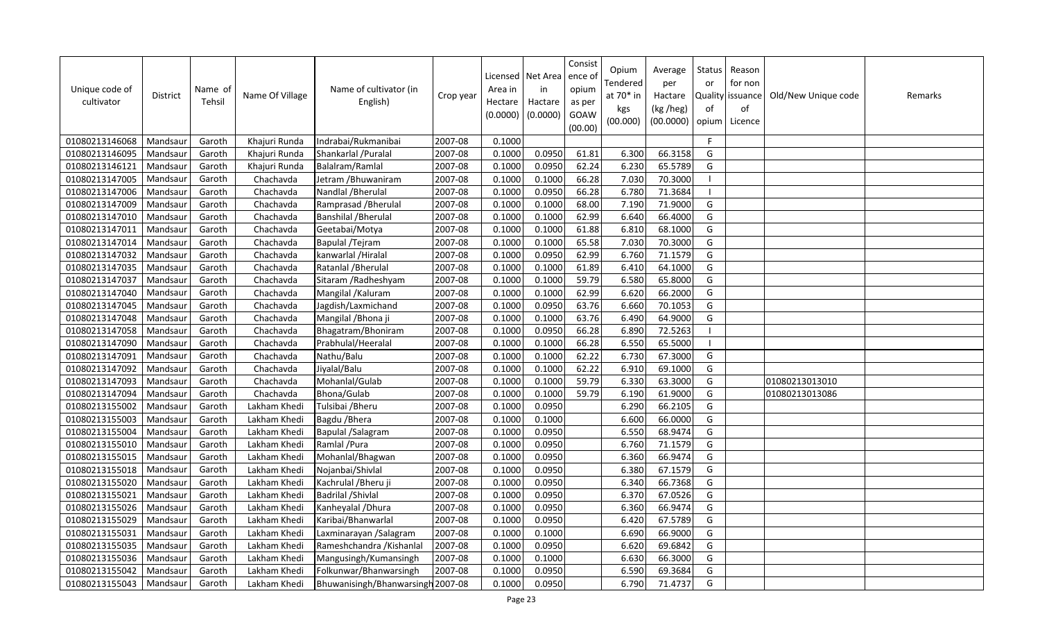| Unique code of cultivator | District | Name of Tehsil | Name Of Village | Name of cultivator (in English) | Crop year | Licensed Area in Hectare (0.0000) | Net Area in Hactare (0.0000) | Consistence of opium as per GOAW (00.00) | Opium Tendered at 70* in kgs (00.000) | Average per Hactare (kg /heg) (00.0000) | Status or Quality of opium | Reason for non issuance of Licence | Old/New Unique code | Remarks |
|---|---|---|---|---|---|---|---|---|---|---|---|---|---|---|
| 01080213146068 | Mandsaur | Garoth | Khajuri Runda | Indrabai/Rukmanibai | 2007-08 | 0.1000 | | | | | F | | | |
| 01080213146095 | Mandsaur | Garoth | Khajuri Runda | Shankarlal /Puralal | 2007-08 | 0.1000 | 0.0950 | 61.81 | 6.300 | 66.3158 | G | | | |
| 01080213146121 | Mandsaur | Garoth | Khajuri Runda | Balalram/Ramlal | 2007-08 | 0.1000 | 0.0950 | 62.24 | 6.230 | 65.5789 | G | | | |
| 01080213147005 | Mandsaur | Garoth | Chachavda | Jetram /Bhuwaniram | 2007-08 | 0.1000 | 0.1000 | 66.28 | 7.030 | 70.3000 | I | | | |
| 01080213147006 | Mandsaur | Garoth | Chachavda | Nandlal /Bherulal | 2007-08 | 0.1000 | 0.0950 | 66.28 | 6.780 | 71.3684 | I | | | |
| 01080213147009 | Mandsaur | Garoth | Chachavda | Ramprasad /Bherulal | 2007-08 | 0.1000 | 0.1000 | 68.00 | 7.190 | 71.9000 | G | | | |
| 01080213147010 | Mandsaur | Garoth | Chachavda | Banshilal /Bherulal | 2007-08 | 0.1000 | 0.1000 | 62.99 | 6.640 | 66.4000 | G | | | |
| 01080213147011 | Mandsaur | Garoth | Chachavda | Geetabai/Motya | 2007-08 | 0.1000 | 0.1000 | 61.88 | 6.810 | 68.1000 | G | | | |
| 01080213147014 | Mandsaur | Garoth | Chachavda | Bapulal /Tejram | 2007-08 | 0.1000 | 0.1000 | 65.58 | 7.030 | 70.3000 | G | | | |
| 01080213147032 | Mandsaur | Garoth | Chachavda | kanwarlal /Hiralal | 2007-08 | 0.1000 | 0.0950 | 62.99 | 6.760 | 71.1579 | G | | | |
| 01080213147035 | Mandsaur | Garoth | Chachavda | Ratanlal /Bherulal | 2007-08 | 0.1000 | 0.1000 | 61.89 | 6.410 | 64.1000 | G | | | |
| 01080213147037 | Mandsaur | Garoth | Chachavda | Sitaram /Radheshyam | 2007-08 | 0.1000 | 0.1000 | 59.79 | 6.580 | 65.8000 | G | | | |
| 01080213147040 | Mandsaur | Garoth | Chachavda | Mangilal /Kaluram | 2007-08 | 0.1000 | 0.1000 | 62.99 | 6.620 | 66.2000 | G | | | |
| 01080213147045 | Mandsaur | Garoth | Chachavda | Jagdish/Laxmichand | 2007-08 | 0.1000 | 0.0950 | 63.76 | 6.660 | 70.1053 | G | | | |
| 01080213147048 | Mandsaur | Garoth | Chachavda | Mangilal /Bhona ji | 2007-08 | 0.1000 | 0.1000 | 63.76 | 6.490 | 64.9000 | G | | | |
| 01080213147058 | Mandsaur | Garoth | Chachavda | Bhagatram/Bhoniram | 2007-08 | 0.1000 | 0.0950 | 66.28 | 6.890 | 72.5263 | I | | | |
| 01080213147090 | Mandsaur | Garoth | Chachavda | Prabhulal/Heeralal | 2007-08 | 0.1000 | 0.1000 | 66.28 | 6.550 | 65.5000 | I | | | |
| 01080213147091 | Mandsaur | Garoth | Chachavda | Nathu/Balu | 2007-08 | 0.1000 | 0.1000 | 62.22 | 6.730 | 67.3000 | G | | | |
| 01080213147092 | Mandsaur | Garoth | Chachavda | Jiyalal/Balu | 2007-08 | 0.1000 | 0.1000 | 62.22 | 6.910 | 69.1000 | G | | | |
| 01080213147093 | Mandsaur | Garoth | Chachavda | Mohanlal/Gulab | 2007-08 | 0.1000 | 0.1000 | 59.79 | 6.330 | 63.3000 | G | | 01080213013010 | |
| 01080213147094 | Mandsaur | Garoth | Chachavda | Bhona/Gulab | 2007-08 | 0.1000 | 0.1000 | 59.79 | 6.190 | 61.9000 | G | | 01080213013086 | |
| 01080213155002 | Mandsaur | Garoth | Lakham Khedi | Tulsibai /Bheru | 2007-08 | 0.1000 | 0.0950 | | 6.290 | 66.2105 | G | | | |
| 01080213155003 | Mandsaur | Garoth | Lakham Khedi | Bagdu /Bhera | 2007-08 | 0.1000 | 0.1000 | | 6.600 | 66.0000 | G | | | |
| 01080213155004 | Mandsaur | Garoth | Lakham Khedi | Bapulal /Salagram | 2007-08 | 0.1000 | 0.0950 | | 6.550 | 68.9474 | G | | | |
| 01080213155010 | Mandsaur | Garoth | Lakham Khedi | Ramlal /Pura | 2007-08 | 0.1000 | 0.0950 | | 6.760 | 71.1579 | G | | | |
| 01080213155015 | Mandsaur | Garoth | Lakham Khedi | Mohanlal/Bhagwan | 2007-08 | 0.1000 | 0.0950 | | 6.360 | 66.9474 | G | | | |
| 01080213155018 | Mandsaur | Garoth | Lakham Khedi | Nojanbai/Shivlal | 2007-08 | 0.1000 | 0.0950 | | 6.380 | 67.1579 | G | | | |
| 01080213155020 | Mandsaur | Garoth | Lakham Khedi | Kachrulal /Bheru ji | 2007-08 | 0.1000 | 0.0950 | | 6.340 | 66.7368 | G | | | |
| 01080213155021 | Mandsaur | Garoth | Lakham Khedi | Badrilal /Shivlal | 2007-08 | 0.1000 | 0.0950 | | 6.370 | 67.0526 | G | | | |
| 01080213155026 | Mandsaur | Garoth | Lakham Khedi | Kanheyalal /Dhura | 2007-08 | 0.1000 | 0.0950 | | 6.360 | 66.9474 | G | | | |
| 01080213155029 | Mandsaur | Garoth | Lakham Khedi | Karibai/Bhanwarlal | 2007-08 | 0.1000 | 0.0950 | | 6.420 | 67.5789 | G | | | |
| 01080213155031 | Mandsaur | Garoth | Lakham Khedi | Laxminarayan /Salagram | 2007-08 | 0.1000 | 0.1000 | | 6.690 | 66.9000 | G | | | |
| 01080213155035 | Mandsaur | Garoth | Lakham Khedi | Rameshchandra /Kishanlal | 2007-08 | 0.1000 | 0.0950 | | 6.620 | 69.6842 | G | | | |
| 01080213155036 | Mandsaur | Garoth | Lakham Khedi | Mangusingh/Kumansingh | 2007-08 | 0.1000 | 0.1000 | | 6.630 | 66.3000 | G | | | |
| 01080213155042 | Mandsaur | Garoth | Lakham Khedi | Folkunwar/Bhanwarsingh | 2007-08 | 0.1000 | 0.0950 | | 6.590 | 69.3684 | G | | | |
| 01080213155043 | Mandsaur | Garoth | Lakham Khedi | Bhuwanisingh/Bhanwarsingh | 2007-08 | 0.1000 | 0.0950 | | 6.790 | 71.4737 | G | | | |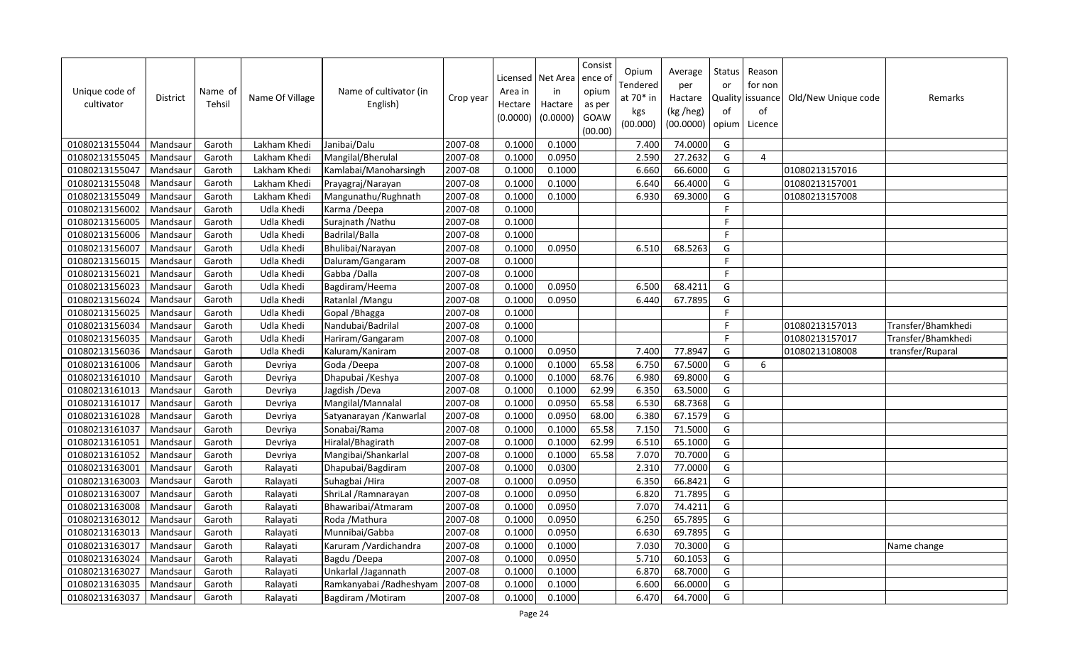| Unique code of cultivator | District | Name of Tehsil | Name Of Village | Name of cultivator (in English) | Crop year | Licensed Area in Hectare (0.0000) | Net Area in Hactare (0.0000) | Consistence of opium as per GOAW (00.00) | Opium Tendered at 70* in kgs (00.000) | Average per Hactare (kg /heg) (00.0000) | Status or Quality of opium | Reason for non issuance of Licence | Old/New Unique code | Remarks |
|---|---|---|---|---|---|---|---|---|---|---|---|---|---|---|
| 01080213155044 | Mandsaur | Garoth | Lakham Khedi | Janibai/Dalu | 2007-08 | 0.1000 | 0.1000 | | 7.400 | 74.0000 | G | | | |
| 01080213155045 | Mandsaur | Garoth | Lakham Khedi | Mangilal/Bherulal | 2007-08 | 0.1000 | 0.0950 | | 2.590 | 27.2632 | G | 4 | | |
| 01080213155047 | Mandsaur | Garoth | Lakham Khedi | Kamlabai/Manoharsingh | 2007-08 | 0.1000 | 0.1000 | | 6.660 | 66.6000 | G | | 01080213157016 | |
| 01080213155048 | Mandsaur | Garoth | Lakham Khedi | Prayagraj/Narayan | 2007-08 | 0.1000 | 0.1000 | | 6.640 | 66.4000 | G | | 01080213157001 | |
| 01080213155049 | Mandsaur | Garoth | Lakham Khedi | Mangunathu/Rughnath | 2007-08 | 0.1000 | 0.1000 | | 6.930 | 69.3000 | G | | 01080213157008 | |
| 01080213156002 | Mandsaur | Garoth | Udla Khedi | Karma /Deepa | 2007-08 | 0.1000 | | | | | F | | | |
| 01080213156005 | Mandsaur | Garoth | Udla Khedi | Surajnath /Nathu | 2007-08 | 0.1000 | | | | | F | | | |
| 01080213156006 | Mandsaur | Garoth | Udla Khedi | Badrilal/Balla | 2007-08 | 0.1000 | | | | | F | | | |
| 01080213156007 | Mandsaur | Garoth | Udla Khedi | Bhulibai/Narayan | 2007-08 | 0.1000 | 0.0950 | | 6.510 | 68.5263 | G | | | |
| 01080213156015 | Mandsaur | Garoth | Udla Khedi | Daluram/Gangaram | 2007-08 | 0.1000 | | | | | F | | | |
| 01080213156021 | Mandsaur | Garoth | Udla Khedi | Gabba /Dalla | 2007-08 | 0.1000 | | | | | F | | | |
| 01080213156023 | Mandsaur | Garoth | Udla Khedi | Bagdiram/Heema | 2007-08 | 0.1000 | 0.0950 | | 6.500 | 68.4211 | G | | | |
| 01080213156024 | Mandsaur | Garoth | Udla Khedi | Ratanlal /Mangu | 2007-08 | 0.1000 | 0.0950 | | 6.440 | 67.7895 | G | | | |
| 01080213156025 | Mandsaur | Garoth | Udla Khedi | Gopal /Bhagga | 2007-08 | 0.1000 | | | | | F | | | |
| 01080213156034 | Mandsaur | Garoth | Udla Khedi | Nandubai/Badrilal | 2007-08 | 0.1000 | | | | | F | | 01080213157013 | Transfer/Bhamkhedi |
| 01080213156035 | Mandsaur | Garoth | Udla Khedi | Hariram/Gangaram | 2007-08 | 0.1000 | | | | | F | | 01080213157017 | Transfer/Bhamkhedi |
| 01080213156036 | Mandsaur | Garoth | Udla Khedi | Kaluram/Kaniram | 2007-08 | 0.1000 | 0.0950 | | 7.400 | 77.8947 | G | | 01080213108008 | transfer/Ruparal |
| 01080213161006 | Mandsaur | Garoth | Devriya | Goda /Deepa | 2007-08 | 0.1000 | 0.1000 | 65.58 | 6.750 | 67.5000 | G | 6 | | |
| 01080213161010 | Mandsaur | Garoth | Devriya | Dhapubai /Keshya | 2007-08 | 0.1000 | 0.1000 | 68.76 | 6.980 | 69.8000 | G | | | |
| 01080213161013 | Mandsaur | Garoth | Devriya | Jagdish /Deva | 2007-08 | 0.1000 | 0.1000 | 62.99 | 6.350 | 63.5000 | G | | | |
| 01080213161017 | Mandsaur | Garoth | Devriya | Mangilal/Mannalal | 2007-08 | 0.1000 | 0.0950 | 65.58 | 6.530 | 68.7368 | G | | | |
| 01080213161028 | Mandsaur | Garoth | Devriya | Satyanarayan /Kanwarlal | 2007-08 | 0.1000 | 0.0950 | 68.00 | 6.380 | 67.1579 | G | | | |
| 01080213161037 | Mandsaur | Garoth | Devriya | Sonabai/Rama | 2007-08 | 0.1000 | 0.1000 | 65.58 | 7.150 | 71.5000 | G | | | |
| 01080213161051 | Mandsaur | Garoth | Devriya | Hiralal/Bhagirath | 2007-08 | 0.1000 | 0.1000 | 62.99 | 6.510 | 65.1000 | G | | | |
| 01080213161052 | Mandsaur | Garoth | Devriya | Mangibai/Shankarlal | 2007-08 | 0.1000 | 0.1000 | 65.58 | 7.070 | 70.7000 | G | | | |
| 01080213163001 | Mandsaur | Garoth | Ralayati | Dhapubai/Bagdiram | 2007-08 | 0.1000 | 0.0300 | | 2.310 | 77.0000 | G | | | |
| 01080213163003 | Mandsaur | Garoth | Ralayati | Suhagbai /Hira | 2007-08 | 0.1000 | 0.0950 | | 6.350 | 66.8421 | G | | | |
| 01080213163007 | Mandsaur | Garoth | Ralayati | ShriLal /Ramnarayan | 2007-08 | 0.1000 | 0.0950 | | 6.820 | 71.7895 | G | | | |
| 01080213163008 | Mandsaur | Garoth | Ralayati | Bhawaribai/Atmaram | 2007-08 | 0.1000 | 0.0950 | | 7.070 | 74.4211 | G | | | |
| 01080213163012 | Mandsaur | Garoth | Ralayati | Roda /Mathura | 2007-08 | 0.1000 | 0.0950 | | 6.250 | 65.7895 | G | | | |
| 01080213163013 | Mandsaur | Garoth | Ralayati | Munnibai/Gabba | 2007-08 | 0.1000 | 0.0950 | | 6.630 | 69.7895 | G | | | |
| 01080213163017 | Mandsaur | Garoth | Ralayati | Karuram /Vardichandra | 2007-08 | 0.1000 | 0.1000 | | 7.030 | 70.3000 | G | | | Name change |
| 01080213163024 | Mandsaur | Garoth | Ralayati | Bagdu /Deepa | 2007-08 | 0.1000 | 0.0950 | | 5.710 | 60.1053 | G | | | |
| 01080213163027 | Mandsaur | Garoth | Ralayati | Unkarlal /Jagannath | 2007-08 | 0.1000 | 0.1000 | | 6.870 | 68.7000 | G | | | |
| 01080213163035 | Mandsaur | Garoth | Ralayati | Ramkanyabai /Radheshyam | 2007-08 | 0.1000 | 0.1000 | | 6.600 | 66.0000 | G | | | |
| 01080213163037 | Mandsaur | Garoth | Ralayati | Bagdiram /Motiram | 2007-08 | 0.1000 | 0.1000 | | 6.470 | 64.7000 | G | | | |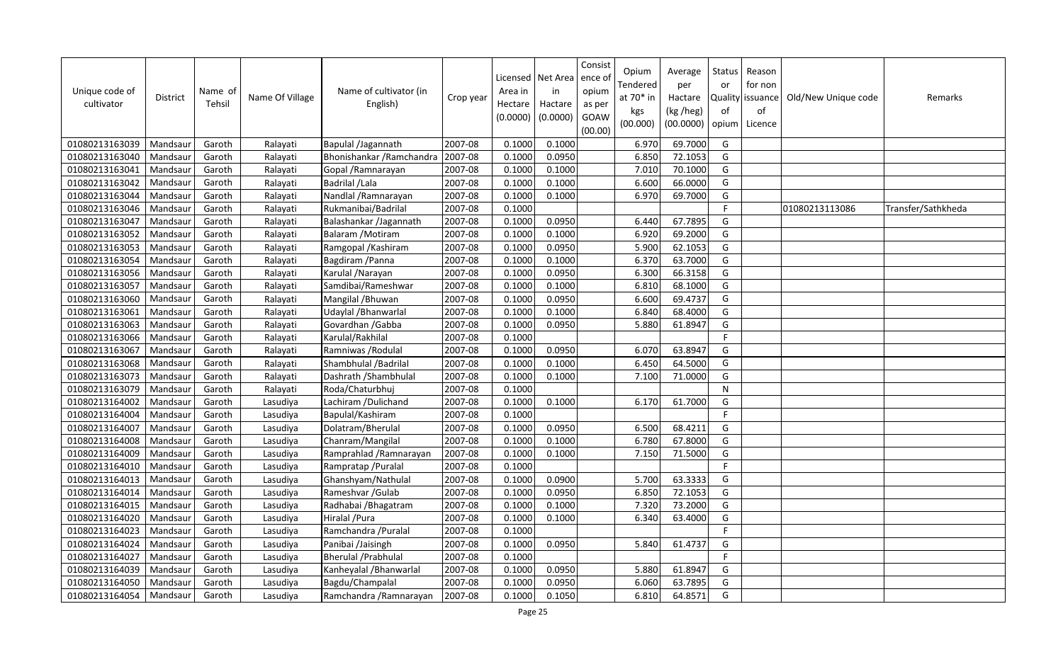| Unique code of cultivator | District | Name of Tehsil | Name Of Village | Name of cultivator (in English) | Crop year | Licensed Area in Hectare (0.0000) | Net Area in Hactare (0.0000) | Consistence of opium as per GOAW (00.00) | Opium Tendered at 70* in kgs (00.000) | Average per Hactare (kg /heg) (00.0000) | Status or Quality of opium | Reason for non issuance of Licence | Old/New Unique code | Remarks |
|---|---|---|---|---|---|---|---|---|---|---|---|---|---|---|
| 01080213163039 | Mandsaur | Garoth | Ralayati | Bapulal /Jagannath | 2007-08 | 0.1000 | 0.1000 | | 6.970 | 69.7000 | G | | | |
| 01080213163040 | Mandsaur | Garoth | Ralayati | Bhonishankar /Ramchandra | 2007-08 | 0.1000 | 0.0950 | | 6.850 | 72.1053 | G | | | |
| 01080213163041 | Mandsaur | Garoth | Ralayati | Gopal /Ramnarayan | 2007-08 | 0.1000 | 0.1000 | | 7.010 | 70.1000 | G | | | |
| 01080213163042 | Mandsaur | Garoth | Ralayati | Badrilal /Lala | 2007-08 | 0.1000 | 0.1000 | | 6.600 | 66.0000 | G | | | |
| 01080213163044 | Mandsaur | Garoth | Ralayati | Nandlal /Ramnarayan | 2007-08 | 0.1000 | 0.1000 | | 6.970 | 69.7000 | G | | | |
| 01080213163046 | Mandsaur | Garoth | Ralayati | Rukmanibai/Badrilal | 2007-08 | 0.1000 | | | | | F | | 01080213113086 | Transfer/Sathkheda |
| 01080213163047 | Mandsaur | Garoth | Ralayati | Balashankar /Jagannath | 2007-08 | 0.1000 | 0.0950 | | 6.440 | 67.7895 | G | | | |
| 01080213163052 | Mandsaur | Garoth | Ralayati | Balaram /Motiram | 2007-08 | 0.1000 | 0.1000 | | 6.920 | 69.2000 | G | | | |
| 01080213163053 | Mandsaur | Garoth | Ralayati | Ramgopal /Kashiram | 2007-08 | 0.1000 | 0.0950 | | 5.900 | 62.1053 | G | | | |
| 01080213163054 | Mandsaur | Garoth | Ralayati | Bagdiram /Panna | 2007-08 | 0.1000 | 0.1000 | | 6.370 | 63.7000 | G | | | |
| 01080213163056 | Mandsaur | Garoth | Ralayati | Karulal /Narayan | 2007-08 | 0.1000 | 0.0950 | | 6.300 | 66.3158 | G | | | |
| 01080213163057 | Mandsaur | Garoth | Ralayati | Samdibai/Rameshwar | 2007-08 | 0.1000 | 0.1000 | | 6.810 | 68.1000 | G | | | |
| 01080213163060 | Mandsaur | Garoth | Ralayati | Mangilal /Bhuwan | 2007-08 | 0.1000 | 0.0950 | | 6.600 | 69.4737 | G | | | |
| 01080213163061 | Mandsaur | Garoth | Ralayati | Udaylal /Bhanwarlal | 2007-08 | 0.1000 | 0.1000 | | 6.840 | 68.4000 | G | | | |
| 01080213163063 | Mandsaur | Garoth | Ralayati | Govardhan /Gabba | 2007-08 | 0.1000 | 0.0950 | | 5.880 | 61.8947 | G | | | |
| 01080213163066 | Mandsaur | Garoth | Ralayati | Karulal/Rakhilal | 2007-08 | 0.1000 | | | | | F | | | |
| 01080213163067 | Mandsaur | Garoth | Ralayati | Ramniwas /Rodulal | 2007-08 | 0.1000 | 0.0950 | | 6.070 | 63.8947 | G | | | |
| 01080213163068 | Mandsaur | Garoth | Ralayati | Shambhulal /Badrilal | 2007-08 | 0.1000 | 0.1000 | | 6.450 | 64.5000 | G | | | |
| 01080213163073 | Mandsaur | Garoth | Ralayati | Dashrath /Shambhulal | 2007-08 | 0.1000 | 0.1000 | | 7.100 | 71.0000 | G | | | |
| 01080213163079 | Mandsaur | Garoth | Ralayati | Roda/Chaturbhuj | 2007-08 | 0.1000 | | | | | N | | | |
| 01080213164002 | Mandsaur | Garoth | Lasudiya | Lachiram /Dulichand | 2007-08 | 0.1000 | 0.1000 | | 6.170 | 61.7000 | G | | | |
| 01080213164004 | Mandsaur | Garoth | Lasudiya | Bapulal/Kashiram | 2007-08 | 0.1000 | | | | | F | | | |
| 01080213164007 | Mandsaur | Garoth | Lasudiya | Dolatram/Bherulal | 2007-08 | 0.1000 | 0.0950 | | 6.500 | 68.4211 | G | | | |
| 01080213164008 | Mandsaur | Garoth | Lasudiya | Chanram/Mangilal | 2007-08 | 0.1000 | 0.1000 | | 6.780 | 67.8000 | G | | | |
| 01080213164009 | Mandsaur | Garoth | Lasudiya | Ramprahlad /Ramnarayan | 2007-08 | 0.1000 | 0.1000 | | 7.150 | 71.5000 | G | | | |
| 01080213164010 | Mandsaur | Garoth | Lasudiya | Rampratap /Puralal | 2007-08 | 0.1000 | | | | | F | | | |
| 01080213164013 | Mandsaur | Garoth | Lasudiya | Ghanshyam/Nathulal | 2007-08 | 0.1000 | 0.0900 | | 5.700 | 63.3333 | G | | | |
| 01080213164014 | Mandsaur | Garoth | Lasudiya | Rameshvar /Gulab | 2007-08 | 0.1000 | 0.0950 | | 6.850 | 72.1053 | G | | | |
| 01080213164015 | Mandsaur | Garoth | Lasudiya | Radhabai /Bhagatram | 2007-08 | 0.1000 | 0.1000 | | 7.320 | 73.2000 | G | | | |
| 01080213164020 | Mandsaur | Garoth | Lasudiya | Hiralal /Pura | 2007-08 | 0.1000 | 0.1000 | | 6.340 | 63.4000 | G | | | |
| 01080213164023 | Mandsaur | Garoth | Lasudiya | Ramchandra /Puralal | 2007-08 | 0.1000 | | | | | F | | | |
| 01080213164024 | Mandsaur | Garoth | Lasudiya | Panibai /Jaisingh | 2007-08 | 0.1000 | 0.0950 | | 5.840 | 61.4737 | G | | | |
| 01080213164027 | Mandsaur | Garoth | Lasudiya | Bherulal /Prabhulal | 2007-08 | 0.1000 | | | | | F | | | |
| 01080213164039 | Mandsaur | Garoth | Lasudiya | Kanheyalal /Bhanwarlal | 2007-08 | 0.1000 | 0.0950 | | 5.880 | 61.8947 | G | | | |
| 01080213164050 | Mandsaur | Garoth | Lasudiya | Bagdu/Champalal | 2007-08 | 0.1000 | 0.0950 | | 6.060 | 63.7895 | G | | | |
| 01080213164054 | Mandsaur | Garoth | Lasudiya | Ramchandra /Ramnarayan | 2007-08 | 0.1000 | 0.1050 | | 6.810 | 64.8571 | G | | | |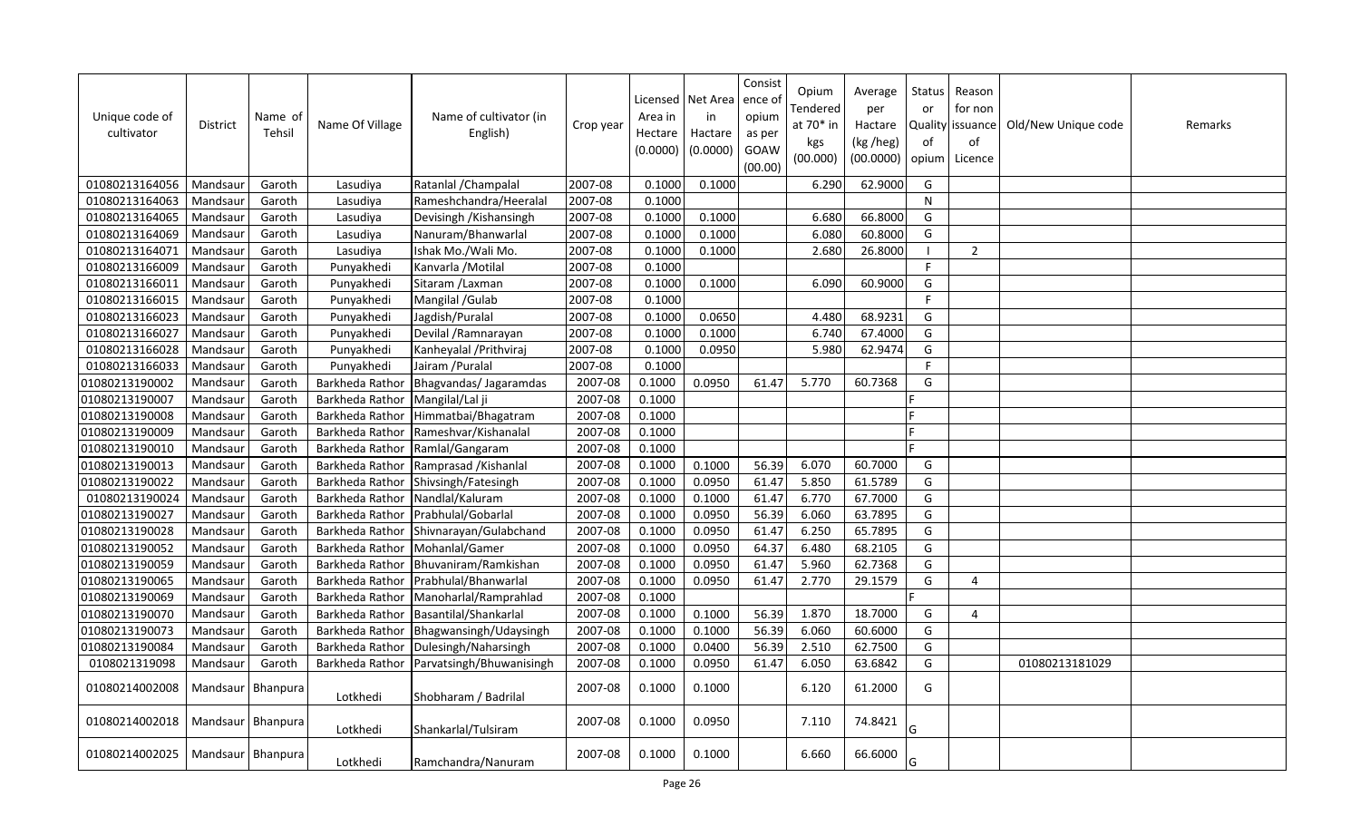| Unique code of cultivator | District | Name of Tehsil | Name Of Village | Name of cultivator (in English) | Crop year | Licensed Area in Hectare (0.0000) | Net Area in Hactare (0.0000) | Consistence of opium as per GOAW (00.00) | Opium Tendered at 70* in kgs (00.000) | Average per Hactare (kg /heg) (00.0000) | Status or Quality of opium | Reason for non issuance of Licence | Old/New Unique code | Remarks |
|---|---|---|---|---|---|---|---|---|---|---|---|---|---|---|
| 01080213164056 | Mandsaur | Garoth | Lasudiya | Ratanlal /Champalal | 2007-08 | 0.1000 | 0.1000 | | 6.290 | 62.9000 | G | | | |
| 01080213164063 | Mandsaur | Garoth | Lasudiya | Rameshchandra/Heeralal | 2007-08 | 0.1000 | | | | | N | | | |
| 01080213164065 | Mandsaur | Garoth | Lasudiya | Devisingh /Kishansingh | 2007-08 | 0.1000 | 0.1000 | | 6.680 | 66.8000 | G | | | |
| 01080213164069 | Mandsaur | Garoth | Lasudiya | Nanuram/Bhanwarlal | 2007-08 | 0.1000 | 0.1000 | | 6.080 | 60.8000 | G | | | |
| 01080213164071 | Mandsaur | Garoth | Lasudiya | Ishak Mo./Wali Mo. | 2007-08 | 0.1000 | 0.1000 | | 2.680 | 26.8000 | I | 2 | | |
| 01080213166009 | Mandsaur | Garoth | Punyakhedi | Kanvarla /Motilal | 2007-08 | 0.1000 | | | | | F | | | |
| 01080213166011 | Mandsaur | Garoth | Punyakhedi | Sitaram /Laxman | 2007-08 | 0.1000 | 0.1000 | | 6.090 | 60.9000 | G | | | |
| 01080213166015 | Mandsaur | Garoth | Punyakhedi | Mangilal /Gulab | 2007-08 | 0.1000 | | | | | F | | | |
| 01080213166023 | Mandsaur | Garoth | Punyakhedi | Jagdish/Puralal | 2007-08 | 0.1000 | 0.0650 | | 4.480 | 68.9231 | G | | | |
| 01080213166027 | Mandsaur | Garoth | Punyakhedi | Devilal /Ramnarayan | 2007-08 | 0.1000 | 0.1000 | | 6.740 | 67.4000 | G | | | |
| 01080213166028 | Mandsaur | Garoth | Punyakhedi | Kanheyalal /Prithviraj | 2007-08 | 0.1000 | 0.0950 | | 5.980 | 62.9474 | G | | | |
| 01080213166033 | Mandsaur | Garoth | Punyakhedi | Jairam /Puralal | 2007-08 | 0.1000 | | | | | F | | | |
| 01080213190002 | Mandsaur | Garoth | Barkheda Rathor | Bhagvandas/ Jagaramdas | 2007-08 | 0.1000 | 0.0950 | 61.47 | 5.770 | 60.7368 | G | | | |
| 01080213190007 | Mandsaur | Garoth | Barkheda Rathor | Mangilal/Lal ji | 2007-08 | 0.1000 | | | | | F | | | |
| 01080213190008 | Mandsaur | Garoth | Barkheda Rathor | Himmatbai/Bhagatram | 2007-08 | 0.1000 | | | | | F | | | |
| 01080213190009 | Mandsaur | Garoth | Barkheda Rathor | Rameshvar/Kishanalal | 2007-08 | 0.1000 | | | | | F | | | |
| 01080213190010 | Mandsaur | Garoth | Barkheda Rathor | Ramlal/Gangaram | 2007-08 | 0.1000 | | | | | F | | | |
| 01080213190013 | Mandsaur | Garoth | Barkheda Rathor | Ramprasad /Kishanlal | 2007-08 | 0.1000 | 0.1000 | 56.39 | 6.070 | 60.7000 | G | | | |
| 01080213190022 | Mandsaur | Garoth | Barkheda Rathor | Shivsingh/Fatesingh | 2007-08 | 0.1000 | 0.0950 | 61.47 | 5.850 | 61.5789 | G | | | |
| 01080213190024 | Mandsaur | Garoth | Barkheda Rathor | Nandlal/Kaluram | 2007-08 | 0.1000 | 0.1000 | 61.47 | 6.770 | 67.7000 | G | | | |
| 01080213190027 | Mandsaur | Garoth | Barkheda Rathor | Prabhulal/Gobarlal | 2007-08 | 0.1000 | 0.0950 | 56.39 | 6.060 | 63.7895 | G | | | |
| 01080213190028 | Mandsaur | Garoth | Barkheda Rathor | Shivnarayan/Gulabchand | 2007-08 | 0.1000 | 0.0950 | 61.47 | 6.250 | 65.7895 | G | | | |
| 01080213190052 | Mandsaur | Garoth | Barkheda Rathor | Mohanlal/Gamer | 2007-08 | 0.1000 | 0.0950 | 64.37 | 6.480 | 68.2105 | G | | | |
| 01080213190059 | Mandsaur | Garoth | Barkheda Rathor | Bhuvaniram/Ramkishan | 2007-08 | 0.1000 | 0.0950 | 61.47 | 5.960 | 62.7368 | G | | | |
| 01080213190065 | Mandsaur | Garoth | Barkheda Rathor | Prabhulal/Bhanwarlal | 2007-08 | 0.1000 | 0.0950 | 61.47 | 2.770 | 29.1579 | G | 4 | | |
| 01080213190069 | Mandsaur | Garoth | Barkheda Rathor | Manoharlal/Ramprahlad | 2007-08 | 0.1000 | | | | | F | | | |
| 01080213190070 | Mandsaur | Garoth | Barkheda Rathor | Basantilal/Shankarlal | 2007-08 | 0.1000 | 0.1000 | 56.39 | 1.870 | 18.7000 | G | 4 | | |
| 01080213190073 | Mandsaur | Garoth | Barkheda Rathor | Bhagwansingh/Udaysingh | 2007-08 | 0.1000 | 0.1000 | 56.39 | 6.060 | 60.6000 | G | | | |
| 01080213190084 | Mandsaur | Garoth | Barkheda Rathor | Dulesingh/Naharsingh | 2007-08 | 0.1000 | 0.0400 | 56.39 | 2.510 | 62.7500 | G | | | |
| 0108021319098 | Mandsaur | Garoth | Barkheda Rathor | Parvatsingh/Bhuwanisingh | 2007-08 | 0.1000 | 0.0950 | 61.47 | 6.050 | 63.6842 | G | | 01080213181029 | |
| 01080214002008 | Mandsaur | Bhanpura | Lotkhedi | Shobharam / Badrilal | 2007-08 | 0.1000 | 0.1000 | | 6.120 | 61.2000 | G | | | |
| 01080214002018 | Mandsaur | Bhanpura | Lotkhedi | Shankarlal/Tulsiram | 2007-08 | 0.1000 | 0.0950 | | 7.110 | 74.8421 | G | | | |
| 01080214002025 | Mandsaur | Bhanpura | Lotkhedi | Ramchandra/Nanuram | 2007-08 | 0.1000 | 0.1000 | | 6.660 | 66.6000 | G | | | |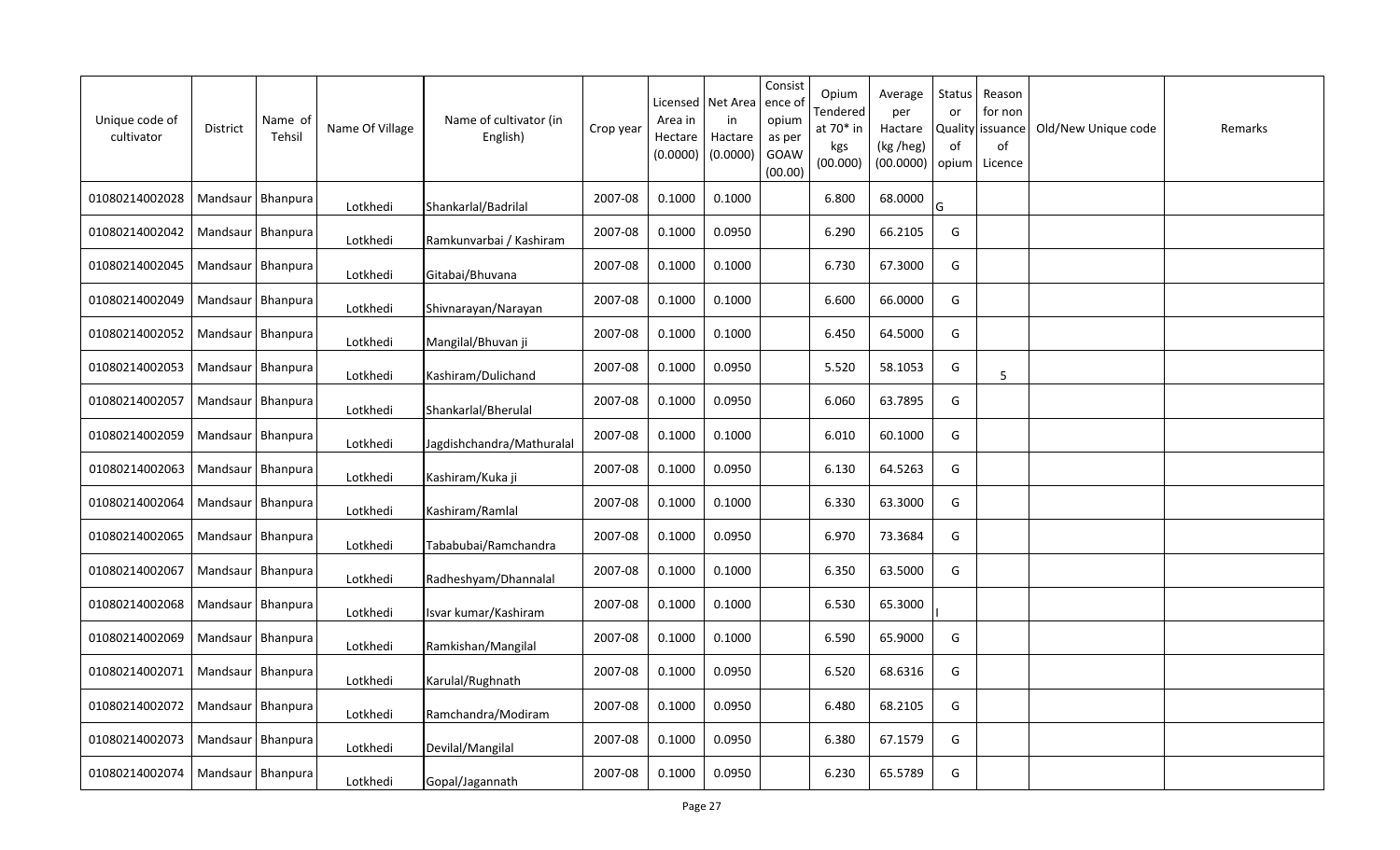| Unique code of cultivator | District | Name of Tehsil | Name Of Village | Name of cultivator (in English) | Crop year | Licensed Area in Hectare (0.0000) | Net Area in Hactare (0.0000) | Consistence of opium as per GOAW (00.00) | Opium Tendered at 70* in kgs (00.000) | Average per Hactare (kg /heg) (00.0000) | Status or Quality of opium | Reason for non issuance of Licence | Old/New Unique code | Remarks |
|---|---|---|---|---|---|---|---|---|---|---|---|---|---|---|
| 01080214002028 | Mandsaur | Bhanpura | Lotkhedi | Shankarlal/Badrilal | 2007-08 | 0.1000 | 0.1000 | | 6.800 | 68.0000 | G | | | |
| 01080214002042 | Mandsaur | Bhanpura | Lotkhedi | Ramkunvarbai / Kashiram | 2007-08 | 0.1000 | 0.0950 | | 6.290 | 66.2105 | G | | | |
| 01080214002045 | Mandsaur | Bhanpura | Lotkhedi | Gitabai/Bhuvana | 2007-08 | 0.1000 | 0.1000 | | 6.730 | 67.3000 | G | | | |
| 01080214002049 | Mandsaur | Bhanpura | Lotkhedi | Shivnarayan/Narayan | 2007-08 | 0.1000 | 0.1000 | | 6.600 | 66.0000 | G | | | |
| 01080214002052 | Mandsaur | Bhanpura | Lotkhedi | Mangilal/Bhuvan ji | 2007-08 | 0.1000 | 0.1000 | | 6.450 | 64.5000 | G | | | |
| 01080214002053 | Mandsaur | Bhanpura | Lotkhedi | Kashiram/Dulichand | 2007-08 | 0.1000 | 0.0950 | | 5.520 | 58.1053 | G | 5 | | |
| 01080214002057 | Mandsaur | Bhanpura | Lotkhedi | Shankarlal/Bherulal | 2007-08 | 0.1000 | 0.0950 | | 6.060 | 63.7895 | G | | | |
| 01080214002059 | Mandsaur | Bhanpura | Lotkhedi | Jagdishchandra/Mathuralal | 2007-08 | 0.1000 | 0.1000 | | 6.010 | 60.1000 | G | | | |
| 01080214002063 | Mandsaur | Bhanpura | Lotkhedi | Kashiram/Kuka ji | 2007-08 | 0.1000 | 0.0950 | | 6.130 | 64.5263 | G | | | |
| 01080214002064 | Mandsaur | Bhanpura | Lotkhedi | Kashiram/Ramlal | 2007-08 | 0.1000 | 0.1000 | | 6.330 | 63.3000 | G | | | |
| 01080214002065 | Mandsaur | Bhanpura | Lotkhedi | Tababubai/Ramchandra | 2007-08 | 0.1000 | 0.0950 | | 6.970 | 73.3684 | G | | | |
| 01080214002067 | Mandsaur | Bhanpura | Lotkhedi | Radheshyam/Dhannalal | 2007-08 | 0.1000 | 0.1000 | | 6.350 | 63.5000 | G | | | |
| 01080214002068 | Mandsaur | Bhanpura | Lotkhedi | Isvar kumar/Kashiram | 2007-08 | 0.1000 | 0.1000 | | 6.530 | 65.3000 | I | | | |
| 01080214002069 | Mandsaur | Bhanpura | Lotkhedi | Ramkishan/Mangilal | 2007-08 | 0.1000 | 0.1000 | | 6.590 | 65.9000 | G | | | |
| 01080214002071 | Mandsaur | Bhanpura | Lotkhedi | Karulal/Rughnath | 2007-08 | 0.1000 | 0.0950 | | 6.520 | 68.6316 | G | | | |
| 01080214002072 | Mandsaur | Bhanpura | Lotkhedi | Ramchandra/Modiram | 2007-08 | 0.1000 | 0.0950 | | 6.480 | 68.2105 | G | | | |
| 01080214002073 | Mandsaur | Bhanpura | Lotkhedi | Devilal/Mangilal | 2007-08 | 0.1000 | 0.0950 | | 6.380 | 67.1579 | G | | | |
| 01080214002074 | Mandsaur | Bhanpura | Lotkhedi | Gopal/Jagannath | 2007-08 | 0.1000 | 0.0950 | | 6.230 | 65.5789 | G | | | |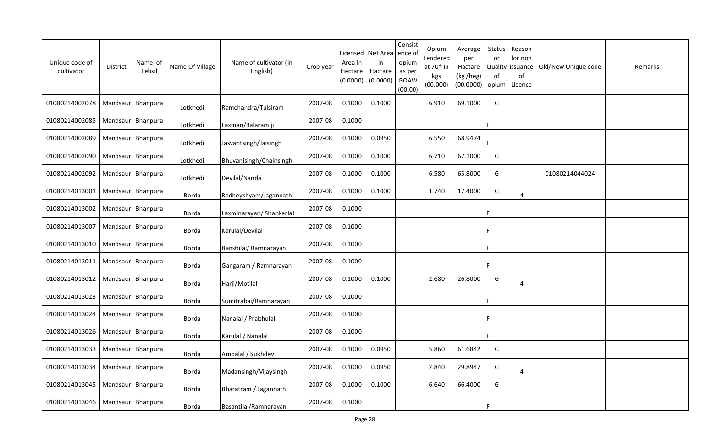| Unique code of cultivator | District | Name of Tehsil | Name Of Village | Name of cultivator (in English) | Crop year | Licensed Area in Hectare (0.0000) | Net Area in Hactare (0.0000) | Consistence of opium as per GOAW (00.00) | Opium Tendered at 70* in kgs (00.000) | Average per Hactare (kg /heg) (00.0000) | Status or Quality of opium | Reason for non issuance of Licence | Old/New Unique code | Remarks |
|---|---|---|---|---|---|---|---|---|---|---|---|---|---|---|
| 01080214002078 | Mandsaur | Bhanpura | Lotkhedi | Ramchandra/Tulsiram | 2007-08 | 0.1000 | 0.1000 | | 6.910 | 69.1000 | G | | | |
| 01080214002085 | Mandsaur | Bhanpura | Lotkhedi | Laxman/Balaram ji | 2007-08 | 0.1000 | | | | | F | | | |
| 01080214002089 | Mandsaur | Bhanpura | Lotkhedi | Jasvantsingh/Jaisingh | 2007-08 | 0.1000 | 0.0950 | | 6.550 | 68.9474 | I | | | |
| 01080214002090 | Mandsaur | Bhanpura | Lotkhedi | Bhuvanisingh/Chainsingh | 2007-08 | 0.1000 | 0.1000 | | 6.710 | 67.1000 | G | | | |
| 01080214002092 | Mandsaur | Bhanpura | Lotkhedi | Devilal/Nanda | 2007-08 | 0.1000 | 0.1000 | | 6.580 | 65.8000 | G | | 01080214044024 | |
| 01080214013001 | Mandsaur | Bhanpura | Borda | Radheyshyam/Jagannath | 2007-08 | 0.1000 | 0.1000 | | 1.740 | 17.4000 | G | 4 | | |
| 01080214013002 | Mandsaur | Bhanpura | Borda | Laxminarayan/ Shankarlal | 2007-08 | 0.1000 | | | | | F | | | |
| 01080214013007 | Mandsaur | Bhanpura | Borda | Karulal/Devilal | 2007-08 | 0.1000 | | | | | F | | | |
| 01080214013010 | Mandsaur | Bhanpura | Borda | Banshilal/ Ramnarayan | 2007-08 | 0.1000 | | | | | F | | | |
| 01080214013011 | Mandsaur | Bhanpura | Borda | Gangaram / Ramnarayan | 2007-08 | 0.1000 | | | | | F | | | |
| 01080214013012 | Mandsaur | Bhanpura | Borda | Harji/Motilal | 2007-08 | 0.1000 | 0.1000 | | 2.680 | 26.8000 | G | 4 | | |
| 01080214013023 | Mandsaur | Bhanpura | Borda | Sumitrabai/Ramnarayan | 2007-08 | 0.1000 | | | | | F | | | |
| 01080214013024 | Mandsaur | Bhanpura | Borda | Nanalal / Prabhulal | 2007-08 | 0.1000 | | | | | F | | | |
| 01080214013026 | Mandsaur | Bhanpura | Borda | Karulal / Nanalal | 2007-08 | 0.1000 | | | | | F | | | |
| 01080214013033 | Mandsaur | Bhanpura | Borda | Ambalal / Sukhdev | 2007-08 | 0.1000 | 0.0950 | | 5.860 | 61.6842 | G | | | |
| 01080214013034 | Mandsaur | Bhanpura | Borda | Madansingh/Vijaysingh | 2007-08 | 0.1000 | 0.0950 | | 2.840 | 29.8947 | G | 4 | | |
| 01080214013045 | Mandsaur | Bhanpura | Borda | Bharatram / Jagannath | 2007-08 | 0.1000 | 0.1000 | | 6.640 | 66.4000 | G | | | |
| 01080214013046 | Mandsaur | Bhanpura | Borda | Basantilal/Ramnarayan | 2007-08 | 0.1000 | | | | | F | | | |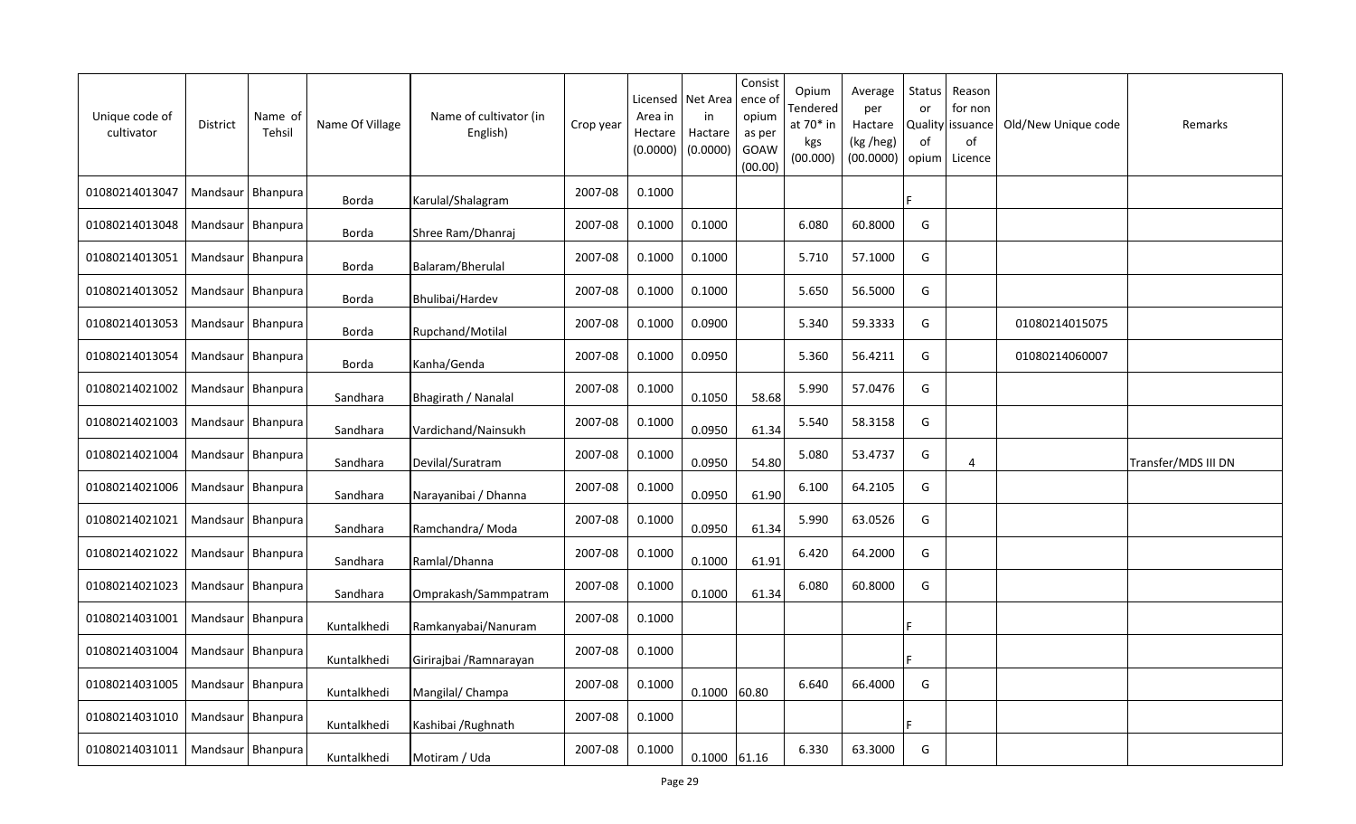| Unique code of cultivator | District | Name of Tehsil | Name Of Village | Name of cultivator (in English) | Crop year | Licensed Area in Hectare (0.0000) | Net Area in Hactare (0.0000) | Consistence of opium as per GOAW (00.00) | Opium Tendered at 70* in kgs (00.000) | Average per Hactare (kg /heg) (00.0000) | Status or Quality of opium | Reason for non issuance of Licence | Old/New Unique code | Remarks |
|---|---|---|---|---|---|---|---|---|---|---|---|---|---|---|
| 01080214013047 | Mandsaur | Bhanpura | Borda | Karulal/Shalagram | 2007-08 | 0.1000 | | | | | F | | | |
| 01080214013048 | Mandsaur | Bhanpura | Borda | Shree Ram/Dhanraj | 2007-08 | 0.1000 | 0.1000 | | 6.080 | 60.8000 | G | | | |
| 01080214013051 | Mandsaur | Bhanpura | Borda | Balaram/Bherulal | 2007-08 | 0.1000 | 0.1000 | | 5.710 | 57.1000 | G | | | |
| 01080214013052 | Mandsaur | Bhanpura | Borda | Bhulibai/Hardev | 2007-08 | 0.1000 | 0.1000 | | 5.650 | 56.5000 | G | | | |
| 01080214013053 | Mandsaur | Bhanpura | Borda | Rupchand/Motilal | 2007-08 | 0.1000 | 0.0900 | | 5.340 | 59.3333 | G | | 01080214015075 | |
| 01080214013054 | Mandsaur | Bhanpura | Borda | Kanha/Genda | 2007-08 | 0.1000 | 0.0950 | | 5.360 | 56.4211 | G | | 01080214060007 | |
| 01080214021002 | Mandsaur | Bhanpura | Sandhara | Bhagirath / Nanalal | 2007-08 | 0.1000 | 0.1050 | 58.68 | 5.990 | 57.0476 | G | | | |
| 01080214021003 | Mandsaur | Bhanpura | Sandhara | Vardichand/Nainsukh | 2007-08 | 0.1000 | 0.0950 | 61.34 | 5.540 | 58.3158 | G | | | |
| 01080214021004 | Mandsaur | Bhanpura | Sandhara | Devilal/Suratram | 2007-08 | 0.1000 | 0.0950 | 54.80 | 5.080 | 53.4737 | G | 4 | | Transfer/MDS III DN |
| 01080214021006 | Mandsaur | Bhanpura | Sandhara | Narayanibai / Dhanna | 2007-08 | 0.1000 | 0.0950 | 61.90 | 6.100 | 64.2105 | G | | | |
| 01080214021021 | Mandsaur | Bhanpura | Sandhara | Ramchandra/ Moda | 2007-08 | 0.1000 | 0.0950 | 61.34 | 5.990 | 63.0526 | G | | | |
| 01080214021022 | Mandsaur | Bhanpura | Sandhara | Ramlal/Dhanna | 2007-08 | 0.1000 | 0.1000 | 61.91 | 6.420 | 64.2000 | G | | | |
| 01080214021023 | Mandsaur | Bhanpura | Sandhara | Omprakash/Sammpatram | 2007-08 | 0.1000 | 0.1000 | 61.34 | 6.080 | 60.8000 | G | | | |
| 01080214031001 | Mandsaur | Bhanpura | Kuntalkhedi | Ramkanyabai/Nanuram | 2007-08 | 0.1000 | | | | | F | | | |
| 01080214031004 | Mandsaur | Bhanpura | Kuntalkhedi | Girirajbai /Ramnarayan | 2007-08 | 0.1000 | | | | | F | | | |
| 01080214031005 | Mandsaur | Bhanpura | Kuntalkhedi | Mangilal/ Champa | 2007-08 | 0.1000 | 0.1000 | 60.80 | 6.640 | 66.4000 | G | | | |
| 01080214031010 | Mandsaur | Bhanpura | Kuntalkhedi | Kashibai /Rughnath | 2007-08 | 0.1000 | | | | | F | | | |
| 01080214031011 | Mandsaur | Bhanpura | Kuntalkhedi | Motiram / Uda | 2007-08 | 0.1000 | 0.1000 | 61.16 | 6.330 | 63.3000 | G | | | |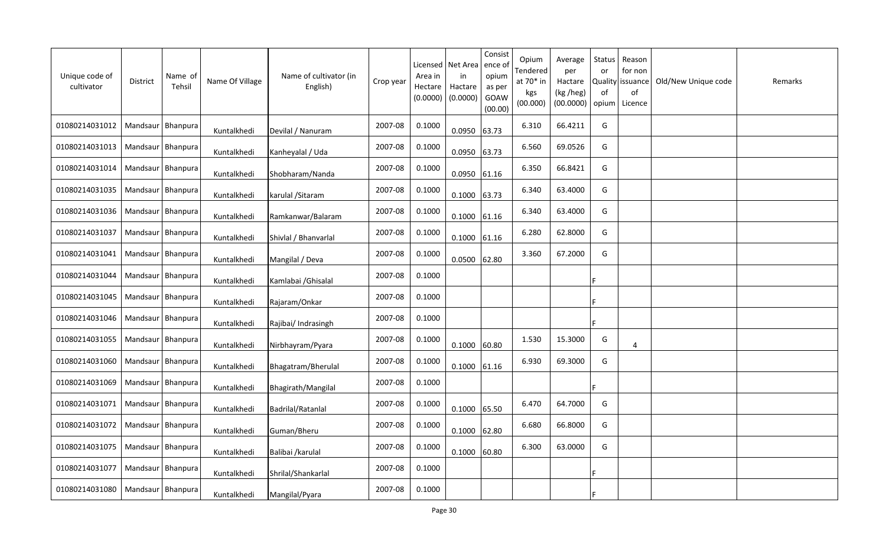| Unique code of cultivator | District | Name of Tehsil | Name Of Village | Name of cultivator (in English) | Crop year | Licensed Area in Hectare (0.0000) | Net Area in Hactare (0.0000) | Consistence of opium as per GOAW (00.00) | Opium Tendered at 70* in kgs (00.000) | Average per Hactare (kg /heg) (00.0000) | Status or Quality of opium | Reason for non issuance of Licence | Old/New Unique code | Remarks |
|---|---|---|---|---|---|---|---|---|---|---|---|---|---|---|
| 01080214031012 | Mandsaur | Bhanpura | Kuntalkhedi | Devilal / Nanuram | 2007-08 | 0.1000 | 0.0950 | 63.73 | 6.310 | 66.4211 | G | | | |
| 01080214031013 | Mandsaur | Bhanpura | Kuntalkhedi | Kanheyalal / Uda | 2007-08 | 0.1000 | 0.0950 | 63.73 | 6.560 | 69.0526 | G | | | |
| 01080214031014 | Mandsaur | Bhanpura | Kuntalkhedi | Shobharam/Nanda | 2007-08 | 0.1000 | 0.0950 | 61.16 | 6.350 | 66.8421 | G | | | |
| 01080214031035 | Mandsaur | Bhanpura | Kuntalkhedi | karulal /Sitaram | 2007-08 | 0.1000 | 0.1000 | 63.73 | 6.340 | 63.4000 | G | | | |
| 01080214031036 | Mandsaur | Bhanpura | Kuntalkhedi | Ramkanwar/Balaram | 2007-08 | 0.1000 | 0.1000 | 61.16 | 6.340 | 63.4000 | G | | | |
| 01080214031037 | Mandsaur | Bhanpura | Kuntalkhedi | Shivlal / Bhanvarlal | 2007-08 | 0.1000 | 0.1000 | 61.16 | 6.280 | 62.8000 | G | | | |
| 01080214031041 | Mandsaur | Bhanpura | Kuntalkhedi | Mangilal / Deva | 2007-08 | 0.1000 | 0.0500 | 62.80 | 3.360 | 67.2000 | G | | | |
| 01080214031044 | Mandsaur | Bhanpura | Kuntalkhedi | Kamlabai /Ghisalal | 2007-08 | 0.1000 | | | | | F | | | |
| 01080214031045 | Mandsaur | Bhanpura | Kuntalkhedi | Rajaram/Onkar | 2007-08 | 0.1000 | | | | | F | | | |
| 01080214031046 | Mandsaur | Bhanpura | Kuntalkhedi | Rajibai/ Indrasingh | 2007-08 | 0.1000 | | | | | F | | | |
| 01080214031055 | Mandsaur | Bhanpura | Kuntalkhedi | Nirbhayram/Pyara | 2007-08 | 0.1000 | 0.1000 | 60.80 | 1.530 | 15.3000 | G | 4 | | |
| 01080214031060 | Mandsaur | Bhanpura | Kuntalkhedi | Bhagatram/Bherulal | 2007-08 | 0.1000 | 0.1000 | 61.16 | 6.930 | 69.3000 | G | | | |
| 01080214031069 | Mandsaur | Bhanpura | Kuntalkhedi | Bhagirath/Mangilal | 2007-08 | 0.1000 | | | | | F | | | |
| 01080214031071 | Mandsaur | Bhanpura | Kuntalkhedi | Badrilal/Ratanlal | 2007-08 | 0.1000 | 0.1000 | 65.50 | 6.470 | 64.7000 | G | | | |
| 01080214031072 | Mandsaur | Bhanpura | Kuntalkhedi | Guman/Bheru | 2007-08 | 0.1000 | 0.1000 | 62.80 | 6.680 | 66.8000 | G | | | |
| 01080214031075 | Mandsaur | Bhanpura | Kuntalkhedi | Balibai /karulal | 2007-08 | 0.1000 | 0.1000 | 60.80 | 6.300 | 63.0000 | G | | | |
| 01080214031077 | Mandsaur | Bhanpura | Kuntalkhedi | Shrilal/Shankarlal | 2007-08 | 0.1000 | | | | | F | | | |
| 01080214031080 | Mandsaur | Bhanpura | Kuntalkhedi | Mangilal/Pyara | 2007-08 | 0.1000 | | | | | F | | | |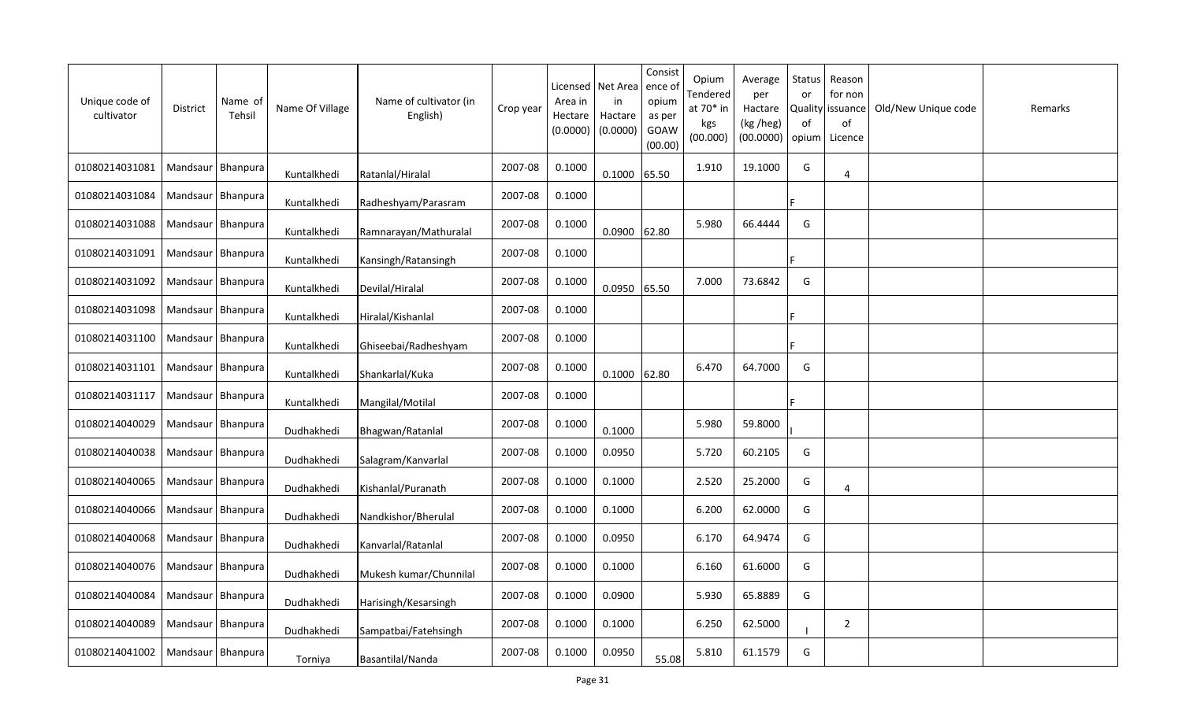| Unique code of cultivator | District | Name of Tehsil | Name Of Village | Name of cultivator (in English) | Crop year | Licensed Area in Hectare (0.0000) | Net Area in Hactare (0.0000) | Consistence of opium as per GOAW (00.00) | Opium Tendered at 70* in kgs (00.000) | Average per Hactare (kg /heg) (00.0000) | Status or Quality of opium | Reason for non issuance of Licence | Old/New Unique code | Remarks |
|---|---|---|---|---|---|---|---|---|---|---|---|---|---|---|
| 01080214031081 | Mandsaur | Bhanpura | Kuntalkhedi | Ratanlal/Hiralal | 2007-08 | 0.1000 | 0.1000 | 65.50 | 1.910 | 19.1000 | G | 4 | | |
| 01080214031084 | Mandsaur | Bhanpura | Kuntalkhedi | Radheshyam/Parasram | 2007-08 | 0.1000 | | | | | F | | | |
| 01080214031088 | Mandsaur | Bhanpura | Kuntalkhedi | Ramnarayan/Mathuralal | 2007-08 | 0.1000 | 0.0900 | 62.80 | 5.980 | 66.4444 | G | | | |
| 01080214031091 | Mandsaur | Bhanpura | Kuntalkhedi | Kansingh/Ratansingh | 2007-08 | 0.1000 | | | | | F | | | |
| 01080214031092 | Mandsaur | Bhanpura | Kuntalkhedi | Devilal/Hiralal | 2007-08 | 0.1000 | 0.0950 | 65.50 | 7.000 | 73.6842 | G | | | |
| 01080214031098 | Mandsaur | Bhanpura | Kuntalkhedi | Hiralal/Kishanlal | 2007-08 | 0.1000 | | | | | F | | | |
| 01080214031100 | Mandsaur | Bhanpura | Kuntalkhedi | Ghiseebai/Radheshyam | 2007-08 | 0.1000 | | | | | F | | | |
| 01080214031101 | Mandsaur | Bhanpura | Kuntalkhedi | Shankarlal/Kuka | 2007-08 | 0.1000 | 0.1000 | 62.80 | 6.470 | 64.7000 | G | | | |
| 01080214031117 | Mandsaur | Bhanpura | Kuntalkhedi | Mangilal/Motilal | 2007-08 | 0.1000 | | | | | F | | | |
| 01080214040029 | Mandsaur | Bhanpura | Dudhakhedi | Bhagwan/Ratanlal | 2007-08 | 0.1000 | 0.1000 | | 5.980 | 59.8000 | I | | | |
| 01080214040038 | Mandsaur | Bhanpura | Dudhakhedi | Salagram/Kanvarlal | 2007-08 | 0.1000 | 0.0950 | | 5.720 | 60.2105 | G | | | |
| 01080214040065 | Mandsaur | Bhanpura | Dudhakhedi | Kishanlal/Puranath | 2007-08 | 0.1000 | 0.1000 | | 2.520 | 25.2000 | G | 4 | | |
| 01080214040066 | Mandsaur | Bhanpura | Dudhakhedi | Nandkishor/Bherulal | 2007-08 | 0.1000 | 0.1000 | | 6.200 | 62.0000 | G | | | |
| 01080214040068 | Mandsaur | Bhanpura | Dudhakhedi | Kanvarlal/Ratanlal | 2007-08 | 0.1000 | 0.0950 | | 6.170 | 64.9474 | G | | | |
| 01080214040076 | Mandsaur | Bhanpura | Dudhakhedi | Mukesh kumar/Chunnilal | 2007-08 | 0.1000 | 0.1000 | | 6.160 | 61.6000 | G | | | |
| 01080214040084 | Mandsaur | Bhanpura | Dudhakhedi | Harisingh/Kesarsingh | 2007-08 | 0.1000 | 0.0900 | | 5.930 | 65.8889 | G | | | |
| 01080214040089 | Mandsaur | Bhanpura | Dudhakhedi | Sampatbai/Fatehsingh | 2007-08 | 0.1000 | 0.1000 | | 6.250 | 62.5000 | I | 2 | | |
| 01080214041002 | Mandsaur | Bhanpura | Torniya | Basantilal/Nanda | 2007-08 | 0.1000 | 0.0950 | 55.08 | 5.810 | 61.1579 | G | | | |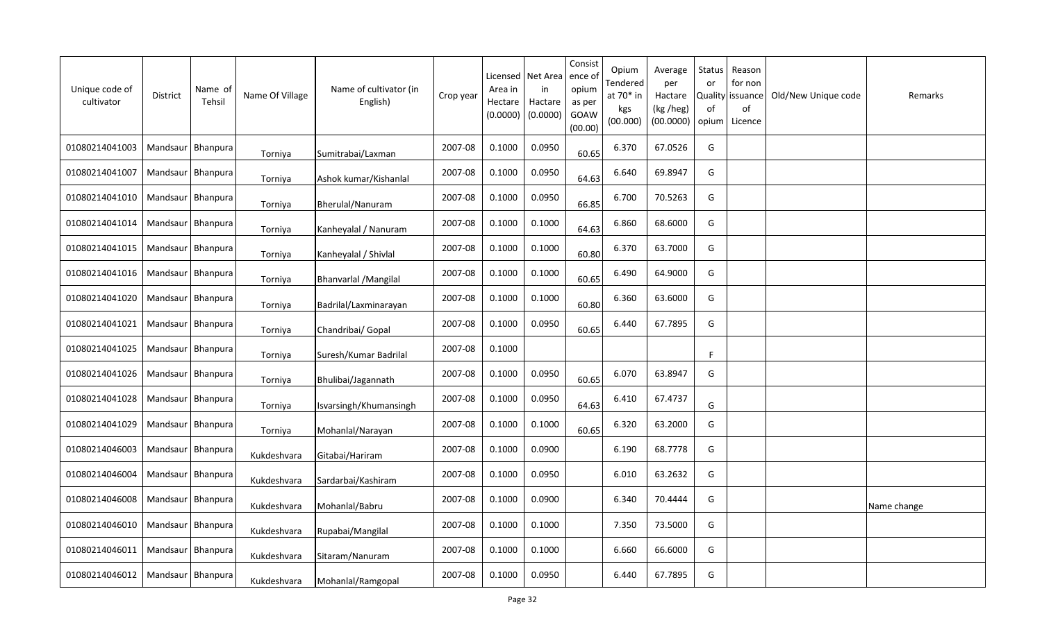| Unique code of cultivator | District | Name of Tehsil | Name Of Village | Name of cultivator (in English) | Crop year | Licensed Area in Hectare (0.0000) | Net Area in Hactare (0.0000) | Consistence of opium as per GOAW (00.00) | Opium Tendered at 70* in kgs (00.000) | Average per Hactare (kg /heg) (00.0000) | Status or Quality of opium | Reason for non issuance of Licence | Old/New Unique code | Remarks |
|---|---|---|---|---|---|---|---|---|---|---|---|---|---|---|
| 01080214041003 | Mandsaur | Bhanpura | Torniya | Sumitrabai/Laxman | 2007-08 | 0.1000 | 0.0950 | 60.65 | 6.370 | 67.0526 | G | | | |
| 01080214041007 | Mandsaur | Bhanpura | Torniya | Ashok kumar/Kishanlal | 2007-08 | 0.1000 | 0.0950 | 64.63 | 6.640 | 69.8947 | G | | | |
| 01080214041010 | Mandsaur | Bhanpura | Torniya | Bherulal/Nanuram | 2007-08 | 0.1000 | 0.0950 | 66.85 | 6.700 | 70.5263 | G | | | |
| 01080214041014 | Mandsaur | Bhanpura | Torniya | Kanheyalal / Nanuram | 2007-08 | 0.1000 | 0.1000 | 64.63 | 6.860 | 68.6000 | G | | | |
| 01080214041015 | Mandsaur | Bhanpura | Torniya | Kanheyalal / Shivlal | 2007-08 | 0.1000 | 0.1000 | 60.80 | 6.370 | 63.7000 | G | | | |
| 01080214041016 | Mandsaur | Bhanpura | Torniya | Bhanvarlal /Mangilal | 2007-08 | 0.1000 | 0.1000 | 60.65 | 6.490 | 64.9000 | G | | | |
| 01080214041020 | Mandsaur | Bhanpura | Torniya | Badrilal/Laxminarayan | 2007-08 | 0.1000 | 0.1000 | 60.80 | 6.360 | 63.6000 | G | | | |
| 01080214041021 | Mandsaur | Bhanpura | Torniya | Chandribai/ Gopal | 2007-08 | 0.1000 | 0.0950 | 60.65 | 6.440 | 67.7895 | G | | | |
| 01080214041025 | Mandsaur | Bhanpura | Torniya | Suresh/Kumar Badrilal | 2007-08 | 0.1000 | | | | | F | | | |
| 01080214041026 | Mandsaur | Bhanpura | Torniya | Bhulibai/Jagannath | 2007-08 | 0.1000 | 0.0950 | 60.65 | 6.070 | 63.8947 | G | | | |
| 01080214041028 | Mandsaur | Bhanpura | Torniya | Isvarsingh/Khumansingh | 2007-08 | 0.1000 | 0.0950 | 64.63 | 6.410 | 67.4737 | G | | | |
| 01080214041029 | Mandsaur | Bhanpura | Torniya | Mohanlal/Narayan | 2007-08 | 0.1000 | 0.1000 | 60.65 | 6.320 | 63.2000 | G | | | |
| 01080214046003 | Mandsaur | Bhanpura | Kukdeshvara | Gitabai/Hariram | 2007-08 | 0.1000 | 0.0900 | | 6.190 | 68.7778 | G | | | |
| 01080214046004 | Mandsaur | Bhanpura | Kukdeshvara | Sardarbai/Kashiram | 2007-08 | 0.1000 | 0.0950 | | 6.010 | 63.2632 | G | | | |
| 01080214046008 | Mandsaur | Bhanpura | Kukdeshvara | Mohanlal/Babru | 2007-08 | 0.1000 | 0.0900 | | 6.340 | 70.4444 | G | | | Name change |
| 01080214046010 | Mandsaur | Bhanpura | Kukdeshvara | Rupabai/Mangilal | 2007-08 | 0.1000 | 0.1000 | | 7.350 | 73.5000 | G | | | |
| 01080214046011 | Mandsaur | Bhanpura | Kukdeshvara | Sitaram/Nanuram | 2007-08 | 0.1000 | 0.1000 | | 6.660 | 66.6000 | G | | | |
| 01080214046012 | Mandsaur | Bhanpura | Kukdeshvara | Mohanlal/Ramgopal | 2007-08 | 0.1000 | 0.0950 | | 6.440 | 67.7895 | G | | | |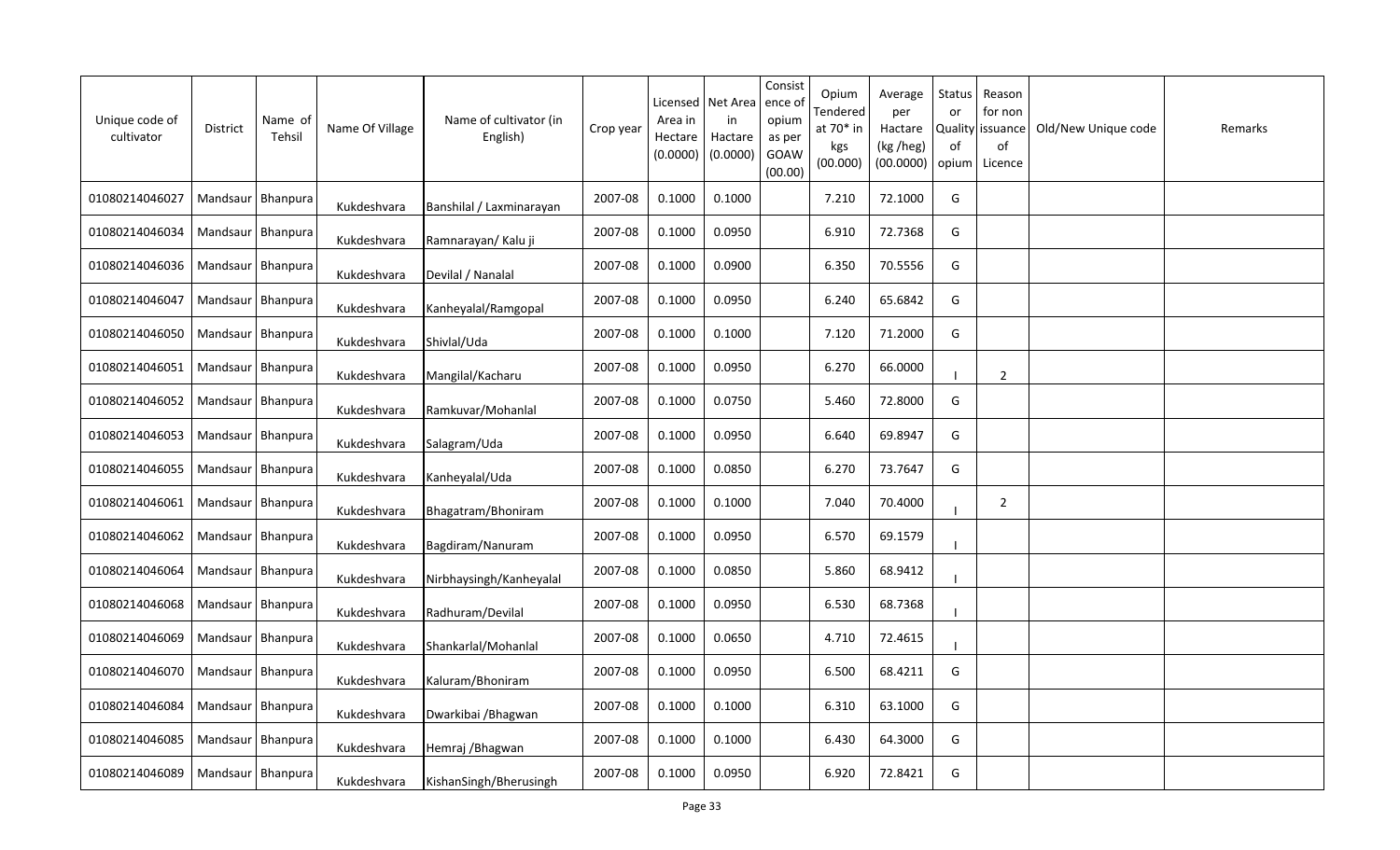| Unique code of cultivator | District | Name of Tehsil | Name Of Village | Name of cultivator (in English) | Crop year | Licensed Area in Hectare (0.0000) | Net Area in Hactare (0.0000) | Consistence of opium as per GOAW (00.00) | Opium Tendered at 70* in kgs (00.000) | Average per Hactare (kg /heg) (00.0000) | Status or Quality of opium | Reason for non issuance of Licence | Old/New Unique code | Remarks |
|---|---|---|---|---|---|---|---|---|---|---|---|---|---|---|
| 01080214046027 | Mandsaur | Bhanpura | Kukdeshvara | Banshilal / Laxminarayan | 2007-08 | 0.1000 | 0.1000 | | 7.210 | 72.1000 | G | | | |
| 01080214046034 | Mandsaur | Bhanpura | Kukdeshvara | Ramnarayan/ Kalu ji | 2007-08 | 0.1000 | 0.0950 | | 6.910 | 72.7368 | G | | | |
| 01080214046036 | Mandsaur | Bhanpura | Kukdeshvara | Devilal / Nanalal | 2007-08 | 0.1000 | 0.0900 | | 6.350 | 70.5556 | G | | | |
| 01080214046047 | Mandsaur | Bhanpura | Kukdeshvara | Kanheyalal/Ramgopal | 2007-08 | 0.1000 | 0.0950 | | 6.240 | 65.6842 | G | | | |
| 01080214046050 | Mandsaur | Bhanpura | Kukdeshvara | Shivlal/Uda | 2007-08 | 0.1000 | 0.1000 | | 7.120 | 71.2000 | G | | | |
| 01080214046051 | Mandsaur | Bhanpura | Kukdeshvara | Mangilal/Kacharu | 2007-08 | 0.1000 | 0.0950 | | 6.270 | 66.0000 | I | 2 | | |
| 01080214046052 | Mandsaur | Bhanpura | Kukdeshvara | Ramkuvar/Mohanlal | 2007-08 | 0.1000 | 0.0750 | | 5.460 | 72.8000 | G | | | |
| 01080214046053 | Mandsaur | Bhanpura | Kukdeshvara | Salagram/Uda | 2007-08 | 0.1000 | 0.0950 | | 6.640 | 69.8947 | G | | | |
| 01080214046055 | Mandsaur | Bhanpura | Kukdeshvara | Kanheyalal/Uda | 2007-08 | 0.1000 | 0.0850 | | 6.270 | 73.7647 | G | | | |
| 01080214046061 | Mandsaur | Bhanpura | Kukdeshvara | Bhagatram/Bhoniram | 2007-08 | 0.1000 | 0.1000 | | 7.040 | 70.4000 | I | 2 | | |
| 01080214046062 | Mandsaur | Bhanpura | Kukdeshvara | Bagdiram/Nanuram | 2007-08 | 0.1000 | 0.0950 | | 6.570 | 69.1579 | I | | | |
| 01080214046064 | Mandsaur | Bhanpura | Kukdeshvara | Nirbhaysingh/Kanheyalal | 2007-08 | 0.1000 | 0.0850 | | 5.860 | 68.9412 | I | | | |
| 01080214046068 | Mandsaur | Bhanpura | Kukdeshvara | Radhuram/Devilal | 2007-08 | 0.1000 | 0.0950 | | 6.530 | 68.7368 | I | | | |
| 01080214046069 | Mandsaur | Bhanpura | Kukdeshvara | Shankarlal/Mohanlal | 2007-08 | 0.1000 | 0.0650 | | 4.710 | 72.4615 | I | | | |
| 01080214046070 | Mandsaur | Bhanpura | Kukdeshvara | Kaluram/Bhoniram | 2007-08 | 0.1000 | 0.0950 | | 6.500 | 68.4211 | G | | | |
| 01080214046084 | Mandsaur | Bhanpura | Kukdeshvara | Dwarkibai /Bhagwan | 2007-08 | 0.1000 | 0.1000 | | 6.310 | 63.1000 | G | | | |
| 01080214046085 | Mandsaur | Bhanpura | Kukdeshvara | Hemraj /Bhagwan | 2007-08 | 0.1000 | 0.1000 | | 6.430 | 64.3000 | G | | | |
| 01080214046089 | Mandsaur | Bhanpura | Kukdeshvara | KishanSingh/Bherusingh | 2007-08 | 0.1000 | 0.0950 | | 6.920 | 72.8421 | G | | | |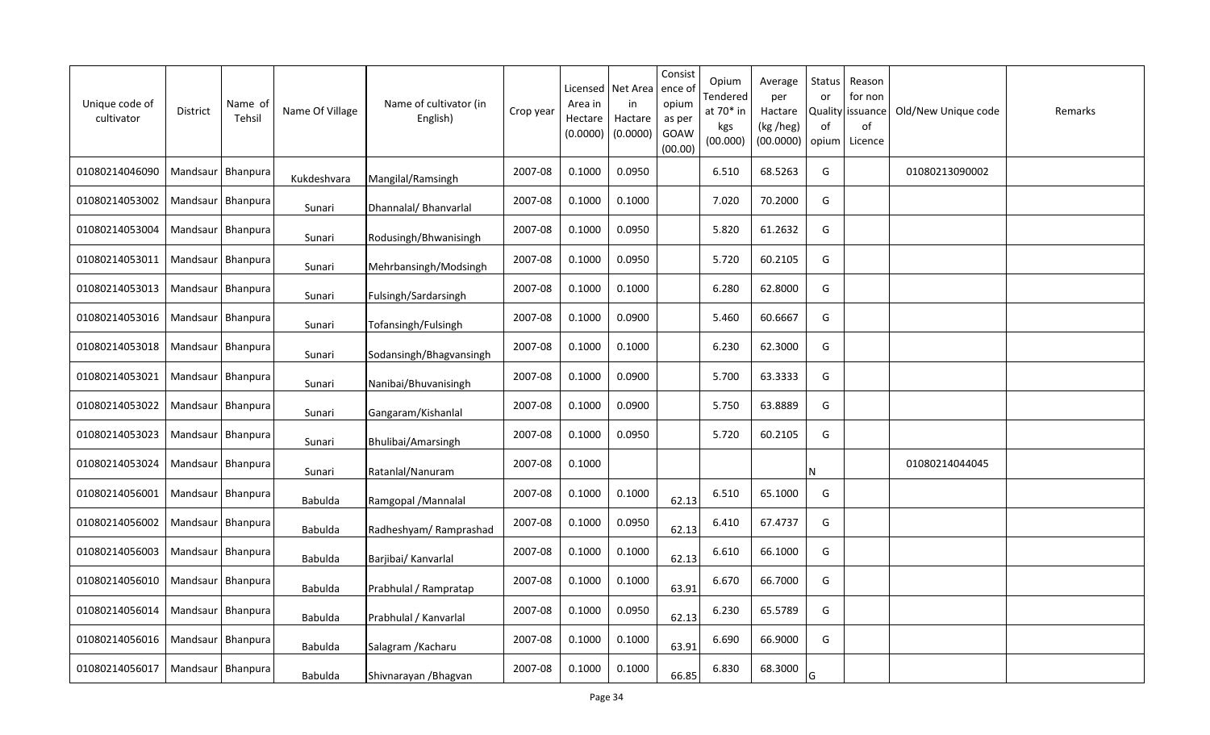| Unique code of cultivator | District | Name of Tehsil | Name Of Village | Name of cultivator (in English) | Crop year | Licensed Area in Hectare (0.0000) | Net Area in Hactare (0.0000) | Consistence of opium as per GOAW (00.00) | Opium Tendered at 70* in kgs (00.000) | Average per Hactare (kg /heg) (00.0000) | Status or Quality of opium | Reason for non issuance of Licence | Old/New Unique code | Remarks |
|---|---|---|---|---|---|---|---|---|---|---|---|---|---|---|
| 01080214046090 | Mandsaur | Bhanpura | Kukdeshvara | Mangilal/Ramsingh | 2007-08 | 0.1000 | 0.0950 | | 6.510 | 68.5263 | G | | 01080213090002 | |
| 01080214053002 | Mandsaur | Bhanpura | Sunari | Dhannalal/ Bhanvarlal | 2007-08 | 0.1000 | 0.1000 | | 7.020 | 70.2000 | G | | | |
| 01080214053004 | Mandsaur | Bhanpura | Sunari | Rodusingh/Bhwanisingh | 2007-08 | 0.1000 | 0.0950 | | 5.820 | 61.2632 | G | | | |
| 01080214053011 | Mandsaur | Bhanpura | Sunari | Mehrbansingh/Modsingh | 2007-08 | 0.1000 | 0.0950 | | 5.720 | 60.2105 | G | | | |
| 01080214053013 | Mandsaur | Bhanpura | Sunari | Fulsingh/Sardarsingh | 2007-08 | 0.1000 | 0.1000 | | 6.280 | 62.8000 | G | | | |
| 01080214053016 | Mandsaur | Bhanpura | Sunari | Tofansingh/Fulsingh | 2007-08 | 0.1000 | 0.0900 | | 5.460 | 60.6667 | G | | | |
| 01080214053018 | Mandsaur | Bhanpura | Sunari | Sodansingh/Bhagvansingh | 2007-08 | 0.1000 | 0.1000 | | 6.230 | 62.3000 | G | | | |
| 01080214053021 | Mandsaur | Bhanpura | Sunari | Nanibai/Bhuvanisingh | 2007-08 | 0.1000 | 0.0900 | | 5.700 | 63.3333 | G | | | |
| 01080214053022 | Mandsaur | Bhanpura | Sunari | Gangaram/Kishanlal | 2007-08 | 0.1000 | 0.0900 | | 5.750 | 63.8889 | G | | | |
| 01080214053023 | Mandsaur | Bhanpura | Sunari | Bhulibai/Amarsingh | 2007-08 | 0.1000 | 0.0950 | | 5.720 | 60.2105 | G | | | |
| 01080214053024 | Mandsaur | Bhanpura | Sunari | Ratanlal/Nanuram | 2007-08 | 0.1000 | | | | | N | | 01080214044045 | |
| 01080214056001 | Mandsaur | Bhanpura | Babulda | Ramgopal /Mannalal | 2007-08 | 0.1000 | 0.1000 | 62.13 | 6.510 | 65.1000 | G | | | |
| 01080214056002 | Mandsaur | Bhanpura | Babulda | Radheshyam/ Ramprashad | 2007-08 | 0.1000 | 0.0950 | 62.13 | 6.410 | 67.4737 | G | | | |
| 01080214056003 | Mandsaur | Bhanpura | Babulda | Barjibai/ Kanvarlal | 2007-08 | 0.1000 | 0.1000 | 62.13 | 6.610 | 66.1000 | G | | | |
| 01080214056010 | Mandsaur | Bhanpura | Babulda | Prabhulal / Rampratap | 2007-08 | 0.1000 | 0.1000 | 63.91 | 6.670 | 66.7000 | G | | | |
| 01080214056014 | Mandsaur | Bhanpura | Babulda | Prabhulal / Kanvarlal | 2007-08 | 0.1000 | 0.0950 | 62.13 | 6.230 | 65.5789 | G | | | |
| 01080214056016 | Mandsaur | Bhanpura | Babulda | Salagram /Kacharu | 2007-08 | 0.1000 | 0.1000 | 63.91 | 6.690 | 66.9000 | G | | | |
| 01080214056017 | Mandsaur | Bhanpura | Babulda | Shivnarayan /Bhagvan | 2007-08 | 0.1000 | 0.1000 | 66.85 | 6.830 | 68.3000 | G | | | |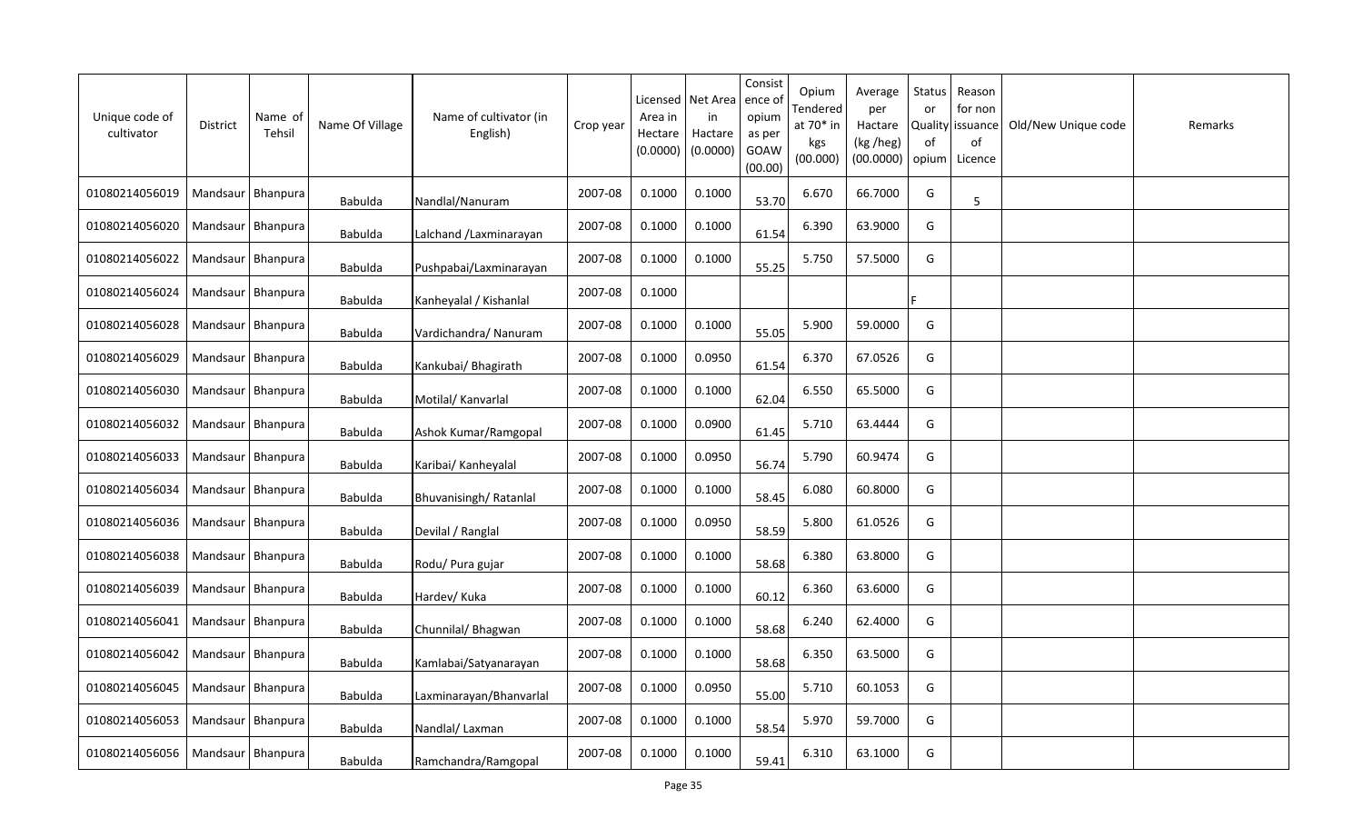| Unique code of cultivator | District | Name of Tehsil | Name Of Village | Name of cultivator (in English) | Crop year | Licensed Area in Hectare (0.0000) | Net Area in Hactare (0.0000) | Consistence of opium as per GOAW (00.00) | Opium Tendered at 70* in kgs (00.000) | Average per Hactare (kg /heg) (00.0000) | Status or Quality of opium | Reason for non issuance of Licence | Old/New Unique code | Remarks |
|---|---|---|---|---|---|---|---|---|---|---|---|---|---|---|
| 01080214056019 | Mandsaur | Bhanpura | Babulda | Nandlal/Nanuram | 2007-08 | 0.1000 | 0.1000 | 53.70 | 6.670 | 66.7000 | G | 5 | | |
| 01080214056020 | Mandsaur | Bhanpura | Babulda | Lalchand /Laxminarayan | 2007-08 | 0.1000 | 0.1000 | 61.54 | 6.390 | 63.9000 | G | | | |
| 01080214056022 | Mandsaur | Bhanpura | Babulda | Pushpabai/Laxminarayan | 2007-08 | 0.1000 | 0.1000 | 55.25 | 5.750 | 57.5000 | G | | | |
| 01080214056024 | Mandsaur | Bhanpura | Babulda | Kanheyalal / Kishanlal | 2007-08 | 0.1000 | | | | | F | | | |
| 01080214056028 | Mandsaur | Bhanpura | Babulda | Vardichandra/ Nanuram | 2007-08 | 0.1000 | 0.1000 | 55.05 | 5.900 | 59.0000 | G | | | |
| 01080214056029 | Mandsaur | Bhanpura | Babulda | Kankubai/ Bhagirath | 2007-08 | 0.1000 | 0.0950 | 61.54 | 6.370 | 67.0526 | G | | | |
| 01080214056030 | Mandsaur | Bhanpura | Babulda | Motilal/ Kanvarlal | 2007-08 | 0.1000 | 0.1000 | 62.04 | 6.550 | 65.5000 | G | | | |
| 01080214056032 | Mandsaur | Bhanpura | Babulda | Ashok Kumar/Ramgopal | 2007-08 | 0.1000 | 0.0900 | 61.45 | 5.710 | 63.4444 | G | | | |
| 01080214056033 | Mandsaur | Bhanpura | Babulda | Karibai/ Kanheyalal | 2007-08 | 0.1000 | 0.0950 | 56.74 | 5.790 | 60.9474 | G | | | |
| 01080214056034 | Mandsaur | Bhanpura | Babulda | Bhuvanisingh/ Ratanlal | 2007-08 | 0.1000 | 0.1000 | 58.45 | 6.080 | 60.8000 | G | | | |
| 01080214056036 | Mandsaur | Bhanpura | Babulda | Devilal / Ranglal | 2007-08 | 0.1000 | 0.0950 | 58.59 | 5.800 | 61.0526 | G | | | |
| 01080214056038 | Mandsaur | Bhanpura | Babulda | Rodu/ Pura gujar | 2007-08 | 0.1000 | 0.1000 | 58.68 | 6.380 | 63.8000 | G | | | |
| 01080214056039 | Mandsaur | Bhanpura | Babulda | Hardev/ Kuka | 2007-08 | 0.1000 | 0.1000 | 60.12 | 6.360 | 63.6000 | G | | | |
| 01080214056041 | Mandsaur | Bhanpura | Babulda | Chunnilal/ Bhagwan | 2007-08 | 0.1000 | 0.1000 | 58.68 | 6.240 | 62.4000 | G | | | |
| 01080214056042 | Mandsaur | Bhanpura | Babulda | Kamlabai/Satyanarayan | 2007-08 | 0.1000 | 0.1000 | 58.68 | 6.350 | 63.5000 | G | | | |
| 01080214056045 | Mandsaur | Bhanpura | Babulda | Laxminarayan/Bhanvarlal | 2007-08 | 0.1000 | 0.0950 | 55.00 | 5.710 | 60.1053 | G | | | |
| 01080214056053 | Mandsaur | Bhanpura | Babulda | Nandlal/ Laxman | 2007-08 | 0.1000 | 0.1000 | 58.54 | 5.970 | 59.7000 | G | | | |
| 01080214056056 | Mandsaur | Bhanpura | Babulda | Ramchandra/Ramgopal | 2007-08 | 0.1000 | 0.1000 | 59.41 | 6.310 | 63.1000 | G | | | |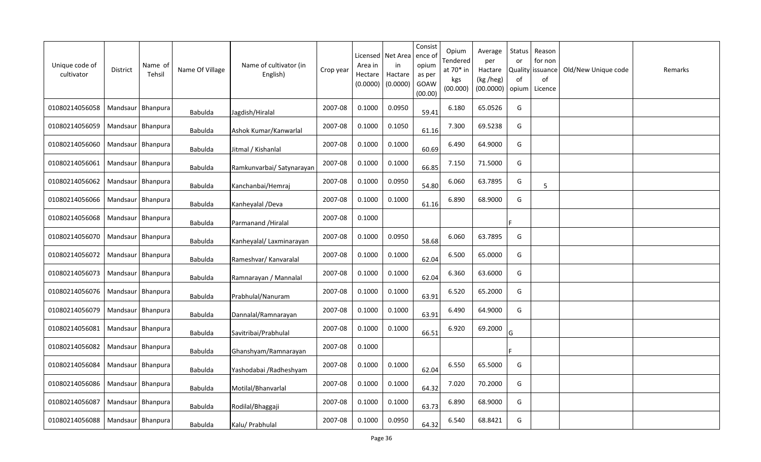| Unique code of cultivator | District | Name of Tehsil | Name Of Village | Name of cultivator (in English) | Crop year | Licensed Area in Hectare (0.0000) | Net Area in Hactare (0.0000) | Consistence of opium as per GOAW (00.00) | Opium Tendered at 70* in kgs (00.000) | Average per Hactare (kg /heg) (00.0000) | Status or Quality of opium | Reason for non issuance of Licence | Old/New Unique code | Remarks |
|---|---|---|---|---|---|---|---|---|---|---|---|---|---|---|
| 01080214056058 | Mandsaur | Bhanpura | Babulda | Jagdish/Hiralal | 2007-08 | 0.1000 | 0.0950 | 59.41 | 6.180 | 65.0526 | G | | | |
| 01080214056059 | Mandsaur | Bhanpura | Babulda | Ashok Kumar/Kanwarlal | 2007-08 | 0.1000 | 0.1050 | 61.16 | 7.300 | 69.5238 | G | | | |
| 01080214056060 | Mandsaur | Bhanpura | Babulda | Jitmal / Kishanlal | 2007-08 | 0.1000 | 0.1000 | 60.69 | 6.490 | 64.9000 | G | | | |
| 01080214056061 | Mandsaur | Bhanpura | Babulda | Ramkunvarbai/ Satynarayan | 2007-08 | 0.1000 | 0.1000 | 66.85 | 7.150 | 71.5000 | G | | | |
| 01080214056062 | Mandsaur | Bhanpura | Babulda | Kanchanbai/Hemraj | 2007-08 | 0.1000 | 0.0950 | 54.80 | 6.060 | 63.7895 | G | 5 | | |
| 01080214056066 | Mandsaur | Bhanpura | Babulda | Kanheyalal /Deva | 2007-08 | 0.1000 | 0.1000 | 61.16 | 6.890 | 68.9000 | G | | | |
| 01080214056068 | Mandsaur | Bhanpura | Babulda | Parmanand /Hiralal | 2007-08 | 0.1000 | | | | | F | | | |
| 01080214056070 | Mandsaur | Bhanpura | Babulda | Kanheyalal/ Laxminarayan | 2007-08 | 0.1000 | 0.0950 | 58.68 | 6.060 | 63.7895 | G | | | |
| 01080214056072 | Mandsaur | Bhanpura | Babulda | Rameshvar/ Kanvaralal | 2007-08 | 0.1000 | 0.1000 | 62.04 | 6.500 | 65.0000 | G | | | |
| 01080214056073 | Mandsaur | Bhanpura | Babulda | Ramnarayan / Mannalal | 2007-08 | 0.1000 | 0.1000 | 62.04 | 6.360 | 63.6000 | G | | | |
| 01080214056076 | Mandsaur | Bhanpura | Babulda | Prabhulal/Nanuram | 2007-08 | 0.1000 | 0.1000 | 63.91 | 6.520 | 65.2000 | G | | | |
| 01080214056079 | Mandsaur | Bhanpura | Babulda | Dannalal/Ramnarayan | 2007-08 | 0.1000 | 0.1000 | 63.91 | 6.490 | 64.9000 | G | | | |
| 01080214056081 | Mandsaur | Bhanpura | Babulda | Savitribai/Prabhulal | 2007-08 | 0.1000 | 0.1000 | 66.51 | 6.920 | 69.2000 | G | | | |
| 01080214056082 | Mandsaur | Bhanpura | Babulda | Ghanshyam/Ramnarayan | 2007-08 | 0.1000 | | | | | F | | | |
| 01080214056084 | Mandsaur | Bhanpura | Babulda | Yashodabai /Radheshyam | 2007-08 | 0.1000 | 0.1000 | 62.04 | 6.550 | 65.5000 | G | | | |
| 01080214056086 | Mandsaur | Bhanpura | Babulda | Motilal/Bhanvarlal | 2007-08 | 0.1000 | 0.1000 | 64.32 | 7.020 | 70.2000 | G | | | |
| 01080214056087 | Mandsaur | Bhanpura | Babulda | Rodilal/Bhaggaji | 2007-08 | 0.1000 | 0.1000 | 63.73 | 6.890 | 68.9000 | G | | | |
| 01080214056088 | Mandsaur | Bhanpura | Babulda | Kalu/ Prabhulal | 2007-08 | 0.1000 | 0.0950 | 64.32 | 6.540 | 68.8421 | G | | | |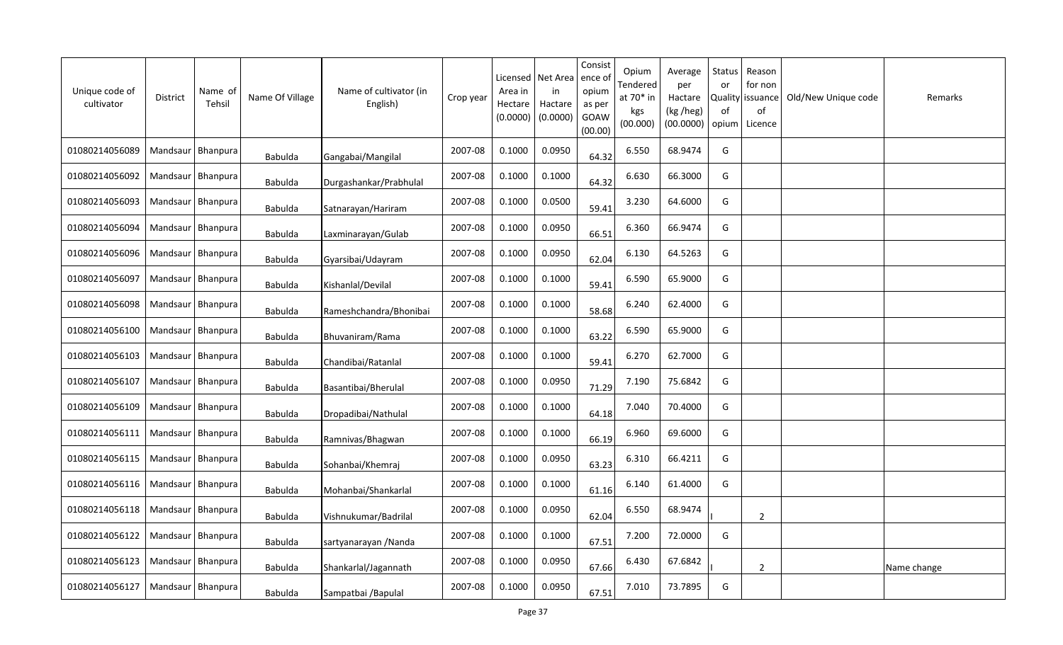| Unique code of cultivator | District | Name of Tehsil | Name Of Village | Name of cultivator (in English) | Crop year | Licensed Area in Hectare (0.0000) | Net Area in Hactare (0.0000) | Consistence of opium as per GOAW (00.00) | Opium Tendered at 70* in kgs (00.000) | Average per Hactare (kg /heg) (00.0000) | Status or Quality of opium | Reason for non issuance of Licence | Old/New Unique code | Remarks |
|---|---|---|---|---|---|---|---|---|---|---|---|---|---|---|
| 01080214056089 | Mandsaur | Bhanpura | Babulda | Gangabai/Mangilal | 2007-08 | 0.1000 | 0.0950 | 64.32 | 6.550 | 68.9474 | G | | | |
| 01080214056092 | Mandsaur | Bhanpura | Babulda | Durgashankar/Prabhulal | 2007-08 | 0.1000 | 0.1000 | 64.32 | 6.630 | 66.3000 | G | | | |
| 01080214056093 | Mandsaur | Bhanpura | Babulda | Satnarayan/Hariram | 2007-08 | 0.1000 | 0.0500 | 59.41 | 3.230 | 64.6000 | G | | | |
| 01080214056094 | Mandsaur | Bhanpura | Babulda | Laxminarayan/Gulab | 2007-08 | 0.1000 | 0.0950 | 66.51 | 6.360 | 66.9474 | G | | | |
| 01080214056096 | Mandsaur | Bhanpura | Babulda | Gyarsibai/Udayram | 2007-08 | 0.1000 | 0.0950 | 62.04 | 6.130 | 64.5263 | G | | | |
| 01080214056097 | Mandsaur | Bhanpura | Babulda | Kishanlal/Devilal | 2007-08 | 0.1000 | 0.1000 | 59.41 | 6.590 | 65.9000 | G | | | |
| 01080214056098 | Mandsaur | Bhanpura | Babulda | Rameshchandra/Bhonibai | 2007-08 | 0.1000 | 0.1000 | 58.68 | 6.240 | 62.4000 | G | | | |
| 01080214056100 | Mandsaur | Bhanpura | Babulda | Bhuvaniram/Rama | 2007-08 | 0.1000 | 0.1000 | 63.22 | 6.590 | 65.9000 | G | | | |
| 01080214056103 | Mandsaur | Bhanpura | Babulda | Chandibai/Ratanlal | 2007-08 | 0.1000 | 0.1000 | 59.41 | 6.270 | 62.7000 | G | | | |
| 01080214056107 | Mandsaur | Bhanpura | Babulda | Basantibai/Bherulal | 2007-08 | 0.1000 | 0.0950 | 71.29 | 7.190 | 75.6842 | G | | | |
| 01080214056109 | Mandsaur | Bhanpura | Babulda | Dropadibai/Nathulal | 2007-08 | 0.1000 | 0.1000 | 64.18 | 7.040 | 70.4000 | G | | | |
| 01080214056111 | Mandsaur | Bhanpura | Babulda | Ramnivas/Bhagwan | 2007-08 | 0.1000 | 0.1000 | 66.19 | 6.960 | 69.6000 | G | | | |
| 01080214056115 | Mandsaur | Bhanpura | Babulda | Sohanbai/Khemraj | 2007-08 | 0.1000 | 0.0950 | 63.23 | 6.310 | 66.4211 | G | | | |
| 01080214056116 | Mandsaur | Bhanpura | Babulda | Mohanbai/Shankarlal | 2007-08 | 0.1000 | 0.1000 | 61.16 | 6.140 | 61.4000 | G | | | |
| 01080214056118 | Mandsaur | Bhanpura | Babulda | Vishnukumar/Badrilal | 2007-08 | 0.1000 | 0.0950 | 62.04 | 6.550 | 68.9474 | I | 2 | | |
| 01080214056122 | Mandsaur | Bhanpura | Babulda | sartyanarayan /Nanda | 2007-08 | 0.1000 | 0.1000 | 67.51 | 7.200 | 72.0000 | G | | | |
| 01080214056123 | Mandsaur | Bhanpura | Babulda | Shankarlal/Jagannath | 2007-08 | 0.1000 | 0.0950 | 67.66 | 6.430 | 67.6842 | I | 2 | | Name change |
| 01080214056127 | Mandsaur | Bhanpura | Babulda | Sampatbai /Bapulal | 2007-08 | 0.1000 | 0.0950 | 67.51 | 7.010 | 73.7895 | G | | | |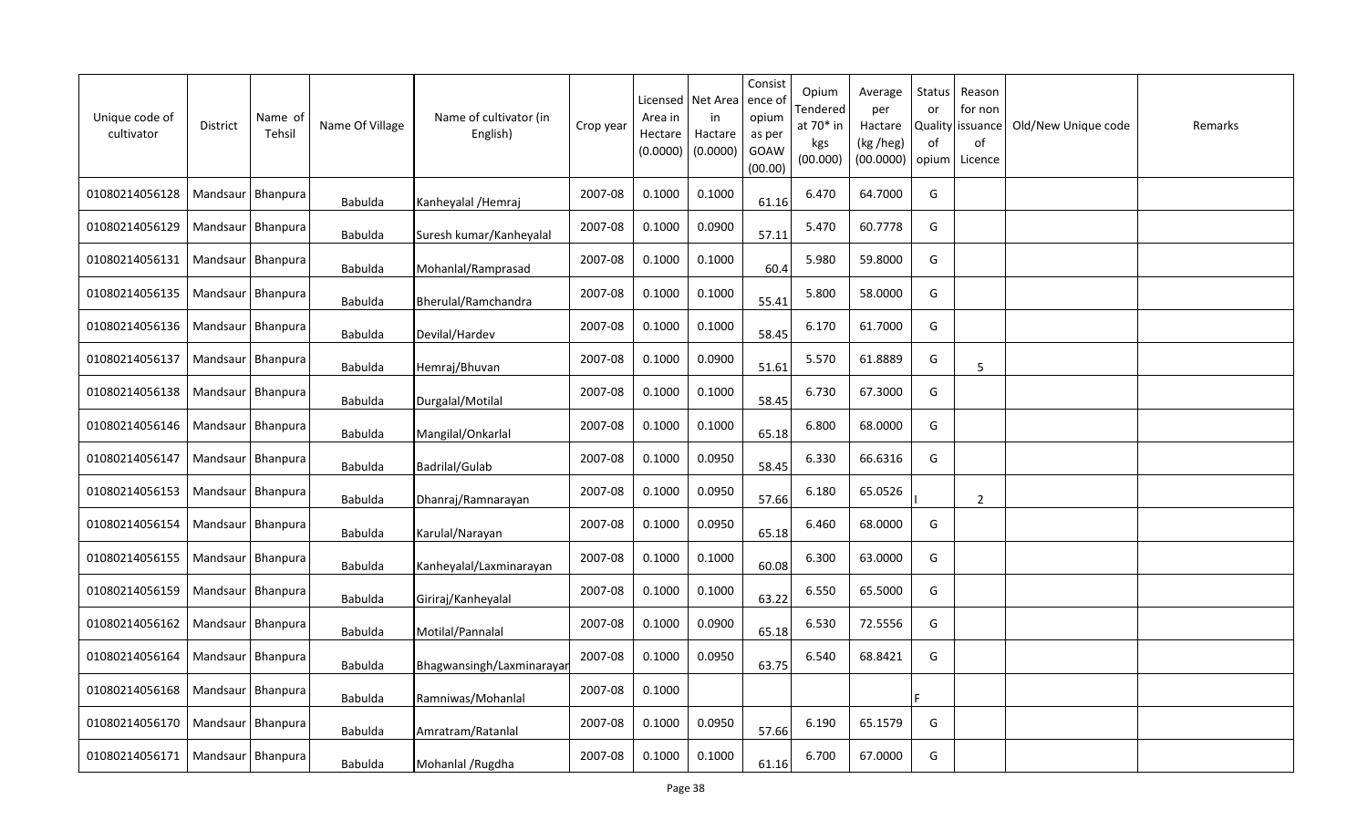| Unique code of cultivator | District | Name of Tehsil | Name Of Village | Name of cultivator (in English) | Crop year | Licensed Area in Hectare (0.0000) | Net Area in Hactare (0.0000) | Consistence of opium as per GOAW (00.00) | Opium Tendered at 70* in kgs (00.000) | Average per Hactare (kg /heg) (00.0000) | Status or Quality of opium | Reason for non issuance of Licence | Old/New Unique code | Remarks |
|---|---|---|---|---|---|---|---|---|---|---|---|---|---|---|
| 01080214056128 | Mandsaur | Bhanpura | Babulda | Kanheyalal /Hemraj | 2007-08 | 0.1000 | 0.1000 | 61.16 | 6.470 | 64.7000 | G | | | |
| 01080214056129 | Mandsaur | Bhanpura | Babulda | Suresh kumar/Kanheyalal | 2007-08 | 0.1000 | 0.0900 | 57.11 | 5.470 | 60.7778 | G | | | |
| 01080214056131 | Mandsaur | Bhanpura | Babulda | Mohanlal/Ramprasad | 2007-08 | 0.1000 | 0.1000 | 60.4 | 5.980 | 59.8000 | G | | | |
| 01080214056135 | Mandsaur | Bhanpura | Babulda | Bherulal/Ramchandra | 2007-08 | 0.1000 | 0.1000 | 55.41 | 5.800 | 58.0000 | G | | | |
| 01080214056136 | Mandsaur | Bhanpura | Babulda | Devilal/Hardev | 2007-08 | 0.1000 | 0.1000 | 58.45 | 6.170 | 61.7000 | G | | | |
| 01080214056137 | Mandsaur | Bhanpura | Babulda | Hemraj/Bhuvan | 2007-08 | 0.1000 | 0.0900 | 51.61 | 5.570 | 61.8889 | G | 5 | | |
| 01080214056138 | Mandsaur | Bhanpura | Babulda | Durgalal/Motilal | 2007-08 | 0.1000 | 0.1000 | 58.45 | 6.730 | 67.3000 | G | | | |
| 01080214056146 | Mandsaur | Bhanpura | Babulda | Mangilal/Onkarlal | 2007-08 | 0.1000 | 0.1000 | 65.18 | 6.800 | 68.0000 | G | | | |
| 01080214056147 | Mandsaur | Bhanpura | Babulda | Badrilal/Gulab | 2007-08 | 0.1000 | 0.0950 | 58.45 | 6.330 | 66.6316 | G | | | |
| 01080214056153 | Mandsaur | Bhanpura | Babulda | Dhanraj/Ramnarayan | 2007-08 | 0.1000 | 0.0950 | 57.66 | 6.180 | 65.0526 | I | 2 | | |
| 01080214056154 | Mandsaur | Bhanpura | Babulda | Karulal/Narayan | 2007-08 | 0.1000 | 0.0950 | 65.18 | 6.460 | 68.0000 | G | | | |
| 01080214056155 | Mandsaur | Bhanpura | Babulda | Kanheyalal/Laxminarayan | 2007-08 | 0.1000 | 0.1000 | 60.08 | 6.300 | 63.0000 | G | | | |
| 01080214056159 | Mandsaur | Bhanpura | Babulda | Giriraj/Kanheyalal | 2007-08 | 0.1000 | 0.1000 | 63.22 | 6.550 | 65.5000 | G | | | |
| 01080214056162 | Mandsaur | Bhanpura | Babulda | Motilal/Pannalal | 2007-08 | 0.1000 | 0.0900 | 65.18 | 6.530 | 72.5556 | G | | | |
| 01080214056164 | Mandsaur | Bhanpura | Babulda | Bhagwansingh/Laxminarayan | 2007-08 | 0.1000 | 0.0950 | 63.75 | 6.540 | 68.8421 | G | | | |
| 01080214056168 | Mandsaur | Bhanpura | Babulda | Ramniwas/Mohanlal | 2007-08 | 0.1000 | | | | | F | | | |
| 01080214056170 | Mandsaur | Bhanpura | Babulda | Amratram/Ratanlal | 2007-08 | 0.1000 | 0.0950 | 57.66 | 6.190 | 65.1579 | G | | | |
| 01080214056171 | Mandsaur | Bhanpura | Babulda | Mohanlal /Rugdha | 2007-08 | 0.1000 | 0.1000 | 61.16 | 6.700 | 67.0000 | G | | | |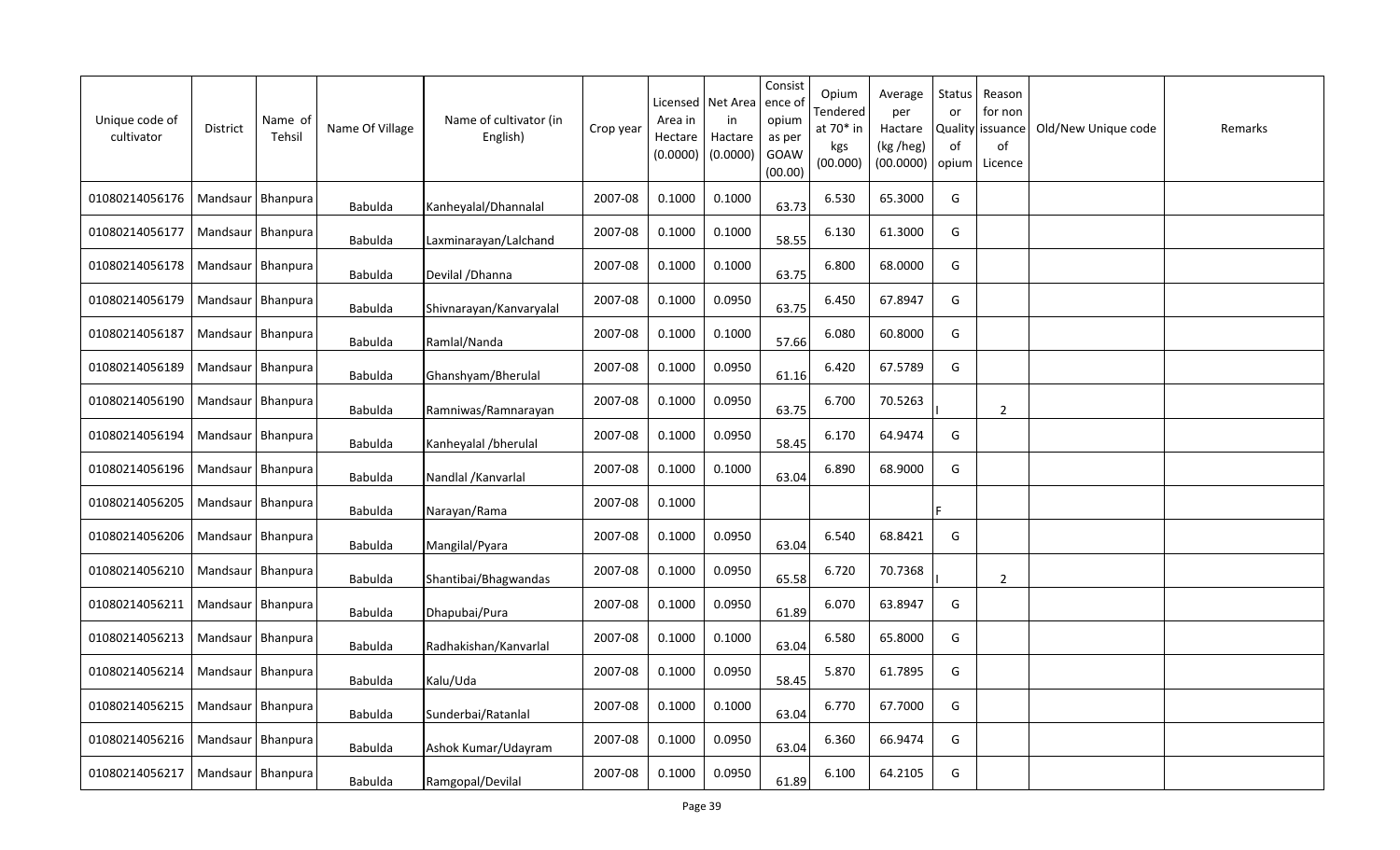| Unique code of cultivator | District | Name of Tehsil | Name Of Village | Name of cultivator (in English) | Crop year | Licensed Area in Hectare (0.0000) | Net Area in Hactare (0.0000) | Consistence of opium as per GOAW (00.00) | Opium Tendered at 70* in kgs (00.000) | Average per Hactare (kg /heg) (00.0000) | Status or Quality of opium | Reason for non issuance of Licence | Old/New Unique code | Remarks |
|---|---|---|---|---|---|---|---|---|---|---|---|---|---|---|
| 01080214056176 | Mandsaur | Bhanpura | Babulda | Kanheyalal/Dhannalal | 2007-08 | 0.1000 | 0.1000 | 63.73 | 6.530 | 65.3000 | G | | | |
| 01080214056177 | Mandsaur | Bhanpura | Babulda | Laxminarayan/Lalchand | 2007-08 | 0.1000 | 0.1000 | 58.55 | 6.130 | 61.3000 | G | | | |
| 01080214056178 | Mandsaur | Bhanpura | Babulda | Devilal /Dhanna | 2007-08 | 0.1000 | 0.1000 | 63.75 | 6.800 | 68.0000 | G | | | |
| 01080214056179 | Mandsaur | Bhanpura | Babulda | Shivnarayan/Kanvaryalal | 2007-08 | 0.1000 | 0.0950 | 63.75 | 6.450 | 67.8947 | G | | | |
| 01080214056187 | Mandsaur | Bhanpura | Babulda | Ramlal/Nanda | 2007-08 | 0.1000 | 0.1000 | 57.66 | 6.080 | 60.8000 | G | | | |
| 01080214056189 | Mandsaur | Bhanpura | Babulda | Ghanshyam/Bherulal | 2007-08 | 0.1000 | 0.0950 | 61.16 | 6.420 | 67.5789 | G | | | |
| 01080214056190 | Mandsaur | Bhanpura | Babulda | Ramniwas/Ramnarayan | 2007-08 | 0.1000 | 0.0950 | 63.75 | 6.700 | 70.5263 | I | 2 | | |
| 01080214056194 | Mandsaur | Bhanpura | Babulda | Kanheyalal /bherulal | 2007-08 | 0.1000 | 0.0950 | 58.45 | 6.170 | 64.9474 | G | | | |
| 01080214056196 | Mandsaur | Bhanpura | Babulda | Nandlal /Kanvarlal | 2007-08 | 0.1000 | 0.1000 | 63.04 | 6.890 | 68.9000 | G | | | |
| 01080214056205 | Mandsaur | Bhanpura | Babulda | Narayan/Rama | 2007-08 | 0.1000 | | | | | F | | | |
| 01080214056206 | Mandsaur | Bhanpura | Babulda | Mangilal/Pyara | 2007-08 | 0.1000 | 0.0950 | 63.04 | 6.540 | 68.8421 | G | | | |
| 01080214056210 | Mandsaur | Bhanpura | Babulda | Shantibai/Bhagwandas | 2007-08 | 0.1000 | 0.0950 | 65.58 | 6.720 | 70.7368 | I | 2 | | |
| 01080214056211 | Mandsaur | Bhanpura | Babulda | Dhapubai/Pura | 2007-08 | 0.1000 | 0.0950 | 61.89 | 6.070 | 63.8947 | G | | | |
| 01080214056213 | Mandsaur | Bhanpura | Babulda | Radhakishan/Kanvarlal | 2007-08 | 0.1000 | 0.1000 | 63.04 | 6.580 | 65.8000 | G | | | |
| 01080214056214 | Mandsaur | Bhanpura | Babulda | Kalu/Uda | 2007-08 | 0.1000 | 0.0950 | 58.45 | 5.870 | 61.7895 | G | | | |
| 01080214056215 | Mandsaur | Bhanpura | Babulda | Sunderbai/Ratanlal | 2007-08 | 0.1000 | 0.1000 | 63.04 | 6.770 | 67.7000 | G | | | |
| 01080214056216 | Mandsaur | Bhanpura | Babulda | Ashok Kumar/Udayram | 2007-08 | 0.1000 | 0.0950 | 63.04 | 6.360 | 66.9474 | G | | | |
| 01080214056217 | Mandsaur | Bhanpura | Babulda | Ramgopal/Devilal | 2007-08 | 0.1000 | 0.0950 | 61.89 | 6.100 | 64.2105 | G | | | |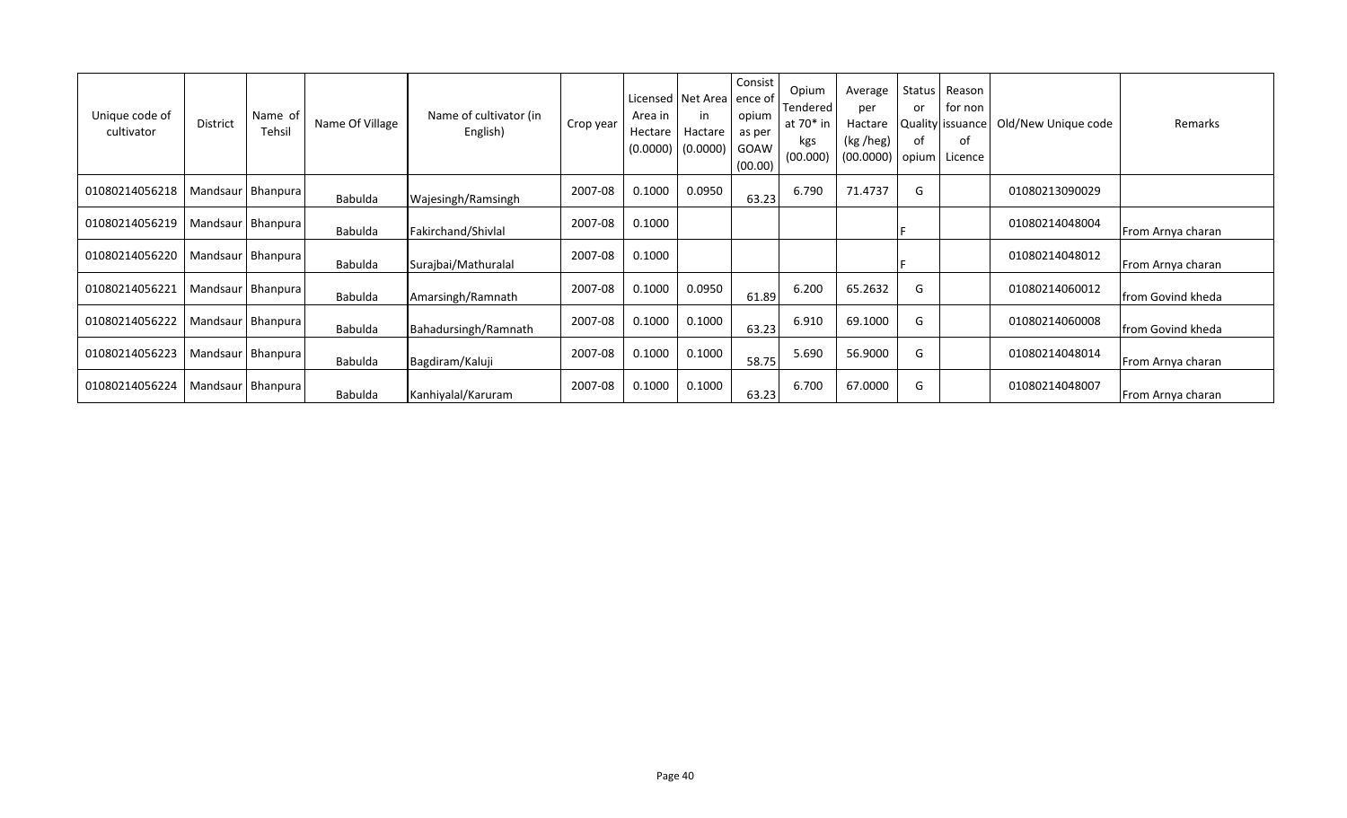| Unique code of cultivator | District | Name of Tehsil | Name Of Village | Name of cultivator (in English) | Crop year | Licensed Area in Hectare (0.0000) | Net Area in Hactare (0.0000) | Consistence of opium as per GOAW (00.00) | Opium Tendered at 70* in kgs (00.000) | Average per Hactare (kg /heg) (00.0000) | Status or Quality of opium | Reason for non issuance of Licence | Old/New Unique code | Remarks |
|---|---|---|---|---|---|---|---|---|---|---|---|---|---|---|
| 01080214056218 | Mandsaur | Bhanpura | Babulda | Wajesingh/Ramsingh | 2007-08 | 0.1000 | 0.0950 | 63.23 | 6.790 | 71.4737 | G | | 01080213090029 | |
| 01080214056219 | Mandsaur | Bhanpura | Babulda | Fakirchand/Shivlal | 2007-08 | 0.1000 | | | | | F | | 01080214048004 | From Arnya charan |
| 01080214056220 | Mandsaur | Bhanpura | Babulda | Surajbai/Mathuralal | 2007-08 | 0.1000 | | | | | F | | 01080214048012 | From Arnya charan |
| 01080214056221 | Mandsaur | Bhanpura | Babulda | Amarsingh/Ramnath | 2007-08 | 0.1000 | 0.0950 | 61.89 | 6.200 | 65.2632 | G | | 01080214060012 | from Govind kheda |
| 01080214056222 | Mandsaur | Bhanpura | Babulda | Bahadursingh/Ramnath | 2007-08 | 0.1000 | 0.1000 | 63.23 | 6.910 | 69.1000 | G | | 01080214060008 | from Govind kheda |
| 01080214056223 | Mandsaur | Bhanpura | Babulda | Bagdiram/Kaluji | 2007-08 | 0.1000 | 0.1000 | 58.75 | 5.690 | 56.9000 | G | | 01080214048014 | From Arnya charan |
| 01080214056224 | Mandsaur | Bhanpura | Babulda | Kanhiyalal/Karuram | 2007-08 | 0.1000 | 0.1000 | 63.23 | 6.700 | 67.0000 | G | | 01080214048007 | From Arnya charan |